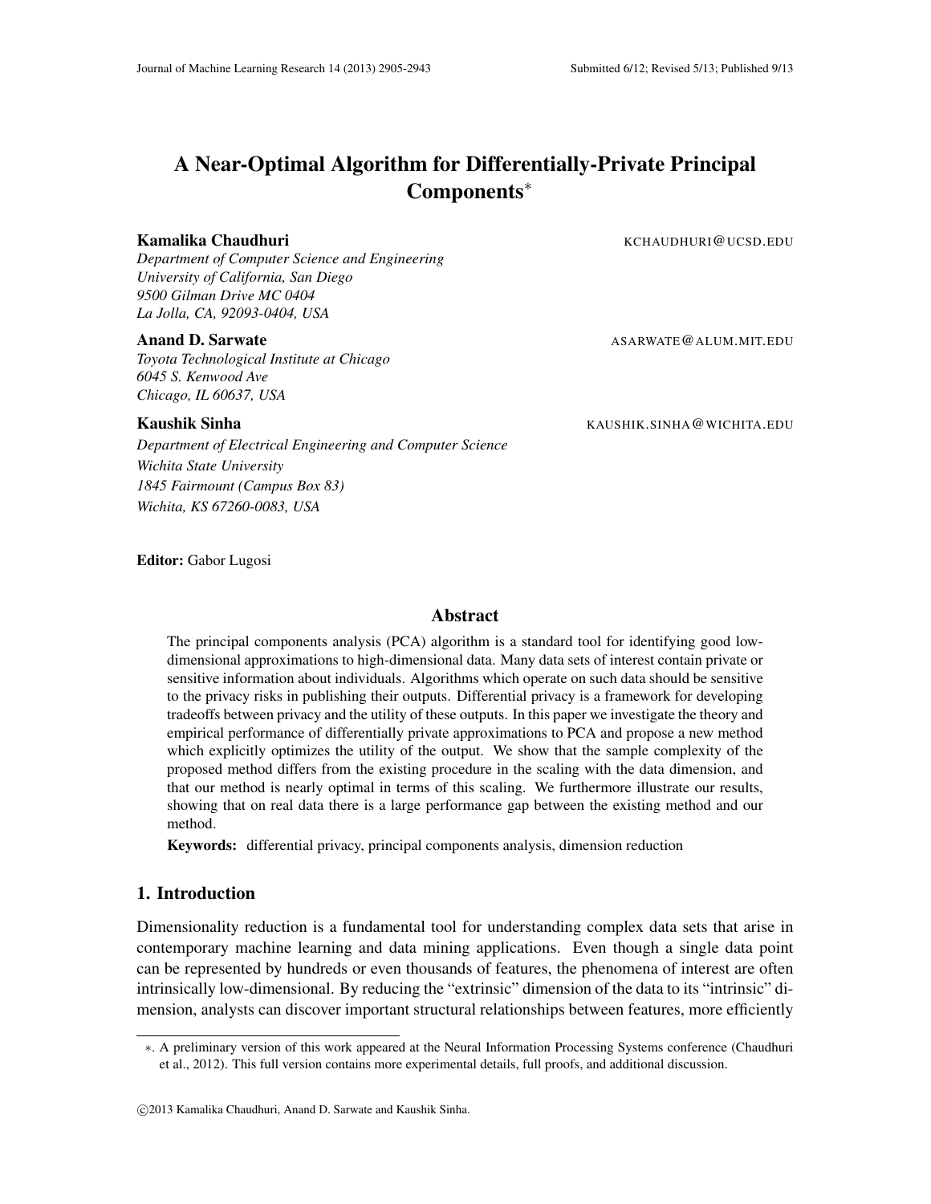# A Near-Optimal Algorithm for Differentially-Private Principal Components*

**Kamalika Chaudhuri** KCHAUDHURI@UCSD.EDU

*Department of Computer Science and Engineering*
*University of California, San Diego*
*9500 Gilman Drive MC 0404*
*La Jolla, CA, 92093-0404, USA*

**Anand D. Sarwate** ASARWATE@ALUM.MIT.EDU

*Toyota Technological Institute at Chicago*
*6045 S. Kenwood Ave*
*Chicago, IL 60637, USA*

**Kaushik Sinha** KAUSHIK.SINHA@WICHITA.EDU

*Department of Electrical Engineering and Computer Science*
*Wichita State University*
*1845 Fairmount (Campus Box 83)*
*Wichita, KS 67260-0083, USA*

**Editor:** Gabor Lugosi

## Abstract

The principal components analysis (PCA) algorithm is a standard tool for identifying good low-dimensional approximations to high-dimensional data. Many data sets of interest contain private or sensitive information about individuals. Algorithms which operate on such data should be sensitive to the privacy risks in publishing their outputs. Differential privacy is a framework for developing tradeoffs between privacy and the utility of these outputs. In this paper we investigate the theory and empirical performance of differentially private approximations to PCA and propose a new method which explicitly optimizes the utility of the output. We show that the sample complexity of the proposed method differs from the existing procedure in the scaling with the data dimension, and that our method is nearly optimal in terms of this scaling. We furthermore illustrate our results, showing that on real data there is a large performance gap between the existing method and our method.

**Keywords:** differential privacy, principal components analysis, dimension reduction

## 1. Introduction

Dimensionality reduction is a fundamental tool for understanding complex data sets that arise in contemporary machine learning and data mining applications. Even though a single data point can be represented by hundreds or even thousands of features, the phenomena of interest are often intrinsically low-dimensional. By reducing the "extrinsic" dimension of the data to its "intrinsic" dimension, analysts can discover important structural relationships between features, more efficiently

*. A preliminary version of this work appeared at the Neural Information Processing Systems conference (Chaudhuri et al., 2012). This full version contains more experimental details, full proofs, and additional discussion.

©2013 Kamalika Chaudhuri, Anand D. Sarwate and Kaushik Sinha.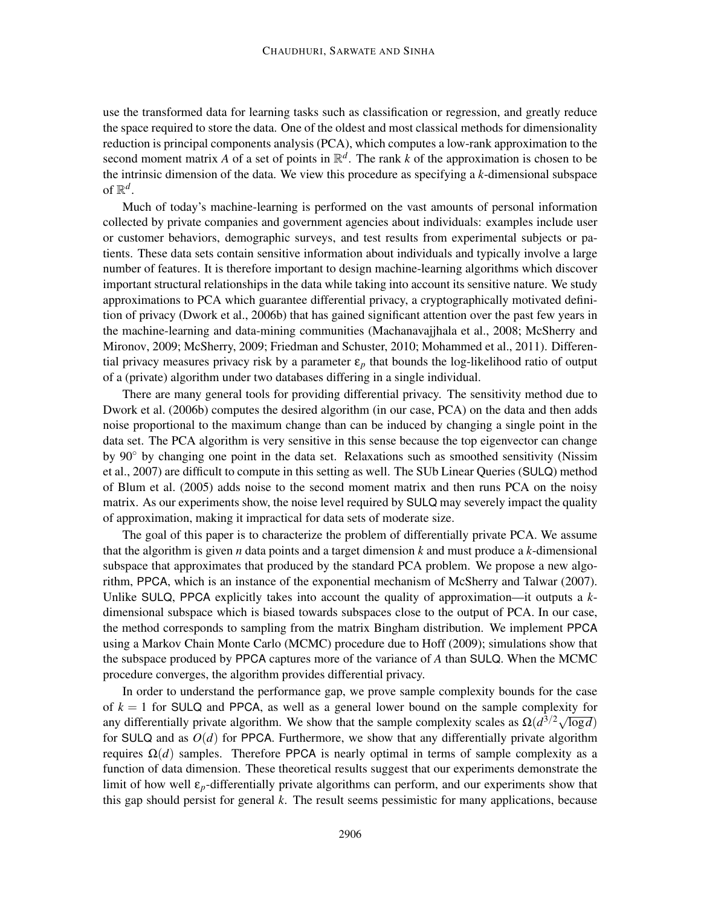use the transformed data for learning tasks such as classification or regression, and greatly reduce the space required to store the data. One of the oldest and most classical methods for dimensionality reduction is principal components analysis (PCA), which computes a low-rank approximation to the second moment matrix $A$ of a set of points in $\mathbb{R}^d$. The rank $k$ of the approximation is chosen to be the intrinsic dimension of the data. We view this procedure as specifying a $k$-dimensional subspace of $\mathbb{R}^d$.

Much of today's machine-learning is performed on the vast amounts of personal information collected by private companies and government agencies about individuals: examples include user or customer behaviors, demographic surveys, and test results from experimental subjects or patients. These data sets contain sensitive information about individuals and typically involve a large number of features. It is therefore important to design machine-learning algorithms which discover important structural relationships in the data while taking into account its sensitive nature. We study approximations to PCA which guarantee differential privacy, a cryptographically motivated definition of privacy (Dwork et al., 2006b) that has gained significant attention over the past few years in the machine-learning and data-mining communities (Machanavajjhala et al., 2008; McSherry and Mironov, 2009; McSherry, 2009; Friedman and Schuster, 2010; Mohammed et al., 2011). Differential privacy measures privacy risk by a parameter $\varepsilon_p$ that bounds the log-likelihood ratio of output of a (private) algorithm under two databases differing in a single individual.

There are many general tools for providing differential privacy. The sensitivity method due to Dwork et al. (2006b) computes the desired algorithm (in our case, PCA) on the data and then adds noise proportional to the maximum change than can be induced by changing a single point in the data set. The PCA algorithm is very sensitive in this sense because the top eigenvector can change by $90^\circ$ by changing one point in the data set. Relaxations such as smoothed sensitivity (Nissim et al., 2007) are difficult to compute in this setting as well. The SUb Linear Queries (SULQ) method of Blum et al. (2005) adds noise to the second moment matrix and then runs PCA on the noisy matrix. As our experiments show, the noise level required by SULQ may severely impact the quality of approximation, making it impractical for data sets of moderate size.

The goal of this paper is to characterize the problem of differentially private PCA. We assume that the algorithm is given $n$ data points and a target dimension $k$ and must produce a $k$-dimensional subspace that approximates that produced by the standard PCA problem. We propose a new algorithm, PPCA, which is an instance of the exponential mechanism of McSherry and Talwar (2007). Unlike SULQ, PPCA explicitly takes into account the quality of approximation—it outputs a $k$-dimensional subspace which is biased towards subspaces close to the output of PCA. In our case, the method corresponds to sampling from the matrix Bingham distribution. We implement PPCA using a Markov Chain Monte Carlo (MCMC) procedure due to Hoff (2009); simulations show that the subspace produced by PPCA captures more of the variance of $A$ than SULQ. When the MCMC procedure converges, the algorithm provides differential privacy.

In order to understand the performance gap, we prove sample complexity bounds for the case of $k = 1$ for SULQ and PPCA, as well as a general lower bound on the sample complexity for any differentially private algorithm. We show that the sample complexity scales as $\Omega(d^{3/2}\sqrt{\log d})$ for SULQ and as $O(d)$ for PPCA. Furthermore, we show that any differentially private algorithm requires $\Omega(d)$ samples. Therefore PPCA is nearly optimal in terms of sample complexity as a function of data dimension. These theoretical results suggest that our experiments demonstrate the limit of how well $\varepsilon_p$-differentially private algorithms can perform, and our experiments show that this gap should persist for general $k$. The result seems pessimistic for many applications, because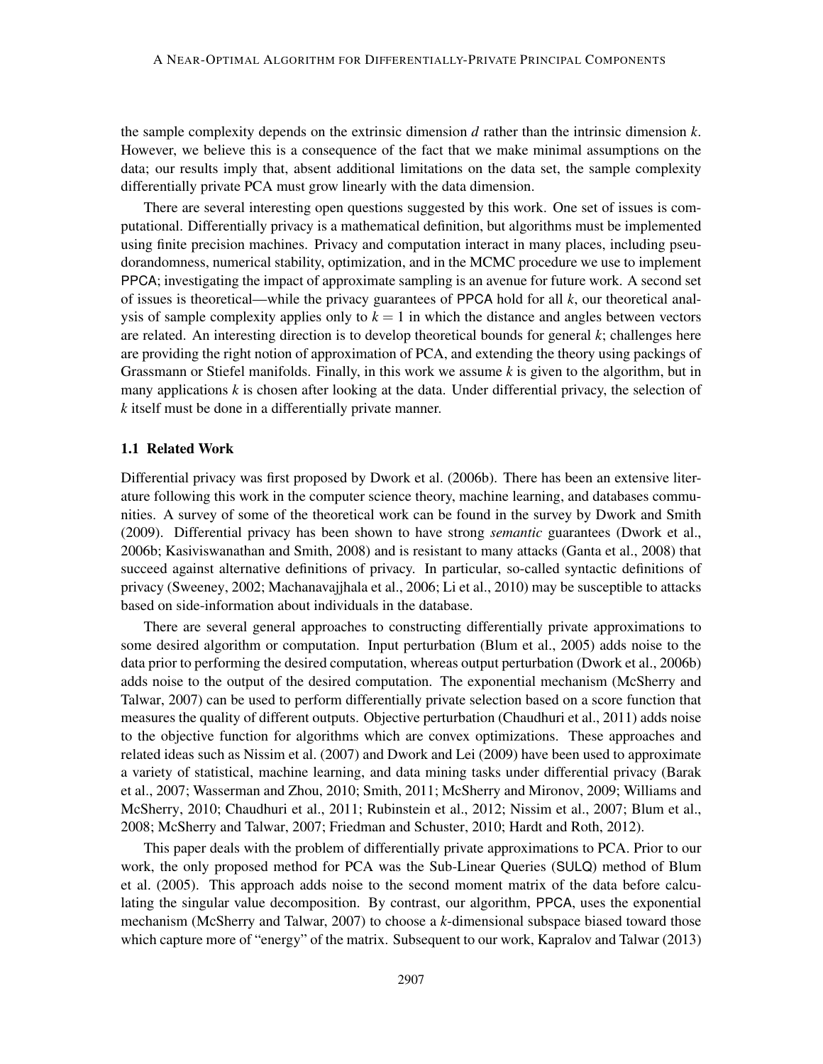the sample complexity depends on the extrinsic dimension $d$ rather than the intrinsic dimension $k$. However, we believe this is a consequence of the fact that we make minimal assumptions on the data; our results imply that, absent additional limitations on the data set, the sample complexity differentially private PCA must grow linearly with the data dimension.

There are several interesting open questions suggested by this work. One set of issues is computational. Differentially privacy is a mathematical definition, but algorithms must be implemented using finite precision machines. Privacy and computation interact in many places, including pseudorandomness, numerical stability, optimization, and in the MCMC procedure we use to implement PPCA; investigating the impact of approximate sampling is an avenue for future work. A second set of issues is theoretical—while the privacy guarantees of PPCA hold for all $k$, our theoretical analysis of sample complexity applies only to $k = 1$ in which the distance and angles between vectors are related. An interesting direction is to develop theoretical bounds for general $k$; challenges here are providing the right notion of approximation of PCA, and extending the theory using packings of Grassmann or Stiefel manifolds. Finally, in this work we assume $k$ is given to the algorithm, but in many applications $k$ is chosen after looking at the data. Under differential privacy, the selection of $k$ itself must be done in a differentially private manner.

### 1.1 Related Work

Differential privacy was first proposed by Dwork et al. (2006b). There has been an extensive literature following this work in the computer science theory, machine learning, and databases communities. A survey of some of the theoretical work can be found in the survey by Dwork and Smith (2009). Differential privacy has been shown to have strong *semantic* guarantees (Dwork et al., 2006b; Kasiviswanathan and Smith, 2008) and is resistant to many attacks (Ganta et al., 2008) that succeed against alternative definitions of privacy. In particular, so-called syntactic definitions of privacy (Sweeney, 2002; Machanavajjhala et al., 2006; Li et al., 2010) may be susceptible to attacks based on side-information about individuals in the database.

There are several general approaches to constructing differentially private approximations to some desired algorithm or computation. Input perturbation (Blum et al., 2005) adds noise to the data prior to performing the desired computation, whereas output perturbation (Dwork et al., 2006b) adds noise to the output of the desired computation. The exponential mechanism (McSherry and Talwar, 2007) can be used to perform differentially private selection based on a score function that measures the quality of different outputs. Objective perturbation (Chaudhuri et al., 2011) adds noise to the objective function for algorithms which are convex optimizations. These approaches and related ideas such as Nissim et al. (2007) and Dwork and Lei (2009) have been used to approximate a variety of statistical, machine learning, and data mining tasks under differential privacy (Barak et al., 2007; Wasserman and Zhou, 2010; Smith, 2011; McSherry and Mironov, 2009; Williams and McSherry, 2010; Chaudhuri et al., 2011; Rubinstein et al., 2012; Nissim et al., 2007; Blum et al., 2008; McSherry and Talwar, 2007; Friedman and Schuster, 2010; Hardt and Roth, 2012).

This paper deals with the problem of differentially private approximations to PCA. Prior to our work, the only proposed method for PCA was the Sub-Linear Queries (SULQ) method of Blum et al. (2005). This approach adds noise to the second moment matrix of the data before calculating the singular value decomposition. By contrast, our algorithm, PPCA, uses the exponential mechanism (McSherry and Talwar, 2007) to choose a $k$-dimensional subspace biased toward those which capture more of "energy" of the matrix. Subsequent to our work, Kapralov and Talwar (2013)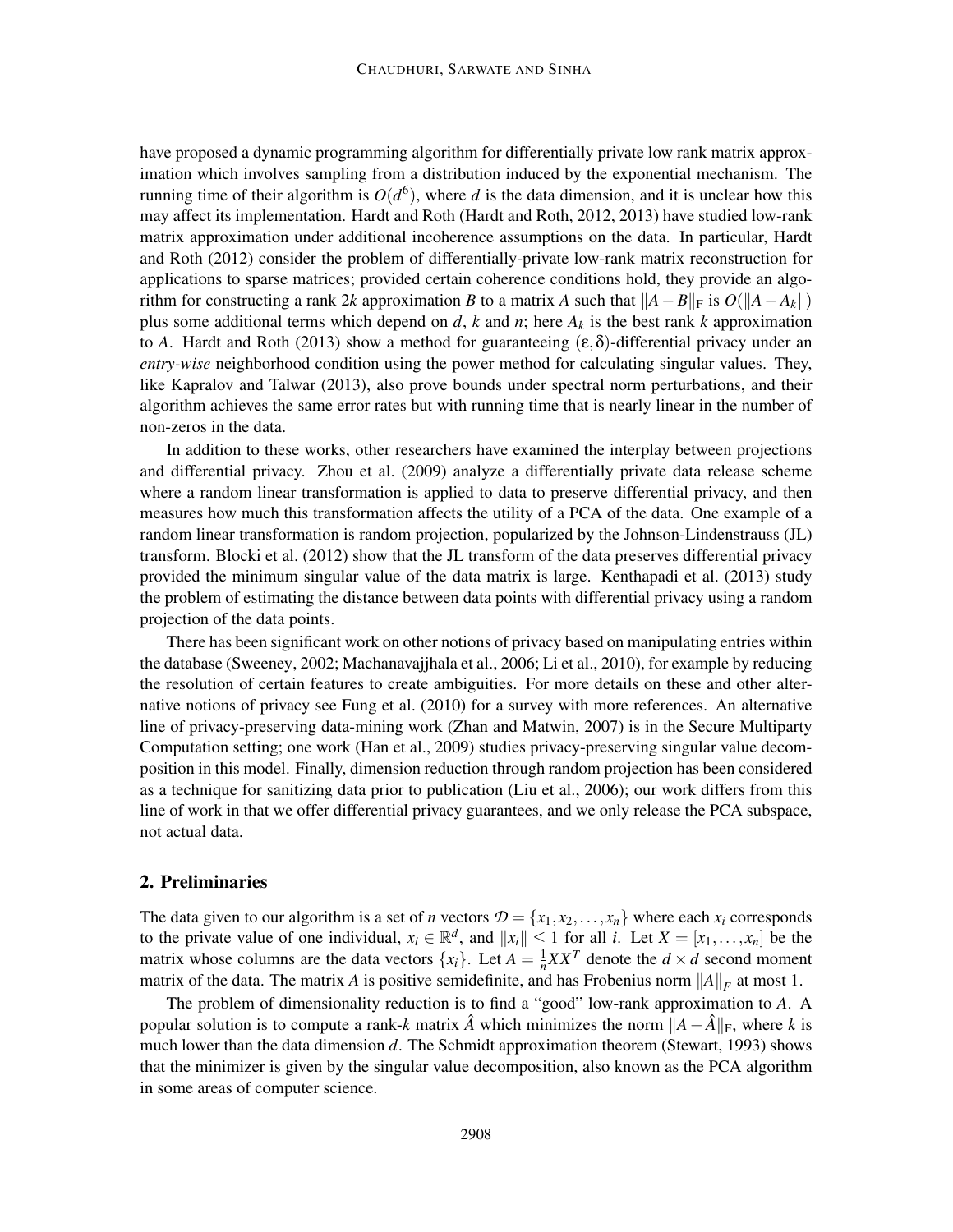have proposed a dynamic programming algorithm for differentially private low rank matrix approximation which involves sampling from a distribution induced by the exponential mechanism. The running time of their algorithm is $O(d^6)$, where $d$ is the data dimension, and it is unclear how this may affect its implementation. Hardt and Roth (Hardt and Roth, 2012, 2013) have studied low-rank matrix approximation under additional incoherence assumptions on the data. In particular, Hardt and Roth (2012) consider the problem of differentially-private low-rank matrix reconstruction for applications to sparse matrices; provided certain coherence conditions hold, they provide an algorithm for constructing a rank $2k$ approximation $B$ to a matrix $A$ such that $\|A - B\|_{\mathrm{F}}$ is $O(\|A - A_k\|)$ plus some additional terms which depend on $d$, $k$ and $n$; here $A_k$ is the best rank $k$ approximation to $A$. Hardt and Roth (2013) show a method for guaranteeing $(\varepsilon, \delta)$-differential privacy under an *entry-wise* neighborhood condition using the power method for calculating singular values. They, like Kapralov and Talwar (2013), also prove bounds under spectral norm perturbations, and their algorithm achieves the same error rates but with running time that is nearly linear in the number of non-zeros in the data.

In addition to these works, other researchers have examined the interplay between projections and differential privacy. Zhou et al. (2009) analyze a differentially private data release scheme where a random linear transformation is applied to data to preserve differential privacy, and then measures how much this transformation affects the utility of a PCA of the data. One example of a random linear transformation is random projection, popularized by the Johnson-Lindenstrauss (JL) transform. Blocki et al. (2012) show that the JL transform of the data preserves differential privacy provided the minimum singular value of the data matrix is large. Kenthapadi et al. (2013) study the problem of estimating the distance between data points with differential privacy using a random projection of the data points.

There has been significant work on other notions of privacy based on manipulating entries within the database (Sweeney, 2002; Machanavajjhala et al., 2006; Li et al., 2010), for example by reducing the resolution of certain features to create ambiguities. For more details on these and other alternative notions of privacy see Fung et al. (2010) for a survey with more references. An alternative line of privacy-preserving data-mining work (Zhan and Matwin, 2007) is in the Secure Multiparty Computation setting; one work (Han et al., 2009) studies privacy-preserving singular value decomposition in this model. Finally, dimension reduction through random projection has been considered as a technique for sanitizing data prior to publication (Liu et al., 2006); our work differs from this line of work in that we offer differential privacy guarantees, and we only release the PCA subspace, not actual data.

## 2. Preliminaries

The data given to our algorithm is a set of $n$ vectors $\mathcal{D} = \{x_1, x_2, \ldots, x_n\}$ where each $x_i$ corresponds to the private value of one individual, $x_i \in \mathbb{R}^d$, and $\|x_i\| \leq 1$ for all $i$. Let $X = [x_1, \ldots, x_n]$ be the matrix whose columns are the data vectors $\{x_i\}$. Let $A = \frac{1}{n} X X^T$ denote the $d \times d$ second moment matrix of the data. The matrix $A$ is positive semidefinite, and has Frobenius norm $\|A\|_F$ at most 1.

The problem of dimensionality reduction is to find a "good" low-rank approximation to $A$. A popular solution is to compute a rank-$k$ matrix $\hat{A}$ which minimizes the norm $\|A - \hat{A}\|_{\mathrm{F}}$, where $k$ is much lower than the data dimension $d$. The Schmidt approximation theorem (Stewart, 1993) shows that the minimizer is given by the singular value decomposition, also known as the PCA algorithm in some areas of computer science.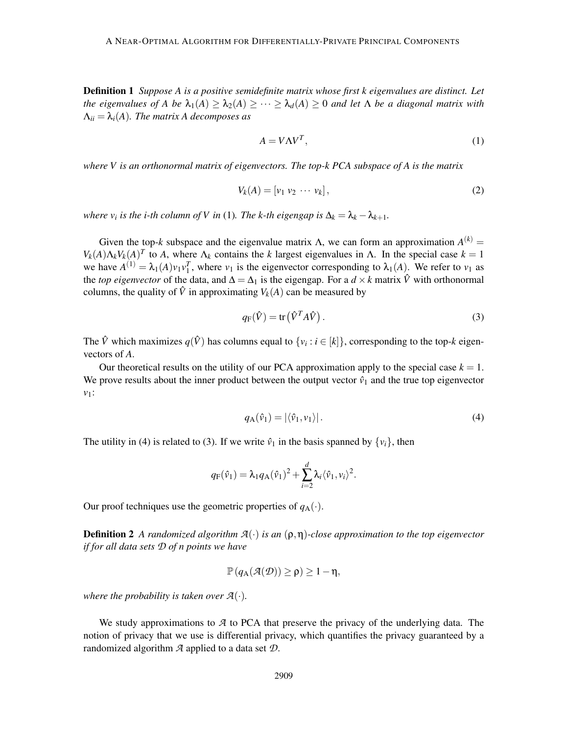**Definition 1** *Suppose $A$ is a positive semidefinite matrix whose first $k$ eigenvalues are distinct. Let the eigenvalues of $A$ be $\lambda_1(A) \geq \lambda_2(A) \geq \cdots \geq \lambda_d(A) \geq 0$ and let $\Lambda$ be a diagonal matrix with $\Lambda_{ii} = \lambda_i(A)$. The matrix $A$ decomposes as*

$$A = V \Lambda V^T, \tag{1}$$

*where $V$ is an orthonormal matrix of eigenvectors. The top-$k$ PCA subspace of $A$ is the matrix*

$$V_k(A) = [v_1 \; v_2 \; \cdots \; v_k], \tag{2}$$

*where $v_i$ is the $i$-th column of $V$ in* (1)*. The $k$-th eigengap is $\Delta_k = \lambda_k - \lambda_{k+1}$.*

Given the top-$k$ subspace and the eigenvalue matrix $\Lambda$, we can form an approximation $A^{(k)} = V_k(A)\Lambda_k V_k(A)^T$ to $A$, where $\Lambda_k$ contains the $k$ largest eigenvalues in $\Lambda$. In the special case $k = 1$ we have $A^{(1)} = \lambda_1(A) v_1 v_1^T$, where $v_1$ is the eigenvector corresponding to $\lambda_1(A)$. We refer to $v_1$ as the *top eigenvector* of the data, and $\Delta = \Delta_1$ is the eigengap. For a $d \times k$ matrix $\hat{V}$ with orthonormal columns, the quality of $\hat{V}$ in approximating $V_k(A)$ can be measured by

$$q_{\mathrm{F}}(\hat{V}) = \mathrm{tr}\left(\hat{V}^T A \hat{V}\right). \tag{3}$$

The $\hat{V}$ which maximizes $q(\hat{V})$ has columns equal to $\{v_i : i \in [k]\}$, corresponding to the top-$k$ eigenvectors of $A$.

Our theoretical results on the utility of our PCA approximation apply to the special case $k = 1$. We prove results about the inner product between the output vector $\hat{v}_1$ and the true top eigenvector $v_1$:

$$q_{\mathrm{A}}(\hat{v}_1) = |\langle \hat{v}_1, v_1 \rangle|. \tag{4}$$

The utility in (4) is related to (3). If we write $\hat{v}_1$ in the basis spanned by $\{v_i\}$, then

$$q_{\mathrm{F}}(\hat{v}_1) = \lambda_1 q_{\mathrm{A}}(\hat{v}_1)^2 + \sum_{i=2}^{d} \lambda_i \langle \hat{v}_1, v_i \rangle^2.$$

Our proof techniques use the geometric properties of $q_{\mathrm{A}}(\cdot)$.

**Definition 2** *A randomized algorithm $\mathcal{A}(\cdot)$ is an $(\rho, \eta)$-close approximation to the top eigenvector if for all data sets $\mathcal{D}$ of $n$ points we have*

$$\mathbb{P}\left(q_{\mathrm{A}}(\mathcal{A}(\mathcal{D})) \geq \rho\right) \geq 1 - \eta,$$

*where the probability is taken over $\mathcal{A}(\cdot)$.*

We study approximations to $\mathcal{A}$ to PCA that preserve the privacy of the underlying data. The notion of privacy that we use is differential privacy, which quantifies the privacy guaranteed by a randomized algorithm $\mathcal{A}$ applied to a data set $\mathcal{D}$.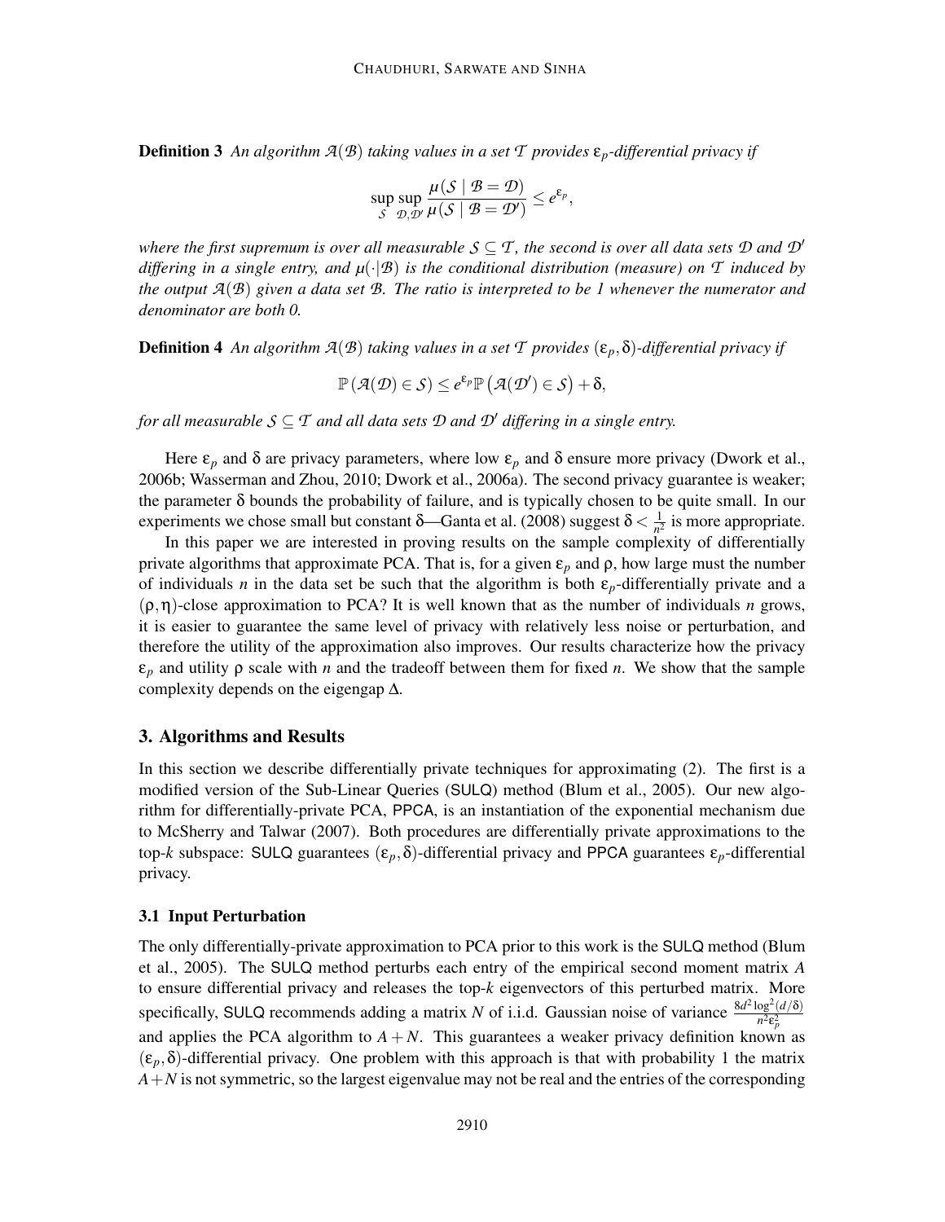**Definition 3** *An algorithm $\mathcal{A}(\mathcal{B})$ taking values in a set $\mathcal{T}$ provides $\varepsilon_p$-differential privacy if*

$$\sup_{\mathcal{S}} \sup_{\mathcal{D},\mathcal{D}'} \frac{\mu(\mathcal{S} \mid \mathcal{B} = \mathcal{D})}{\mu(\mathcal{S} \mid \mathcal{B} = \mathcal{D}')} \leq e^{\varepsilon_p},$$

*where the first supremum is over all measurable $\mathcal{S} \subseteq \mathcal{T}$, the second is over all data sets $\mathcal{D}$ and $\mathcal{D}'$ differing in a single entry, and $\mu(\cdot|\mathcal{B})$ is the conditional distribution (measure) on $\mathcal{T}$ induced by the output $\mathcal{A}(\mathcal{B})$ given a data set $\mathcal{B}$. The ratio is interpreted to be 1 whenever the numerator and denominator are both 0.*

**Definition 4** *An algorithm $\mathcal{A}(\mathcal{B})$ taking values in a set $\mathcal{T}$ provides $(\varepsilon_p, \delta)$-differential privacy if*

$$\mathbb{P}(\mathcal{A}(\mathcal{D}) \in \mathcal{S}) \leq e^{\varepsilon_p} \mathbb{P}\left(\mathcal{A}(\mathcal{D}') \in \mathcal{S}\right) + \delta,$$

*for all measurable $\mathcal{S} \subseteq \mathcal{T}$ and all data sets $\mathcal{D}$ and $\mathcal{D}'$ differing in a single entry.*

Here $\varepsilon_p$ and $\delta$ are privacy parameters, where low $\varepsilon_p$ and $\delta$ ensure more privacy (Dwork et al., 2006b; Wasserman and Zhou, 2010; Dwork et al., 2006a). The second privacy guarantee is weaker; the parameter $\delta$ bounds the probability of failure, and is typically chosen to be quite small. In our experiments we chose small but constant $\delta$—Ganta et al. (2008) suggest $\delta < \frac{1}{n^2}$ is more appropriate.

In this paper we are interested in proving results on the sample complexity of differentially private algorithms that approximate PCA. That is, for a given $\varepsilon_p$ and $\rho$, how large must the number of individuals $n$ in the data set be such that the algorithm is both $\varepsilon_p$-differentially private and a $(\rho, \eta)$-close approximation to PCA? It is well known that as the number of individuals $n$ grows, it is easier to guarantee the same level of privacy with relatively less noise or perturbation, and therefore the utility of the approximation also improves. Our results characterize how the privacy $\varepsilon_p$ and utility $\rho$ scale with $n$ and the tradeoff between them for fixed $n$. We show that the sample complexity depends on the eigengap $\Delta$.

## 3. Algorithms and Results

In this section we describe differentially private techniques for approximating (2). The first is a modified version of the Sub-Linear Queries (SULQ) method (Blum et al., 2005). Our new algorithm for differentially-private PCA, PPCA, is an instantiation of the exponential mechanism due to McSherry and Talwar (2007). Both procedures are differentially private approximations to the top-$k$ subspace: SULQ guarantees $(\varepsilon_p, \delta)$-differential privacy and PPCA guarantees $\varepsilon_p$-differential privacy.

### 3.1 Input Perturbation

The only differentially-private approximation to PCA prior to this work is the SULQ method (Blum et al., 2005). The SULQ method perturbs each entry of the empirical second moment matrix $A$ to ensure differential privacy and releases the top-$k$ eigenvectors of this perturbed matrix. More specifically, SULQ recommends adding a matrix $N$ of i.i.d. Gaussian noise of variance $\frac{8d^2 \log^2(d/\delta)}{n^2 \varepsilon_p^2}$ and applies the PCA algorithm to $A + N$. This guarantees a weaker privacy definition known as $(\varepsilon_p, \delta)$-differential privacy. One problem with this approach is that with probability 1 the matrix $A + N$ is not symmetric, so the largest eigenvalue may not be real and the entries of the corresponding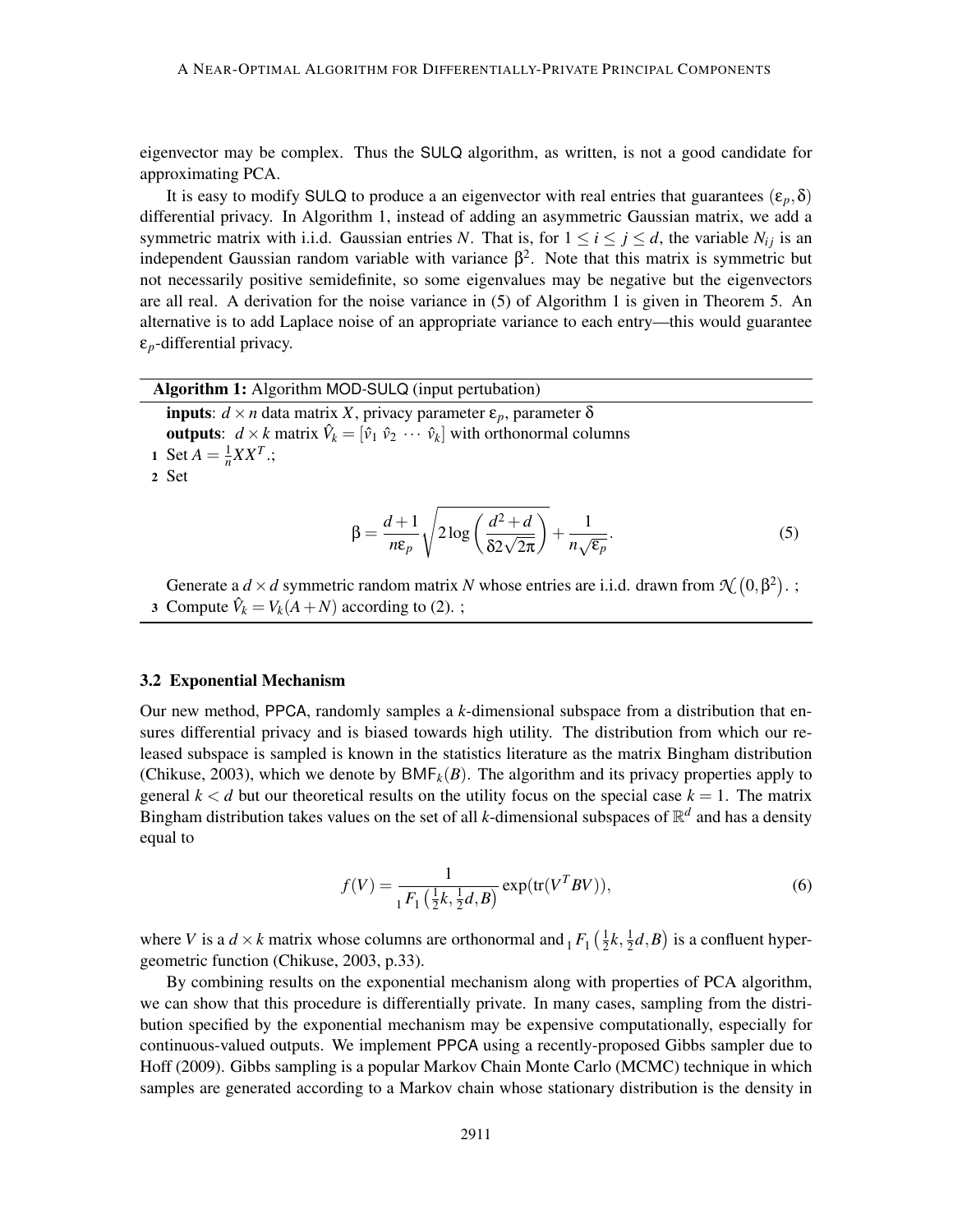eigenvector may be complex. Thus the SULQ algorithm, as written, is not a good candidate for approximating PCA.

It is easy to modify SULQ to produce a an eigenvector with real entries that guarantees $(\varepsilon_p, \delta)$ differential privacy. In Algorithm 1, instead of adding an asymmetric Gaussian matrix, we add a symmetric matrix with i.i.d. Gaussian entries $N$. That is, for $1 \leq i \leq j \leq d$, the variable $N_{ij}$ is an independent Gaussian random variable with variance $\beta^2$. Note that this matrix is symmetric but not necessarily positive semidefinite, so some eigenvalues may be negative but the eigenvectors are all real. A derivation for the noise variance in (5) of Algorithm 1 is given in Theorem 5. An alternative is to add Laplace noise of an appropriate variance to each entry—this would guarantee $\varepsilon_p$-differential privacy.

---

**Algorithm 1:** Algorithm MOD-SULQ (input pertubation)

---

**inputs**: $d \times n$ data matrix $X$, privacy parameter $\varepsilon_p$, parameter $\delta$

**outputs**: $d \times k$ matrix $\hat{V}_k = [\hat{v}_1 \ \hat{v}_2 \ \cdots \ \hat{v}_k]$ with orthonormal columns

1 Set $A = \frac{1}{n} X X^T$.;

2 Set

$$\beta = \frac{d+1}{n\varepsilon_p} \sqrt{2 \log\left(\frac{d^2+d}{\delta 2\sqrt{2\pi}}\right)} + \frac{1}{n\sqrt{\varepsilon_p}}. \tag{5}$$

Generate a $d \times d$ symmetric random matrix $N$ whose entries are i.i.d. drawn from $\mathcal{N}\left(0, \beta^2\right)$. ;

3 Compute $\hat{V}_k = V_k(A + N)$ according to (2). ;

---

### 3.2 Exponential Mechanism

Our new method, PPCA, randomly samples a $k$-dimensional subspace from a distribution that ensures differential privacy and is biased towards high utility. The distribution from which our released subspace is sampled is known in the statistics literature as the matrix Bingham distribution (Chikuse, 2003), which we denote by $\mathsf{BMF}_k(B)$. The algorithm and its privacy properties apply to general $k < d$ but our theoretical results on the utility focus on the special case $k = 1$. The matrix Bingham distribution takes values on the set of all $k$-dimensional subspaces of $\mathbb{R}^d$ and has a density equal to

$$f(V) = \frac{1}{{}_1F_1\left(\frac{1}{2}k, \frac{1}{2}d, B\right)} \exp(\mathrm{tr}(V^T B V)), \tag{6}$$

where $V$ is a $d \times k$ matrix whose columns are orthonormal and ${}_1F_1\left(\frac{1}{2}k, \frac{1}{2}d, B\right)$ is a confluent hypergeometric function (Chikuse, 2003, p.33).

By combining results on the exponential mechanism along with properties of PCA algorithm, we can show that this procedure is differentially private. In many cases, sampling from the distribution specified by the exponential mechanism may be expensive computationally, especially for continuous-valued outputs. We implement PPCA using a recently-proposed Gibbs sampler due to Hoff (2009). Gibbs sampling is a popular Markov Chain Monte Carlo (MCMC) technique in which samples are generated according to a Markov chain whose stationary distribution is the density in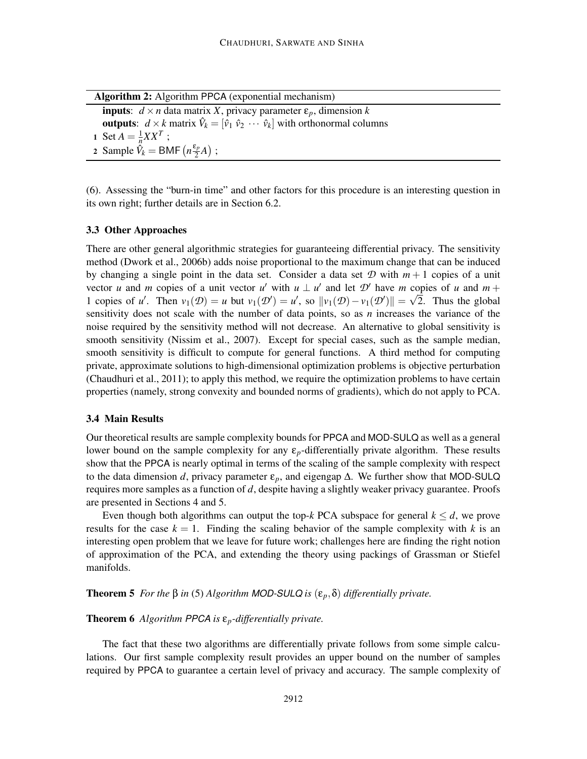**Algorithm 2:** Algorithm PPCA (exponential mechanism)

**inputs**: $d \times n$ data matrix $X$, privacy parameter $\varepsilon_p$, dimension $k$

**outputs**: $d \times k$ matrix $\hat{V}_k = [\hat{v}_1\ \hat{v}_2\ \cdots\ \hat{v}_k]$ with orthonormal columns

1 Set $A = \frac{1}{n} X X^T$ ;

2 Sample $\hat{V}_k = \mathsf{BMF}\left(n \frac{\varepsilon_p}{2} A\right)$ ;

(6). Assessing the "burn-in time" and other factors for this procedure is an interesting question in its own right; further details are in Section 6.2.

### 3.3 Other Approaches

There are other general algorithmic strategies for guaranteeing differential privacy. The sensitivity method (Dwork et al., 2006b) adds noise proportional to the maximum change that can be induced by changing a single point in the data set. Consider a data set $\mathcal{D}$ with $m+1$ copies of a unit vector $u$ and $m$ copies of a unit vector $u'$ with $u \perp u'$ and let $\mathcal{D}'$ have $m$ copies of $u$ and $m+1$ copies of $u'$. Then $v_1(\mathcal{D}) = u$ but $v_1(\mathcal{D}') = u'$, so $\|v_1(\mathcal{D}) - v_1(\mathcal{D}')\| = \sqrt{2}$. Thus the global sensitivity does not scale with the number of data points, so as $n$ increases the variance of the noise required by the sensitivity method will not decrease. An alternative to global sensitivity is smooth sensitivity (Nissim et al., 2007). Except for special cases, such as the sample median, smooth sensitivity is difficult to compute for general functions. A third method for computing private, approximate solutions to high-dimensional optimization problems is objective perturbation (Chaudhuri et al., 2011); to apply this method, we require the optimization problems to have certain properties (namely, strong convexity and bounded norms of gradients), which do not apply to PCA.

### 3.4 Main Results

Our theoretical results are sample complexity bounds for PPCA and MOD-SULQ as well as a general lower bound on the sample complexity for any $\varepsilon_p$-differentially private algorithm. These results show that the PPCA is nearly optimal in terms of the scaling of the sample complexity with respect to the data dimension $d$, privacy parameter $\varepsilon_p$, and eigengap $\Delta$. We further show that MOD-SULQ requires more samples as a function of $d$, despite having a slightly weaker privacy guarantee. Proofs are presented in Sections 4 and 5.

Even though both algorithms can output the top-$k$ PCA subspace for general $k \leq d$, we prove results for the case $k = 1$. Finding the scaling behavior of the sample complexity with $k$ is an interesting open problem that we leave for future work; challenges here are finding the right notion of approximation of the PCA, and extending the theory using packings of Grassman or Stiefel manifolds.

**Theorem 5** *For the $\beta$ in (5) Algorithm MOD-SULQ is $(\varepsilon_p, \delta)$ differentially private.*

**Theorem 6** *Algorithm PPCA is $\varepsilon_p$-differentially private.*

The fact that these two algorithms are differentially private follows from some simple calculations. Our first sample complexity result provides an upper bound on the number of samples required by PPCA to guarantee a certain level of privacy and accuracy. The sample complexity of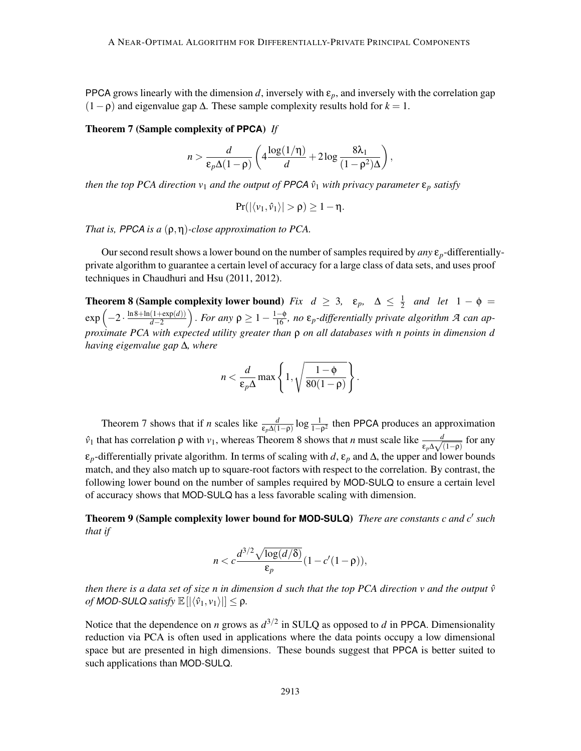PPCA grows linearly with the dimension $d$, inversely with $\epsilon_p$, and inversely with the correlation gap $(1-\rho)$ and eigenvalue gap $\Delta$. These sample complexity results hold for $k=1$.

**Theorem 7 (Sample complexity of PPCA)** *If*

$$n > \frac{d}{\epsilon_p \Delta (1-\rho)} \left( 4 \frac{\log(1/\eta)}{d} + 2 \log \frac{8\lambda_1}{(1-\rho^2)\Delta} \right),$$

*then the top PCA direction $v_1$ and the output of PPCA $\hat{v}_1$ with privacy parameter $\epsilon_p$ satisfy*

$$\Pr(|\langle v_1, \hat{v}_1 \rangle| > \rho) \geq 1 - \eta.$$

*That is, PPCA is a $(\rho, \eta)$-close approximation to PCA.*

Our second result shows a lower bound on the number of samples required by *any* $\epsilon_p$-differentially-private algorithm to guarantee a certain level of accuracy for a large class of data sets, and uses proof techniques in Chaudhuri and Hsu (2011, 2012).

**Theorem 8 (Sample complexity lower bound)** *Fix $d \geq 3$, $\epsilon_p$, $\Delta \leq \frac{1}{2}$ and let $1 - \phi = \exp\left(-2 \cdot \frac{\ln 8 + \ln(1+\exp(d))}{d-2}\right)$. For any $\rho \geq 1 - \frac{1-\phi}{16}$, no $\epsilon_p$-differentially private algorithm $\mathcal{A}$ can approximate PCA with expected utility greater than $\rho$ on all databases with $n$ points in dimension $d$ having eigenvalue gap $\Delta$, where*

$$n < \frac{d}{\epsilon_p \Delta} \max\left\{ 1, \sqrt{\frac{1-\phi}{80(1-\rho)}} \right\}.$$

Theorem 7 shows that if $n$ scales like $\frac{d}{\epsilon_p \Delta (1-\rho)} \log \frac{1}{1-\rho^2}$ then PPCA produces an approximation $\hat{v}_1$ that has correlation $\rho$ with $v_1$, whereas Theorem 8 shows that $n$ must scale like $\frac{d}{\epsilon_p \Delta \sqrt{(1-\rho)}}$ for any $\epsilon_p$-differentially private algorithm. In terms of scaling with $d$, $\epsilon_p$ and $\Delta$, the upper and lower bounds match, and they also match up to square-root factors with respect to the correlation. By contrast, the following lower bound on the number of samples required by MOD-SULQ to ensure a certain level of accuracy shows that MOD-SULQ has a less favorable scaling with dimension.

**Theorem 9 (Sample complexity lower bound for MOD-SULQ)** *There are constants $c$ and $c'$ such that if*

$$n < c \frac{d^{3/2} \sqrt{\log(d/\delta)}}{\epsilon_p} (1 - c'(1-\rho)),$$

*then there is a data set of size $n$ in dimension $d$ such that the top PCA direction $v$ and the output $\hat{v}$ of MOD-SULQ satisfy $\mathbb{E}\left[|\langle \hat{v}_1, v_1 \rangle|\right] \leq \rho$.*

Notice that the dependence on $n$ grows as $d^{3/2}$ in SULQ as opposed to $d$ in PPCA. Dimensionality reduction via PCA is often used in applications where the data points occupy a low dimensional space but are presented in high dimensions. These bounds suggest that PPCA is better suited to such applications than MOD-SULQ.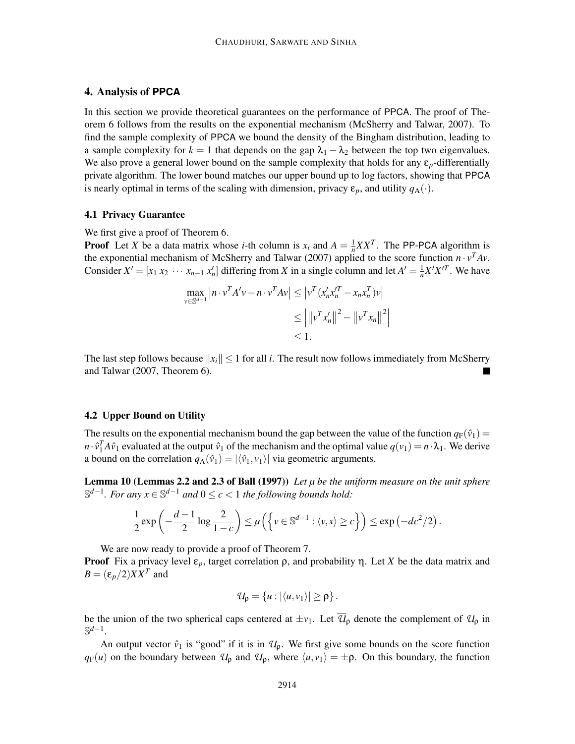## 4. Analysis of PPCA

In this section we provide theoretical guarantees on the performance of PPCA. The proof of Theorem 6 follows from the results on the exponential mechanism (McSherry and Talwar, 2007). To find the sample complexity of PPCA we bound the density of the Bingham distribution, leading to a sample complexity for $k = 1$ that depends on the gap $\lambda_1 - \lambda_2$ between the top two eigenvalues. We also prove a general lower bound on the sample complexity that holds for any $\varepsilon_p$-differentially private algorithm. The lower bound matches our upper bound up to log factors, showing that PPCA is nearly optimal in terms of the scaling with dimension, privacy $\varepsilon_p$, and utility $q_{\mathrm{A}}(\cdot)$.

### 4.1 Privacy Guarantee

We first give a proof of Theorem 6.

**Proof** Let $X$ be a data matrix whose $i$-th column is $x_i$ and $A = \frac{1}{n}XX^T$. The PP-PCA algorithm is the exponential mechanism of McSherry and Talwar (2007) applied to the score function $n \cdot v^T A v$. Consider $X' = [x_1 \ x_2 \ \cdots \ x_{n-1} \ x_n']$ differing from $X$ in a single column and let $A' = \frac{1}{n}X'X'^T$. We have

$$
\begin{aligned}
\max_{v \in \mathbb{S}^{d-1}} \left| n \cdot v^T A' v - n \cdot v^T A v \right| &\leq \left| v^T (x_n' x_n'^T - x_n x_n^T) v \right| \\
&\leq \left| \left\| v^T x_n' \right\|^2 - \left\| v^T x_n \right\|^2 \right| \\
&\leq 1.
\end{aligned}
$$

The last step follows because $\|x_i\| \leq 1$ for all $i$. The result now follows immediately from McSherry and Talwar (2007, Theorem 6). ■

### 4.2 Upper Bound on Utility

The results on the exponential mechanism bound the gap between the value of the function $q_{\mathrm{F}}(\hat{v}_1) = n \cdot \hat{v}_1^T A \hat{v}_1$ evaluated at the output $\hat{v}_1$ of the mechanism and the optimal value $q(v_1) = n \cdot \lambda_1$. We derive a bound on the correlation $q_{\mathrm{A}}(\hat{v}_1) = |\langle \hat{v}_1, v_1 \rangle|$ via geometric arguments.

**Lemma 10 (Lemmas 2.2 and 2.3 of Ball (1997))** *Let $\mu$ be the uniform measure on the unit sphere $\mathbb{S}^{d-1}$. For any $x \in \mathbb{S}^{d-1}$ and $0 \leq c < 1$ the following bounds hold:*

$$
\frac{1}{2} \exp\left( -\frac{d-1}{2} \log \frac{2}{1-c} \right) \leq \mu\left( \left\{ v \in \mathbb{S}^{d-1} : \langle v, x \rangle \geq c \right\} \right) \leq \exp\left( -dc^2/2 \right).
$$

We are now ready to provide a proof of Theorem 7.

**Proof** Fix a privacy level $\varepsilon_p$, target correlation $\rho$, and probability $\eta$. Let $X$ be the data matrix and $B = (\varepsilon_p/2)XX^T$ and

$$
\mathcal{U}_\rho = \{u : |\langle u, v_1 \rangle| \geq \rho\}.
$$

be the union of the two spherical caps centered at $\pm v_1$. Let $\overline{\mathcal{U}}_\rho$ denote the complement of $\mathcal{U}_\rho$ in $\mathbb{S}^{d-1}$.

An output vector $\hat{v}_1$ is "good" if it is in $\mathcal{U}_\rho$. We first give some bounds on the score function $q_{\mathrm{F}}(u)$ on the boundary between $\mathcal{U}_\rho$ and $\overline{\mathcal{U}}_\rho$, where $\langle u, v_1 \rangle = \pm\rho$. On this boundary, the function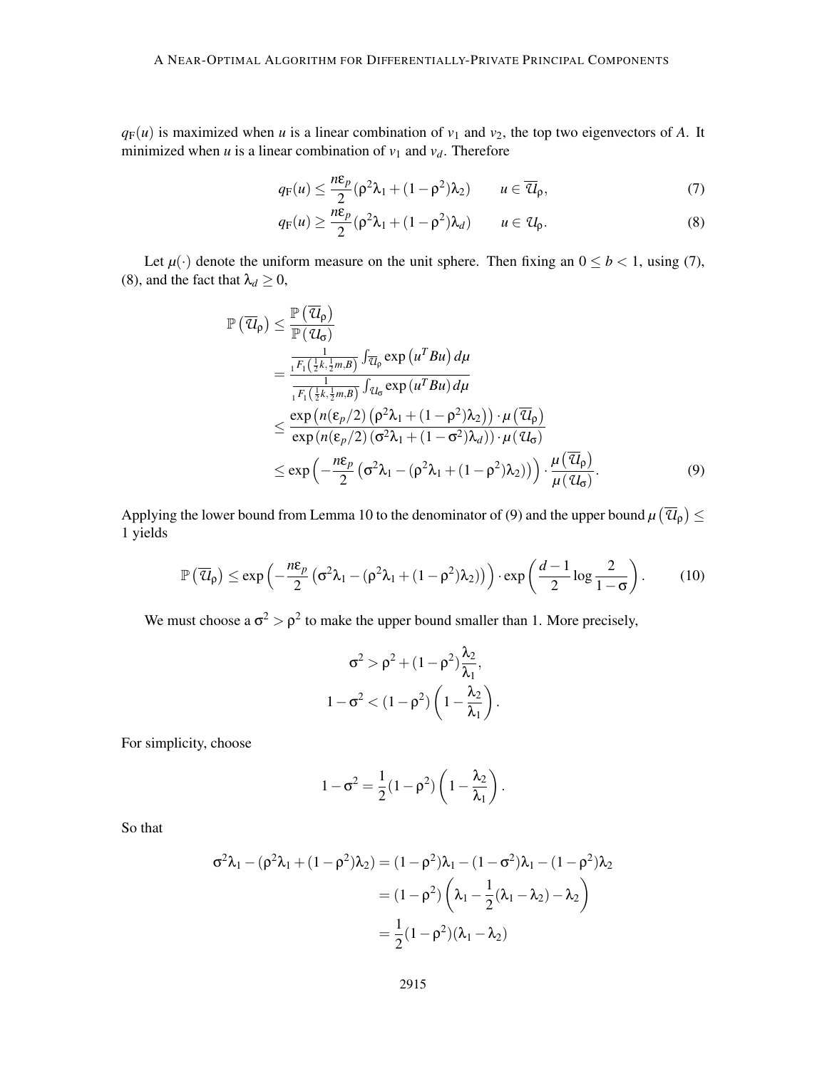$q_{\mathrm{F}}(u)$ is maximized when $u$ is a linear combination of $v_1$ and $v_2$, the top two eigenvectors of $A$. It minimized when $u$ is a linear combination of $v_1$ and $v_d$. Therefore

$$q_{\mathrm{F}}(u) \leq \frac{n\varepsilon_p}{2}(\rho^2\lambda_1 + (1-\rho^2)\lambda_2) \qquad u \in \overline{\mathcal{U}}_\rho, \tag{7}$$

$$q_{\mathrm{F}}(u) \geq \frac{n\varepsilon_p}{2}(\rho^2\lambda_1 + (1-\rho^2)\lambda_d) \qquad u \in \mathcal{U}_\rho. \tag{8}$$

Let $\mu(\cdot)$ denote the uniform measure on the unit sphere. Then fixing an $0 \leq b < 1$, using (7), (8), and the fact that $\lambda_d \geq 0$,

$$\begin{aligned}
\mathbb{P}\left(\overline{\mathcal{U}}_\rho\right) &\leq \frac{\mathbb{P}\left(\overline{\mathcal{U}}_\rho\right)}{\mathbb{P}\left(\mathcal{U}_\sigma\right)} \\
&= \frac{\frac{1}{{}_1F_1\left(\frac{1}{2}k,\frac{1}{2}m,B\right)}\int_{\overline{\mathcal{U}}_\rho} \exp\left(u^TBu\right)d\mu}{\frac{1}{{}_1F_1\left(\frac{1}{2}k,\frac{1}{2}m,B\right)}\int_{\mathcal{U}_\sigma} \exp\left(u^TBu\right)d\mu} \\
&\leq \frac{\exp\left(n(\varepsilon_p/2)\left(\rho^2\lambda_1 + (1-\rho^2)\lambda_2\right)\right)\cdot \mu\left(\overline{\mathcal{U}}_\rho\right)}{\exp\left(n(\varepsilon_p/2)\left(\sigma^2\lambda_1 + (1-\sigma^2)\lambda_d\right)\right)\cdot \mu\left(\mathcal{U}_\sigma\right)} \\
&\leq \exp\left(-\frac{n\varepsilon_p}{2}\left(\sigma^2\lambda_1 - (\rho^2\lambda_1 + (1-\rho^2)\lambda_2)\right)\right)\cdot \frac{\mu\left(\overline{\mathcal{U}}_\rho\right)}{\mu\left(\mathcal{U}_\sigma\right)}.
\end{aligned} \tag{9}$$

Applying the lower bound from Lemma 10 to the denominator of (9) and the upper bound $\mu\left(\overline{\mathcal{U}}_\rho\right) \leq 1$ yields

$$\mathbb{P}\left(\overline{\mathcal{U}}_\rho\right) \leq \exp\left(-\frac{n\varepsilon_p}{2}\left(\sigma^2\lambda_1 - (\rho^2\lambda_1 + (1-\rho^2)\lambda_2)\right)\right)\cdot \exp\left(\frac{d-1}{2}\log\frac{2}{1-\sigma}\right). \tag{10}$$

We must choose a $\sigma^2 > \rho^2$ to make the upper bound smaller than 1. More precisely,

$$\sigma^2 > \rho^2 + (1-\rho^2)\frac{\lambda_2}{\lambda_1},$$

$$1-\sigma^2 < (1-\rho^2)\left(1-\frac{\lambda_2}{\lambda_1}\right).$$

For simplicity, choose

$$1-\sigma^2 = \frac{1}{2}(1-\rho^2)\left(1-\frac{\lambda_2}{\lambda_1}\right).$$

So that

$$\begin{aligned}
\sigma^2\lambda_1 - (\rho^2\lambda_1 + (1-\rho^2)\lambda_2) &= (1-\rho^2)\lambda_1 - (1-\sigma^2)\lambda_1 - (1-\rho^2)\lambda_2 \\
&= (1-\rho^2)\left(\lambda_1 - \frac{1}{2}(\lambda_1-\lambda_2) - \lambda_2\right) \\
&= \frac{1}{2}(1-\rho^2)(\lambda_1-\lambda_2)
\end{aligned}$$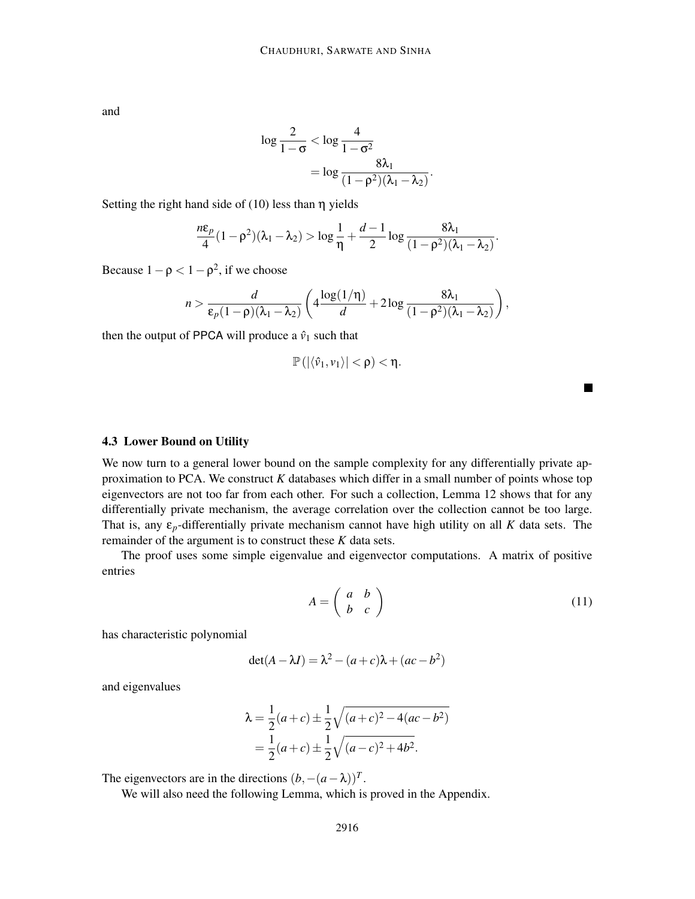and

$$
\begin{aligned}
\log \frac{2}{1-\sigma} &< \log \frac{4}{1-\sigma^2} \\
&= \log \frac{8\lambda_1}{(1-\rho^2)(\lambda_1 - \lambda_2)}.
\end{aligned}
$$

Setting the right hand side of (10) less than $\eta$ yields

$$
\frac{n\varepsilon_p}{4}(1-\rho^2)(\lambda_1 - \lambda_2) > \log \frac{1}{\eta} + \frac{d-1}{2} \log \frac{8\lambda_1}{(1-\rho^2)(\lambda_1 - \lambda_2)}.
$$

Because $1-\rho < 1-\rho^2$, if we choose

$$
n > \frac{d}{\varepsilon_p(1-\rho)(\lambda_1 - \lambda_2)} \left( 4 \frac{\log(1/\eta)}{d} + 2 \log \frac{8\lambda_1}{(1-\rho^2)(\lambda_1 - \lambda_2)} \right),
$$

then the output of PPCA will produce a $\hat{v}_1$ such that

$$
\mathbb{P}\left(|\langle \hat{v}_1, v_1 \rangle| < \rho\right) < \eta.
$$

∎

### 4.3 Lower Bound on Utility

We now turn to a general lower bound on the sample complexity for any differentially private approximation to PCA. We construct $K$ databases which differ in a small number of points whose top eigenvectors are not too far from each other. For such a collection, Lemma 12 shows that for any differentially private mechanism, the average correlation over the collection cannot be too large. That is, any $\varepsilon_p$-differentially private mechanism cannot have high utility on all $K$ data sets. The remainder of the argument is to construct these $K$ data sets.

The proof uses some simple eigenvalue and eigenvector computations. A matrix of positive entries

$$
A = \begin{pmatrix} a & b \\ b & c \end{pmatrix} \tag{11}
$$

has characteristic polynomial

$$
\det(A - \lambda I) = \lambda^2 - (a+c)\lambda + (ac - b^2)
$$

and eigenvalues

$$
\begin{aligned}
\lambda &= \frac{1}{2}(a+c) \pm \frac{1}{2}\sqrt{(a+c)^2 - 4(ac-b^2)} \\
&= \frac{1}{2}(a+c) \pm \frac{1}{2}\sqrt{(a-c)^2 + 4b^2}.
\end{aligned}
$$

The eigenvectors are in the directions $(b, -(a-\lambda))^T$.

We will also need the following Lemma, which is proved in the Appendix.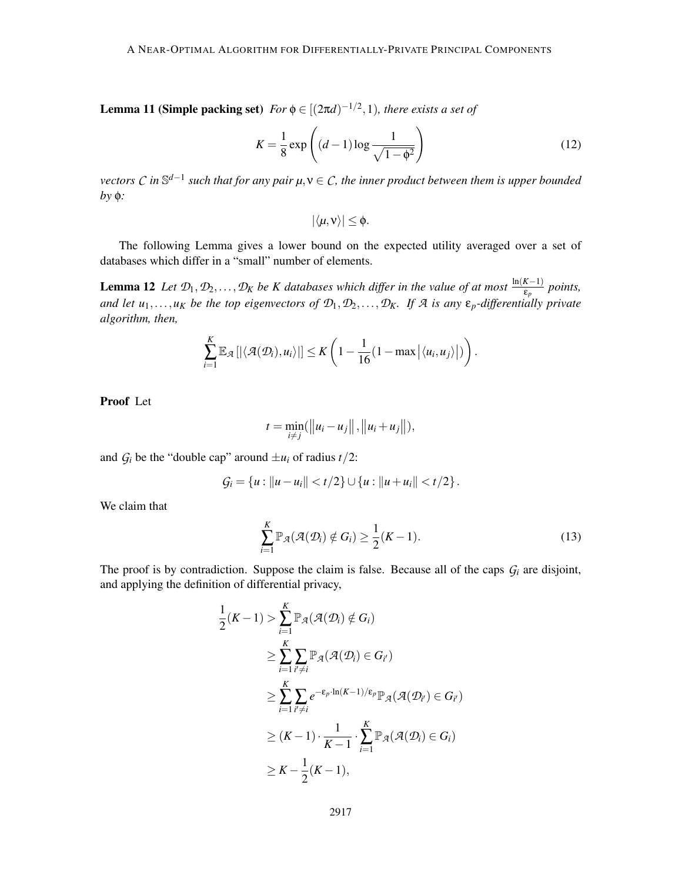**Lemma 11 (Simple packing set)** *For $\phi \in [(2\pi d)^{-1/2}, 1)$, there exists a set of*

$$K = \frac{1}{8} \exp\left( (d-1) \log \frac{1}{\sqrt{1-\phi^2}} \right) \tag{12}$$

*vectors $\mathcal{C}$ in $\mathbb{S}^{d-1}$ such that for any pair $\mu, \nu \in \mathcal{C}$, the inner product between them is upper bounded by $\phi$:*

$$|\langle \mu, \nu \rangle| \leq \phi.$$

The following Lemma gives a lower bound on the expected utility averaged over a set of databases which differ in a "small" number of elements.

**Lemma 12** *Let $\mathcal{D}_1, \mathcal{D}_2, \ldots, \mathcal{D}_K$ be $K$ databases which differ in the value of at most $\frac{\ln(K-1)}{\varepsilon_p}$ points, and let $u_1, \ldots, u_K$ be the top eigenvectors of $\mathcal{D}_1, \mathcal{D}_2, \ldots, \mathcal{D}_K$. If $\mathcal{A}$ is any $\varepsilon_p$-differentially private algorithm, then,*

$$\sum_{i=1}^{K} \mathbb{E}_{\mathcal{A}} \left[ |\langle \mathcal{A}(\mathcal{D}_i), u_i \rangle| \right] \leq K \left( 1 - \frac{1}{16} (1 - \max \left| \langle u_i, u_j \rangle \right|) \right).$$

**Proof** Let

$$t = \min_{i \neq j} (\left\| u_i - u_j \right\|, \left\| u_i + u_j \right\|),$$

and $\mathcal{G}_i$ be the "double cap" around $\pm u_i$ of radius $t/2$:

$$\mathcal{G}_i = \{ u : \|u - u_i\| < t/2 \} \cup \{ u : \|u + u_i\| < t/2 \}.$$

We claim that

$$\sum_{i=1}^{K} \mathbb{P}_{\mathcal{A}}(\mathcal{A}(\mathcal{D}_i) \notin G_i) \geq \frac{1}{2}(K-1). \tag{13}$$

The proof is by contradiction. Suppose the claim is false. Because all of the caps $\mathcal{G}_i$ are disjoint, and applying the definition of differential privacy,

$$\begin{aligned}
\frac{1}{2}(K-1) &> \sum_{i=1}^{K} \mathbb{P}_{\mathcal{A}}(\mathcal{A}(\mathcal{D}_i) \notin G_i) \\
&\geq \sum_{i=1}^{K} \sum_{i' \neq i} \mathbb{P}_{\mathcal{A}}(\mathcal{A}(\mathcal{D}_i) \in G_{i'}) \\
&\geq \sum_{i=1}^{K} \sum_{i' \neq i} e^{-\varepsilon_p \cdot \ln(K-1)/\varepsilon_p} \mathbb{P}_{\mathcal{A}}(\mathcal{A}(\mathcal{D}_{i'}) \in G_{i'}) \\
&\geq (K-1) \cdot \frac{1}{K-1} \cdot \sum_{i=1}^{K} \mathbb{P}_{\mathcal{A}}(\mathcal{A}(\mathcal{D}_i) \in G_i) \\
&\geq K - \frac{1}{2}(K-1),
\end{aligned}$$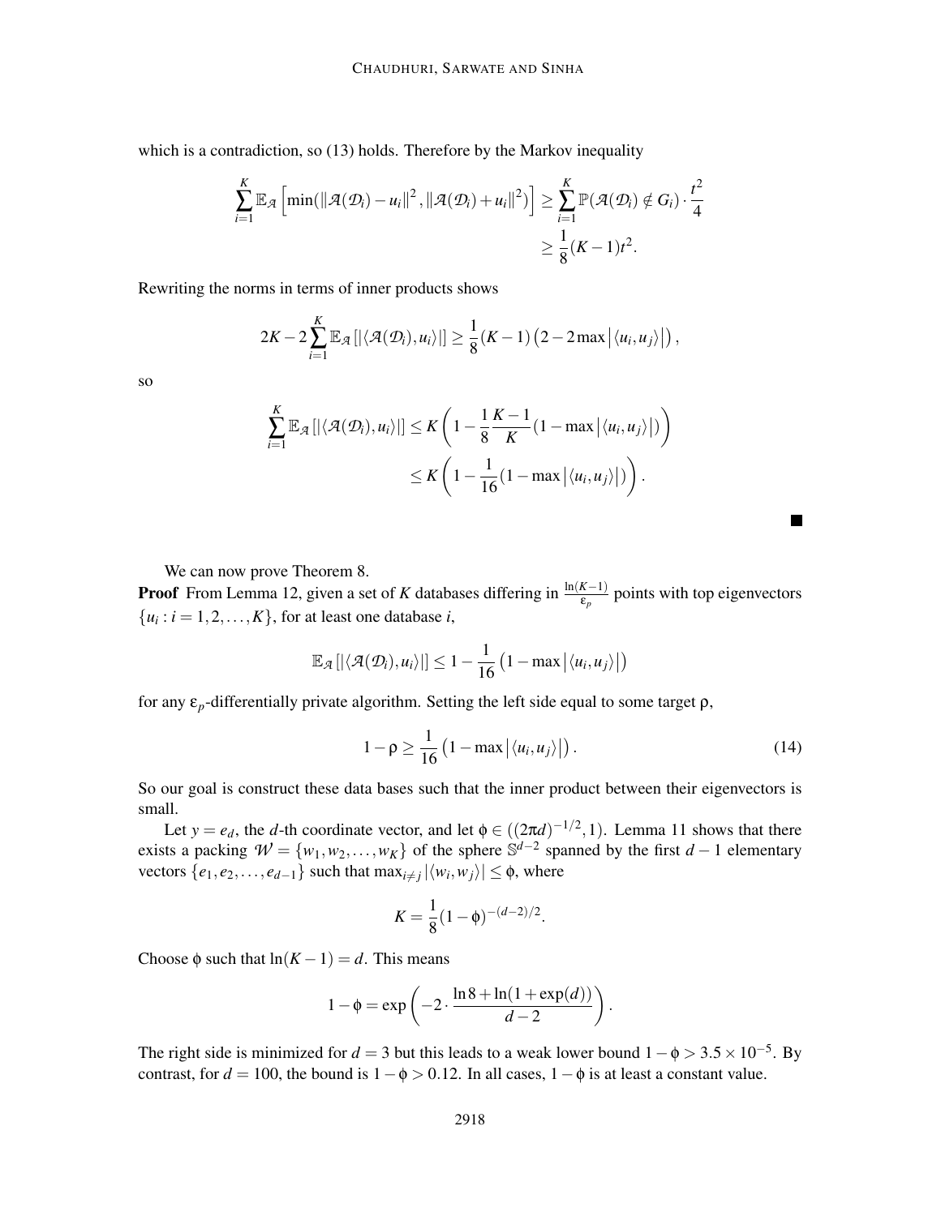which is a contradiction, so (13) holds. Therefore by the Markov inequality

$$\sum_{i=1}^{K} \mathbb{E}_{\mathcal{A}}\left[\min(\|\mathcal{A}(\mathcal{D}_i)-u_i\|^2, \|\mathcal{A}(\mathcal{D}_i)+u_i\|^2)\right] \geq \sum_{i=1}^{K} \mathbb{P}(\mathcal{A}(\mathcal{D}_i) \notin G_i) \cdot \frac{t^2}{4} \geq \frac{1}{8}(K-1)t^2.$$

Rewriting the norms in terms of inner products shows

$$2K - 2\sum_{i=1}^{K} \mathbb{E}_{\mathcal{A}}\left[|\langle \mathcal{A}(\mathcal{D}_i), u_i \rangle|\right] \geq \frac{1}{8}(K-1)\left(2 - 2\max\left|\langle u_i, u_j \rangle\right|\right),$$

so

$$\sum_{i=1}^{K} \mathbb{E}_{\mathcal{A}}\left[|\langle \mathcal{A}(\mathcal{D}_i), u_i \rangle|\right] \leq K\left(1 - \frac{1}{8}\frac{K-1}{K}(1 - \max\left|\langle u_i, u_j \rangle\right|)\right) \leq K\left(1 - \frac{1}{16}(1 - \max\left|\langle u_i, u_j \rangle\right|)\right).$$

■

We can now prove Theorem 8.

**Proof** From Lemma 12, given a set of $K$ databases differing in $\frac{\ln(K-1)}{\varepsilon_p}$ points with top eigenvectors $\{u_i : i = 1, 2, \ldots, K\}$, for at least one database $i$,

$$\mathbb{E}_{\mathcal{A}}\left[|\langle \mathcal{A}(\mathcal{D}_i), u_i \rangle|\right] \leq 1 - \frac{1}{16}\left(1 - \max\left|\langle u_i, u_j \rangle\right|\right)$$

for any $\varepsilon_p$-differentially private algorithm. Setting the left side equal to some target $\rho$,

$$1 - \rho \geq \frac{1}{16}\left(1 - \max\left|\langle u_i, u_j \rangle\right|\right). \tag{14}$$

So our goal is construct these data bases such that the inner product between their eigenvectors is small.

Let $y = e_d$, the $d$-th coordinate vector, and let $\phi \in ((2\pi d)^{-1/2}, 1)$. Lemma 11 shows that there exists a packing $\mathcal{W} = \{w_1, w_2, \ldots, w_K\}$ of the sphere $\mathbb{S}^{d-2}$ spanned by the first $d-1$ elementary vectors $\{e_1, e_2, \ldots, e_{d-1}\}$ such that $\max_{i \neq j} |\langle w_i, w_j \rangle| \leq \phi$, where

$$K = \frac{1}{8}(1-\phi)^{-(d-2)/2}.$$

Choose $\phi$ such that $\ln(K-1) = d$. This means

$$1 - \phi = \exp\left(-2 \cdot \frac{\ln 8 + \ln(1 + \exp(d))}{d-2}\right).$$

The right side is minimized for $d = 3$ but this leads to a weak lower bound $1 - \phi > 3.5 \times 10^{-5}$. By contrast, for $d = 100$, the bound is $1 - \phi > 0.12$. In all cases, $1 - \phi$ is at least a constant value.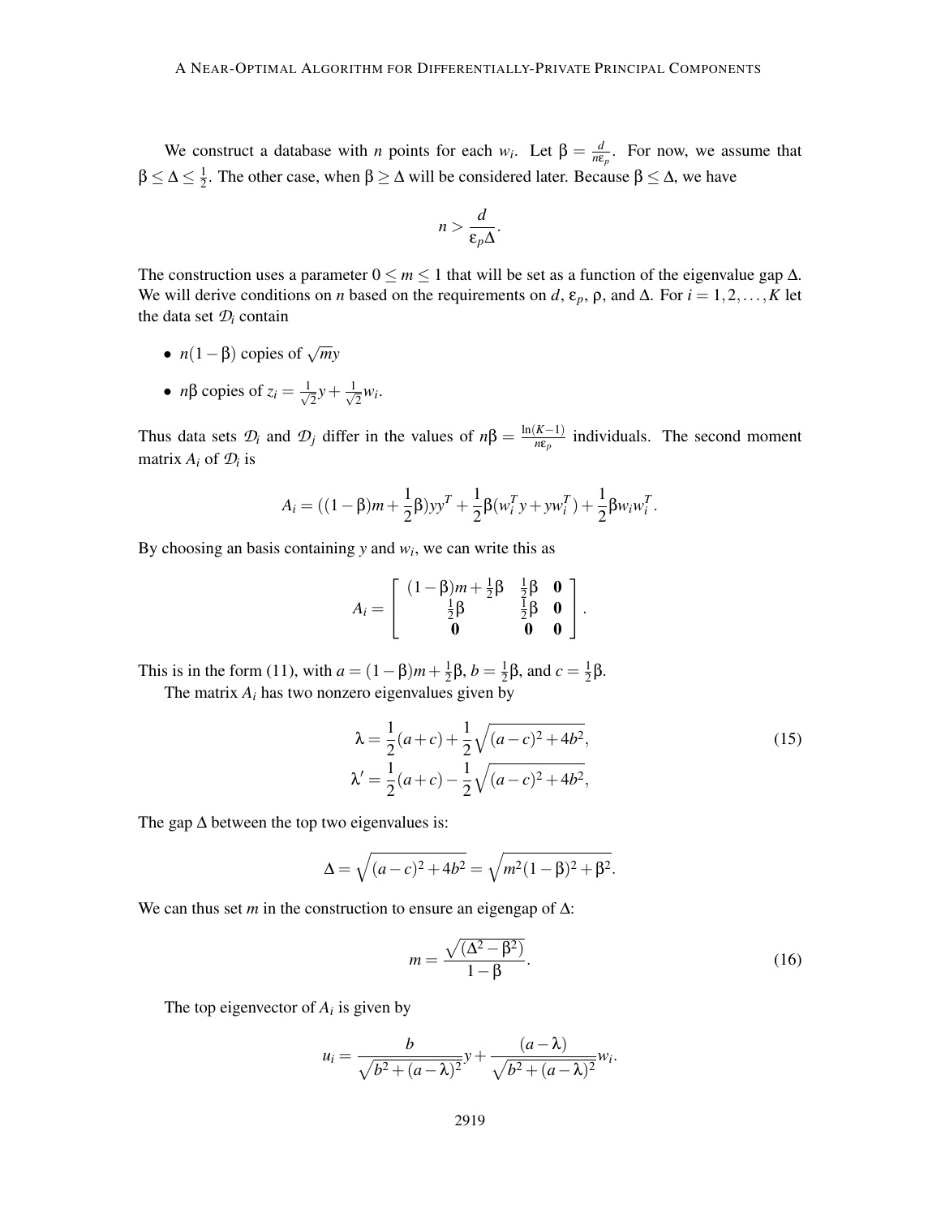We construct a database with $n$ points for each $w_i$. Let $\beta = \frac{d}{n\varepsilon_p}$. For now, we assume that $\beta \leq \Delta \leq \frac{1}{2}$. The other case, when $\beta \geq \Delta$ will be considered later. Because $\beta \leq \Delta$, we have

$$n > \frac{d}{\varepsilon_p \Delta}.$$

The construction uses a parameter $0 \leq m \leq 1$ that will be set as a function of the eigenvalue gap $\Delta$. We will derive conditions on $n$ based on the requirements on $d$, $\varepsilon_p$, $\rho$, and $\Delta$. For $i = 1, 2, \ldots, K$ let the data set $\mathcal{D}_i$ contain

- $n(1-\beta)$ copies of $\sqrt{m}y$
- $n\beta$ copies of $z_i = \frac{1}{\sqrt{2}}y + \frac{1}{\sqrt{2}}w_i$.

Thus data sets $\mathcal{D}_i$ and $\mathcal{D}_j$ differ in the values of $n\beta = \frac{\ln(K-1)}{n\varepsilon_p}$ individuals. The second moment matrix $A_i$ of $\mathcal{D}_i$ is

$$A_i = ((1-\beta)m + \frac{1}{2}\beta)yy^T + \frac{1}{2}\beta(w_i^T y + y w_i^T) + \frac{1}{2}\beta w_i w_i^T.$$

By choosing an basis containing $y$ and $w_i$, we can write this as

$$A_i = \begin{bmatrix} (1-\beta)m + \frac{1}{2}\beta & \frac{1}{2}\beta & \mathbf{0} \\ \frac{1}{2}\beta & \frac{1}{2}\beta & \mathbf{0} \\ \mathbf{0} & \mathbf{0} & \mathbf{0} \end{bmatrix}.$$

This is in the form (11), with $a = (1-\beta)m + \frac{1}{2}\beta$, $b = \frac{1}{2}\beta$, and $c = \frac{1}{2}\beta$.

The matrix $A_i$ has two nonzero eigenvalues given by

$$\begin{aligned} \lambda &= \frac{1}{2}(a+c) + \frac{1}{2}\sqrt{(a-c)^2 + 4b^2}, \\ \lambda' &= \frac{1}{2}(a+c) - \frac{1}{2}\sqrt{(a-c)^2 + 4b^2}, \end{aligned} \tag{15}$$

The gap $\Delta$ between the top two eigenvalues is:

$$\Delta = \sqrt{(a-c)^2 + 4b^2} = \sqrt{m^2(1-\beta)^2 + \beta^2}.$$

We can thus set $m$ in the construction to ensure an eigengap of $\Delta$:

$$m = \frac{\sqrt{(\Delta^2 - \beta^2)}}{1-\beta}. \tag{16}$$

The top eigenvector of $A_i$ is given by

$$u_i = \frac{b}{\sqrt{b^2 + (a-\lambda)^2}} y + \frac{(a-\lambda)}{\sqrt{b^2 + (a-\lambda)^2}} w_i.$$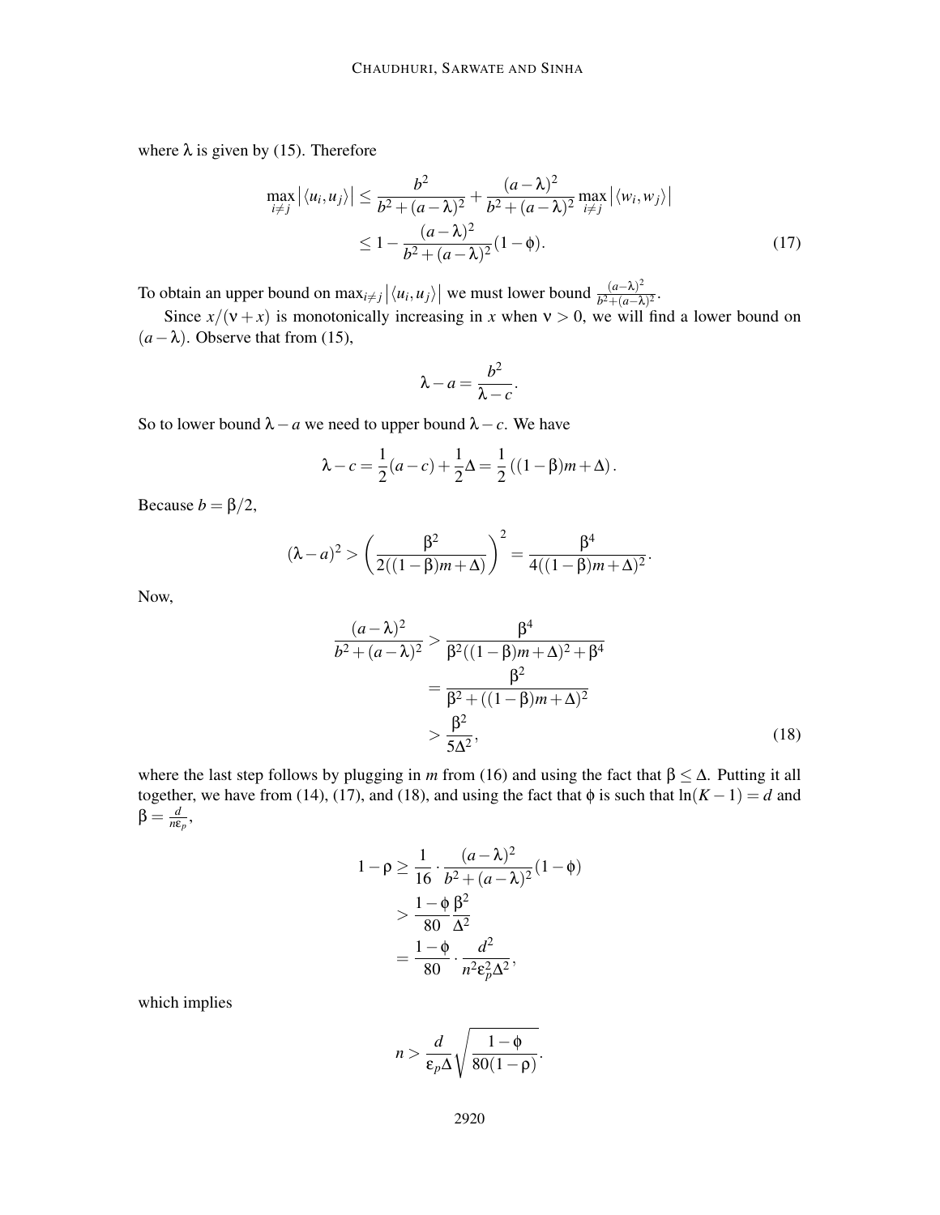where $\lambda$ is given by (15). Therefore

$$\max_{i \neq j} \left| \langle u_i, u_j \rangle \right| \leq \frac{b^2}{b^2 + (a-\lambda)^2} + \frac{(a-\lambda)^2}{b^2 + (a-\lambda)^2} \max_{i \neq j} \left| \langle w_i, w_j \rangle \right|$$
$$\leq 1 - \frac{(a-\lambda)^2}{b^2 + (a-\lambda)^2}(1-\phi). \tag{17}$$

To obtain an upper bound on $\max_{i \neq j} \left| \langle u_i, u_j \rangle \right|$ we must lower bound $\frac{(a-\lambda)^2}{b^2+(a-\lambda)^2}$.

Since $x/(\nu + x)$ is monotonically increasing in $x$ when $\nu > 0$, we will find a lower bound on $(a - \lambda)$. Observe that from (15),

$$\lambda - a = \frac{b^2}{\lambda - c}.$$

So to lower bound $\lambda - a$ we need to upper bound $\lambda - c$. We have

$$\lambda - c = \frac{1}{2}(a-c) + \frac{1}{2}\Delta = \frac{1}{2}\left((1-\beta)m + \Delta\right).$$

Because $b = \beta/2$,

$$(\lambda - a)^2 > \left( \frac{\beta^2}{2((1-\beta)m + \Delta)} \right)^2 = \frac{\beta^4}{4((1-\beta)m+\Delta)^2}.$$

Now,

$$\frac{(a-\lambda)^2}{b^2 + (a-\lambda)^2} > \frac{\beta^4}{\beta^2((1-\beta)m+\Delta)^2 + \beta^4}$$
$$= \frac{\beta^2}{\beta^2 + ((1-\beta)m+\Delta)^2}$$
$$> \frac{\beta^2}{5\Delta^2}, \tag{18}$$

where the last step follows by plugging in $m$ from (16) and using the fact that $\beta \leq \Delta$. Putting it all together, we have from (14), (17), and (18), and using the fact that $\phi$ is such that $\ln(K-1) = d$ and $\beta = \frac{d}{n\epsilon_p}$,

$$1 - \rho \geq \frac{1}{16} \cdot \frac{(a-\lambda)^2}{b^2 + (a-\lambda)^2}(1-\phi)$$
$$> \frac{1-\phi}{80} \frac{\beta^2}{\Delta^2}$$
$$= \frac{1-\phi}{80} \cdot \frac{d^2}{n^2 \epsilon_p^2 \Delta^2},$$

which implies

$$n > \frac{d}{\epsilon_p \Delta} \sqrt{\frac{1-\phi}{80(1-\rho)}}.$$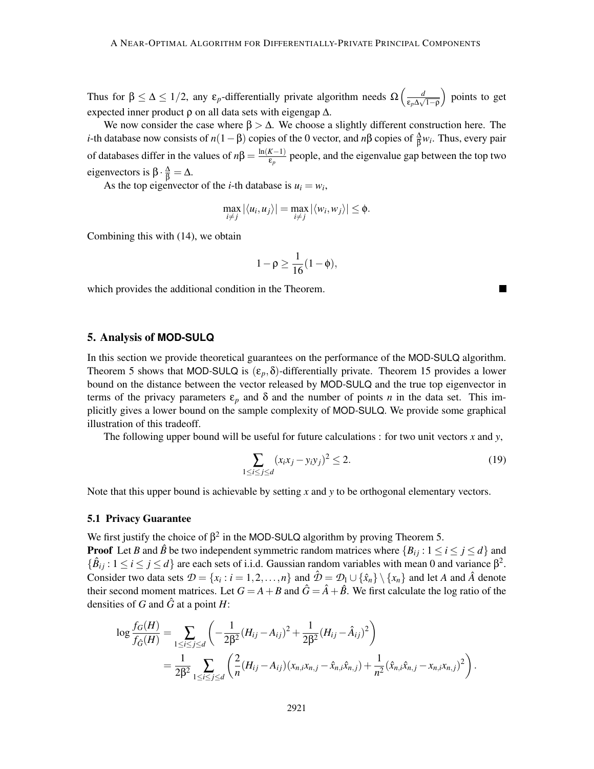Thus for $\beta \leq \Delta \leq 1/2$, any $\varepsilon_p$-differentially private algorithm needs $\Omega\left(\frac{d}{\varepsilon_p \Delta \sqrt{1-\rho}}\right)$ points to get expected inner product $\rho$ on all data sets with eigengap $\Delta$.

We now consider the case where $\beta > \Delta$. We choose a slightly different construction here. The $i$-th database now consists of $n(1-\beta)$ copies of the 0 vector, and $n\beta$ copies of $\frac{\Delta}{\beta} w_i$. Thus, every pair of databases differ in the values of $n\beta = \frac{\ln(K-1)}{\varepsilon_p}$ people, and the eigenvalue gap between the top two eigenvectors is $\beta \cdot \frac{\Delta}{\beta} = \Delta$.

As the top eigenvector of the $i$-th database is $u_i = w_i$,

$$\max_{i \neq j} |\langle u_i, u_j \rangle| = \max_{i \neq j} |\langle w_i, w_j \rangle| \leq \phi.$$

Combining this with (14), we obtain

$$1 - \rho \geq \frac{1}{16}(1 - \phi),$$

which provides the additional condition in the Theorem. ■

## 5. Analysis of MOD-SULQ

In this section we provide theoretical guarantees on the performance of the MOD-SULQ algorithm. Theorem 5 shows that MOD-SULQ is $(\varepsilon_p, \delta)$-differentially private. Theorem 15 provides a lower bound on the distance between the vector released by MOD-SULQ and the true top eigenvector in terms of the privacy parameters $\varepsilon_p$ and $\delta$ and the number of points $n$ in the data set. This implicitly gives a lower bound on the sample complexity of MOD-SULQ. We provide some graphical illustration of this tradeoff.

The following upper bound will be useful for future calculations : for two unit vectors $x$ and $y$,

$$\sum_{1 \leq i \leq j \leq d} (x_i x_j - y_i y_j)^2 \leq 2. \tag{19}$$

Note that this upper bound is achievable by setting $x$ and $y$ to be orthogonal elementary vectors.

### 5.1 Privacy Guarantee

We first justify the choice of $\beta^2$ in the MOD-SULQ algorithm by proving Theorem 5.

**Proof** Let $B$ and $\hat{B}$ be two independent symmetric random matrices where $\{B_{ij} : 1 \leq i \leq j \leq d\}$ and $\{\hat{B}_{ij} : 1 \leq i \leq j \leq d\}$ are each sets of i.i.d. Gaussian random variables with mean 0 and variance $\beta^2$. Consider two data sets $\mathcal{D} = \{x_i : i = 1, 2, \ldots, n\}$ and $\hat{\mathcal{D}} = \mathcal{D}_1 \cup \{\hat{x}_n\} \setminus \{x_n\}$ and let $A$ and $\hat{A}$ denote their second moment matrices. Let $G = A + B$ and $\hat{G} = \hat{A} + \hat{B}$. We first calculate the log ratio of the densities of $G$ and $\hat{G}$ at a point $H$:

$$\begin{aligned}
\log \frac{f_G(H)}{f_{\hat{G}}(H)} &= \sum_{1 \leq i \leq j \leq d} \left( -\frac{1}{2\beta^2}(H_{ij} - A_{ij})^2 + \frac{1}{2\beta^2}(H_{ij} - \hat{A}_{ij})^2 \right) \\
&= \frac{1}{2\beta^2} \sum_{1 \leq i \leq j \leq d} \left( \frac{2}{n}(H_{ij} - A_{ij})(x_{n,i}x_{n,j} - \hat{x}_{n,i}\hat{x}_{n,j}) + \frac{1}{n^2}(\hat{x}_{n,i}\hat{x}_{n,j} - x_{n,i}x_{n,j})^2 \right).
\end{aligned}$$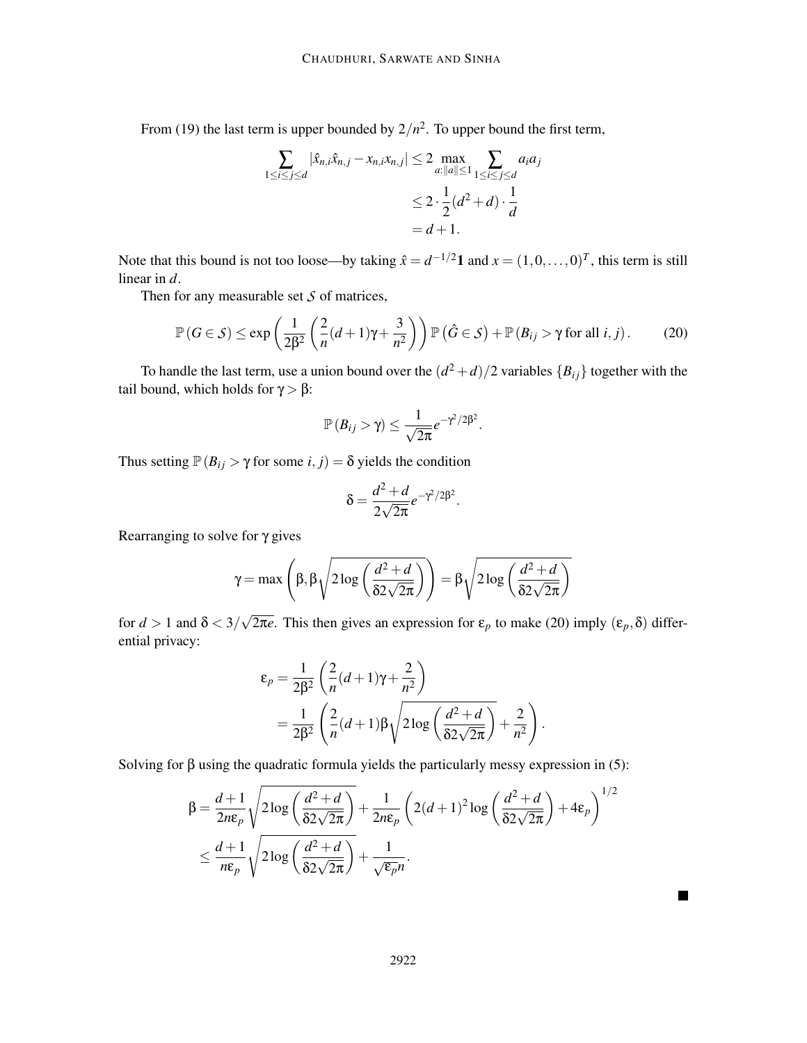From (19) the last term is upper bounded by $2/n^2$. To upper bound the first term,

$$
\begin{aligned}
\sum_{1 \le i \le j \le d} |\hat{x}_{n,i}\hat{x}_{n,j} - x_{n,i}x_{n,j}| &\le 2 \max_{a:\|a\| \le 1} \sum_{1 \le i \le j \le d} a_i a_j \\
&\le 2 \cdot \frac{1}{2}(d^2 + d) \cdot \frac{1}{d} \\
&= d + 1.
\end{aligned}
$$

Note that this bound is not too loose—by taking $\hat{x} = d^{-1/2}\mathbf{1}$ and $x = (1, 0, \ldots, 0)^T$, this term is still linear in $d$.

Then for any measurable set $\mathcal{S}$ of matrices,

$$
\mathbb{P}(G \in \mathcal{S}) \le \exp\left( \frac{1}{2\beta^2} \left( \frac{2}{n}(d+1)\gamma + \frac{3}{n^2} \right) \right) \mathbb{P}\left(\hat{G} \in \mathcal{S}\right) + \mathbb{P}\left(B_{ij} > \gamma \text{ for all } i, j\right). \tag{20}
$$

To handle the last term, use a union bound over the $(d^2 + d)/2$ variables $\{B_{ij}\}$ together with the tail bound, which holds for $\gamma > \beta$:

$$
\mathbb{P}(B_{ij} > \gamma) \le \frac{1}{\sqrt{2\pi}} e^{-\gamma^2/2\beta^2}.
$$

Thus setting $\mathbb{P}(B_{ij} > \gamma \text{ for some } i, j) = \delta$ yields the condition

$$
\delta = \frac{d^2 + d}{2\sqrt{2\pi}} e^{-\gamma^2/2\beta^2}.
$$

Rearranging to solve for $\gamma$ gives

$$
\gamma = \max\left( \beta, \beta\sqrt{2\log\left( \frac{d^2 + d}{\delta 2\sqrt{2\pi}} \right)} \right) = \beta\sqrt{2\log\left( \frac{d^2 + d}{\delta 2\sqrt{2\pi}} \right)}
$$

for $d > 1$ and $\delta < 3/\sqrt{2\pi e}$. This then gives an expression for $\epsilon_p$ to make (20) imply $(\epsilon_p, \delta)$ differential privacy:

$$
\begin{aligned}
\epsilon_p &= \frac{1}{2\beta^2} \left( \frac{2}{n}(d+1)\gamma + \frac{2}{n^2} \right) \\
&= \frac{1}{2\beta^2} \left( \frac{2}{n}(d+1)\beta\sqrt{2\log\left( \frac{d^2 + d}{\delta 2\sqrt{2\pi}} \right)} + \frac{2}{n^2} \right).
\end{aligned}
$$

Solving for $\beta$ using the quadratic formula yields the particularly messy expression in (5):

$$
\begin{aligned}
\beta &= \frac{d+1}{2n\epsilon_p}\sqrt{2\log\left( \frac{d^2 + d}{\delta 2\sqrt{2\pi}} \right)} + \frac{1}{2n\epsilon_p}\left( 2(d+1)^2 \log\left( \frac{d^2 + d}{\delta 2\sqrt{2\pi}} \right) + 4\epsilon_p \right)^{1/2} \\
&\le \frac{d+1}{n\epsilon_p}\sqrt{2\log\left( \frac{d^2 + d}{\delta 2\sqrt{2\pi}} \right)} + \frac{1}{\sqrt{\epsilon_p} n}.
\end{aligned}
$$

■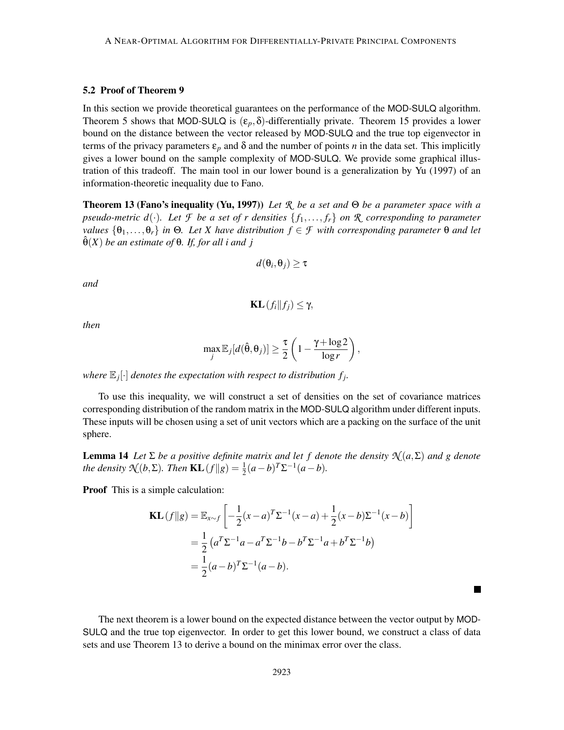### 5.2 Proof of Theorem 9

In this section we provide theoretical guarantees on the performance of the MOD-SULQ algorithm. Theorem 5 shows that MOD-SULQ is $(\varepsilon_p, \delta)$-differentially private. Theorem 15 provides a lower bound on the distance between the vector released by MOD-SULQ and the true top eigenvector in terms of the privacy parameters $\varepsilon_p$ and $\delta$ and the number of points $n$ in the data set. This implicitly gives a lower bound on the sample complexity of MOD-SULQ. We provide some graphical illustration of this tradeoff. The main tool in our lower bound is a generalization by Yu (1997) of an information-theoretic inequality due to Fano.

**Theorem 13 (Fano's inequality (Yu, 1997))** *Let $\mathcal{R}$ be a set and $\Theta$ be a parameter space with a pseudo-metric $d(\cdot)$. Let $\mathcal{F}$ be a set of $r$ densities $\{f_1, \ldots, f_r\}$ on $\mathcal{R}$ corresponding to parameter values $\{\theta_1, \ldots, \theta_r\}$ in $\Theta$. Let $X$ have distribution $f \in \mathcal{F}$ with corresponding parameter $\theta$ and let $\hat{\theta}(X)$ be an estimate of $\theta$. If, for all $i$ and $j$*

$$d(\theta_i, \theta_j) \geq \tau$$

*and*

$$\mathbf{KL}\left(f_i \| f_j\right) \leq \gamma,$$

*then*

$$\max_j \mathbb{E}_j[d(\hat{\theta}, \theta_j)] \geq \frac{\tau}{2}\left(1 - \frac{\gamma + \log 2}{\log r}\right),$$

*where $\mathbb{E}_j[\cdot]$ denotes the expectation with respect to distribution $f_j$.*

To use this inequality, we will construct a set of densities on the set of covariance matrices corresponding distribution of the random matrix in the MOD-SULQ algorithm under different inputs. These inputs will be chosen using a set of unit vectors which are a packing on the surface of the unit sphere.

**Lemma 14** *Let $\Sigma$ be a positive definite matrix and let $f$ denote the density $\mathcal{N}(a, \Sigma)$ and $g$ denote the density $\mathcal{N}(b, \Sigma)$. Then $\mathbf{KL}\left(f \| g\right) = \frac{1}{2}(a-b)^T \Sigma^{-1}(a-b)$.*

**Proof** This is a simple calculation:

$$\begin{aligned}
\mathbf{KL}\left(f \| g\right) &= \mathbb{E}_{x \sim f}\left[-\frac{1}{2}(x-a)^T \Sigma^{-1}(x-a) + \frac{1}{2}(x-b)\Sigma^{-1}(x-b)\right] \\
&= \frac{1}{2}\left(a^T \Sigma^{-1} a - a^T \Sigma^{-1} b - b^T \Sigma^{-1} a + b^T \Sigma^{-1} b\right) \\
&= \frac{1}{2}(a-b)^T \Sigma^{-1}(a-b).
\end{aligned}$$

■

The next theorem is a lower bound on the expected distance between the vector output by MOD-SULQ and the true top eigenvector. In order to get this lower bound, we construct a class of data sets and use Theorem 13 to derive a bound on the minimax error over the class.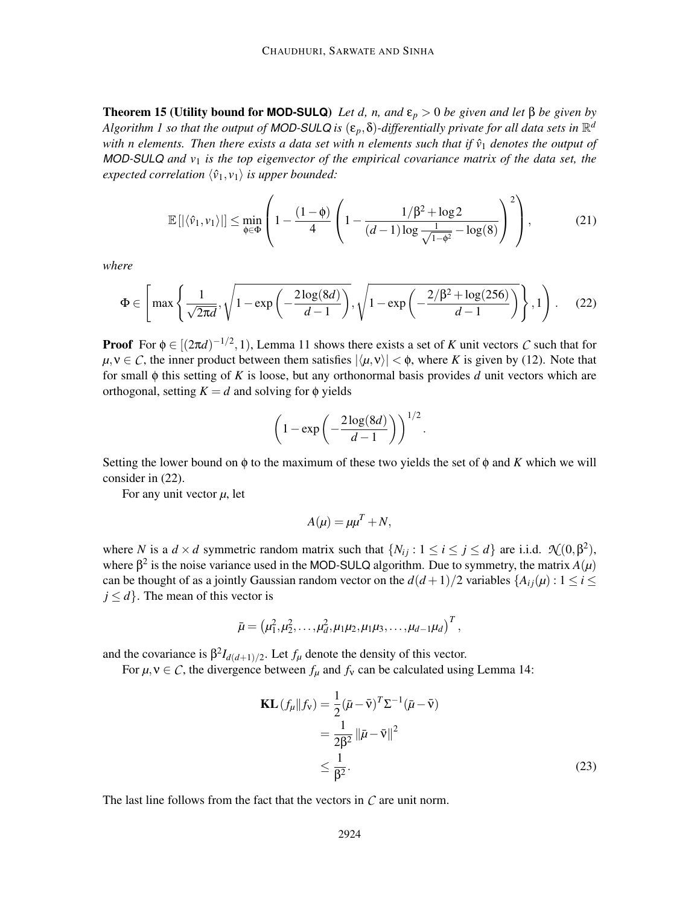**Theorem 15 (Utility bound for MOD-SULQ)** *Let $d$, $n$, and $\varepsilon_p > 0$ be given and let $\beta$ be given by Algorithm 1 so that the output of MOD-SULQ is $(\varepsilon_p, \delta)$-differentially private for all data sets in $\mathbb{R}^d$ with $n$ elements. Then there exists a data set with $n$ elements such that if $\hat{v}_1$ denotes the output of MOD-SULQ and $v_1$ is the top eigenvector of the empirical covariance matrix of the data set, the expected correlation $\langle \hat{v}_1, v_1 \rangle$ is upper bounded:*

$$\mathbb{E}\left[|\langle \hat{v}_1, v_1 \rangle|\right] \leq \min_{\phi \in \Phi} \left( 1 - \frac{(1-\phi)}{4} \left( 1 - \frac{1/\beta^2 + \log 2}{(d-1)\log \frac{1}{\sqrt{1-\phi^2}} - \log(8)} \right)^2 \right), \tag{21}$$

*where*

$$\Phi \in \left[ \max\left\{ \frac{1}{\sqrt{2\pi d}}, \sqrt{1 - \exp\left(-\frac{2\log(8d)}{d-1}\right)}, \sqrt{1 - \exp\left(-\frac{2/\beta^2 + \log(256)}{d-1}\right)} \right\}, 1 \right). \tag{22}$$

**Proof** For $\phi \in [(2\pi d)^{-1/2}, 1)$, Lemma 11 shows there exists a set of $K$ unit vectors $\mathcal{C}$ such that for $\mu, \nu \in \mathcal{C}$, the inner product between them satisfies $|\langle \mu, \nu \rangle| < \phi$, where $K$ is given by (12). Note that for small $\phi$ this setting of $K$ is loose, but any orthonormal basis provides $d$ unit vectors which are orthogonal, setting $K = d$ and solving for $\phi$ yields

$$\left(1 - \exp\left(-\frac{2\log(8d)}{d-1}\right)\right)^{1/2}.$$

Setting the lower bound on $\phi$ to the maximum of these two yields the set of $\phi$ and $K$ which we will consider in (22).

For any unit vector $\mu$, let

$$A(\mu) = \mu\mu^T + N,$$

where $N$ is a $d \times d$ symmetric random matrix such that $\{N_{ij} : 1 \leq i \leq j \leq d\}$ are i.i.d. $\mathcal{N}(0, \beta^2)$, where $\beta^2$ is the noise variance used in the MOD-SULQ algorithm. Due to symmetry, the matrix $A(\mu)$ can be thought of as a jointly Gaussian random vector on the $d(d+1)/2$ variables $\{A_{ij}(\mu) : 1 \leq i \leq j \leq d\}$. The mean of this vector is

$$\bar{\mu} = \left(\mu_1^2, \mu_2^2, \ldots, \mu_d^2, \mu_1\mu_2, \mu_1\mu_3, \ldots, \mu_{d-1}\mu_d\right)^T,$$

and the covariance is $\beta^2 I_{d(d+1)/2}$. Let $f_\mu$ denote the density of this vector.

For $\mu, \nu \in \mathcal{C}$, the divergence between $f_\mu$ and $f_\nu$ can be calculated using Lemma 14:

$$\begin{aligned}
\mathbf{KL}\left(f_\mu \| f_\nu\right) &= \frac{1}{2}(\bar{\mu} - \bar{\nu})^T \Sigma^{-1} (\bar{\mu} - \bar{\nu}) \\
&= \frac{1}{2\beta^2} \|\bar{\mu} - \bar{\nu}\|^2 \\
&\leq \frac{1}{\beta^2}.
\end{aligned} \tag{23}$$

The last line follows from the fact that the vectors in $\mathcal{C}$ are unit norm.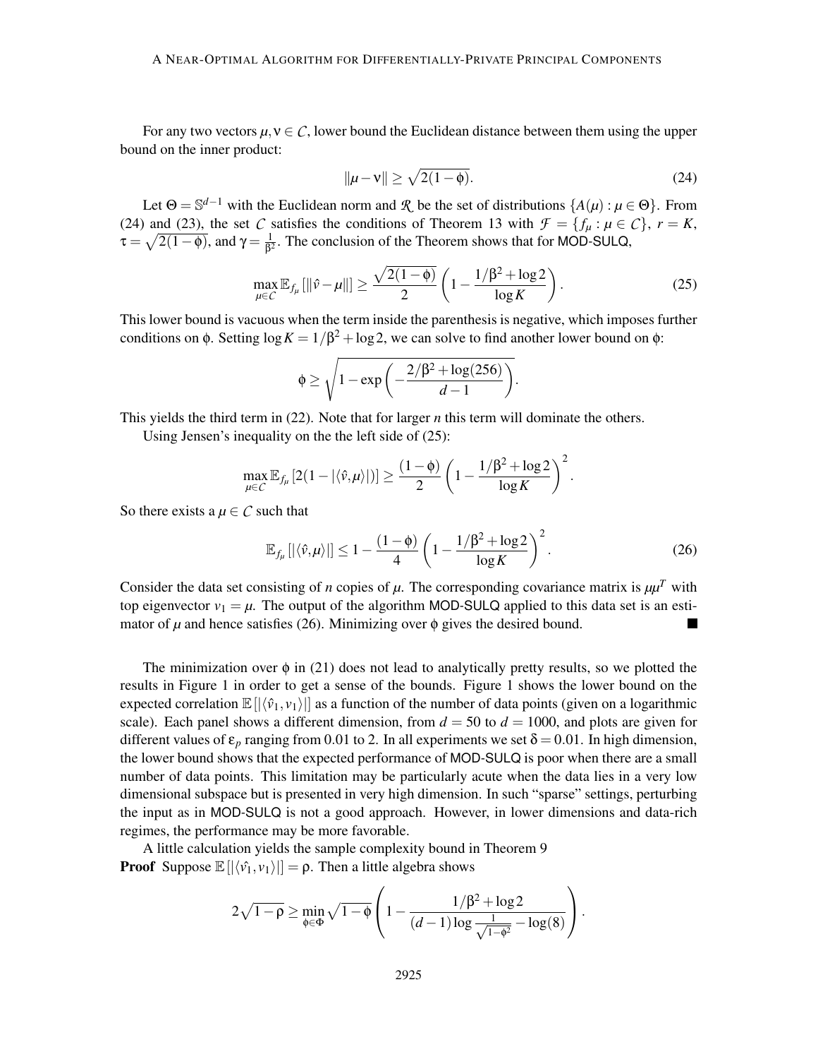For any two vectors $\mu, \nu \in \mathcal{C}$, lower bound the Euclidean distance between them using the upper bound on the inner product:

$$\|\mu - \nu\| \geq \sqrt{2(1-\phi)}. \tag{24}$$

Let $\Theta = \mathbb{S}^{d-1}$ with the Euclidean norm and $\mathcal{R}$ be the set of distributions $\{A(\mu) : \mu \in \Theta\}$. From (24) and (23), the set $\mathcal{C}$ satisfies the conditions of Theorem 13 with $\mathcal{F} = \{f_\mu : \mu \in \mathcal{C}\}$, $r = K$, $\tau = \sqrt{2(1-\phi)}$, and $\gamma = \frac{1}{\beta^2}$. The conclusion of the Theorem shows that for MOD-SULQ,

$$\max_{\mu \in \mathcal{C}} \mathbb{E}_{f_\mu}\left[\|\hat{v} - \mu\|\right] \geq \frac{\sqrt{2(1-\phi)}}{2}\left(1 - \frac{1/\beta^2 + \log 2}{\log K}\right). \tag{25}$$

This lower bound is vacuous when the term inside the parenthesis is negative, which imposes further conditions on $\phi$. Setting $\log K = 1/\beta^2 + \log 2$, we can solve to find another lower bound on $\phi$:

$$\phi \geq \sqrt{1 - \exp\left(-\frac{2/\beta^2 + \log(256)}{d-1}\right)}.$$

This yields the third term in (22). Note that for larger $n$ this term will dominate the others.

Using Jensen's inequality on the the left side of (25):

$$\max_{\mu \in \mathcal{C}} \mathbb{E}_{f_\mu}\left[2(1 - |\langle \hat{v}, \mu \rangle|)\right] \geq \frac{(1-\phi)}{2}\left(1 - \frac{1/\beta^2 + \log 2}{\log K}\right)^2.$$

So there exists a $\mu \in \mathcal{C}$ such that

$$\mathbb{E}_{f_\mu}\left[|\langle \hat{v}, \mu \rangle|\right] \leq 1 - \frac{(1-\phi)}{4}\left(1 - \frac{1/\beta^2 + \log 2}{\log K}\right)^2. \tag{26}$$

Consider the data set consisting of $n$ copies of $\mu$. The corresponding covariance matrix is $\mu\mu^T$ with top eigenvector $v_1 = \mu$. The output of the algorithm MOD-SULQ applied to this data set is an estimator of $\mu$ and hence satisfies (26). Minimizing over $\phi$ gives the desired bound. ∎

The minimization over $\phi$ in (21) does not lead to analytically pretty results, so we plotted the results in Figure 1 in order to get a sense of the bounds. Figure 1 shows the lower bound on the expected correlation $\mathbb{E}\left[|\langle \hat{v}_1, v_1 \rangle|\right]$ as a function of the number of data points (given on a logarithmic scale). Each panel shows a different dimension, from $d = 50$ to $d = 1000$, and plots are given for different values of $\varepsilon_p$ ranging from 0.01 to 2. In all experiments we set $\delta = 0.01$. In high dimension, the lower bound shows that the expected performance of MOD-SULQ is poor when there are a small number of data points. This limitation may be particularly acute when the data lies in a very low dimensional subspace but is presented in very high dimension. In such "sparse" settings, perturbing the input as in MOD-SULQ is not a good approach. However, in lower dimensions and data-rich regimes, the performance may be more favorable.

A little calculation yields the sample complexity bound in Theorem 9

**Proof** Suppose $\mathbb{E}\left[|\langle \hat{v_1}, v_1 \rangle|\right] = \rho$. Then a little algebra shows

$$2\sqrt{1-\rho} \geq \min_{\phi \in \Phi} \sqrt{1-\phi}\left(1 - \frac{1/\beta^2 + \log 2}{(d-1)\log \frac{1}{\sqrt{1-\phi^2}} - \log(8)}\right).$$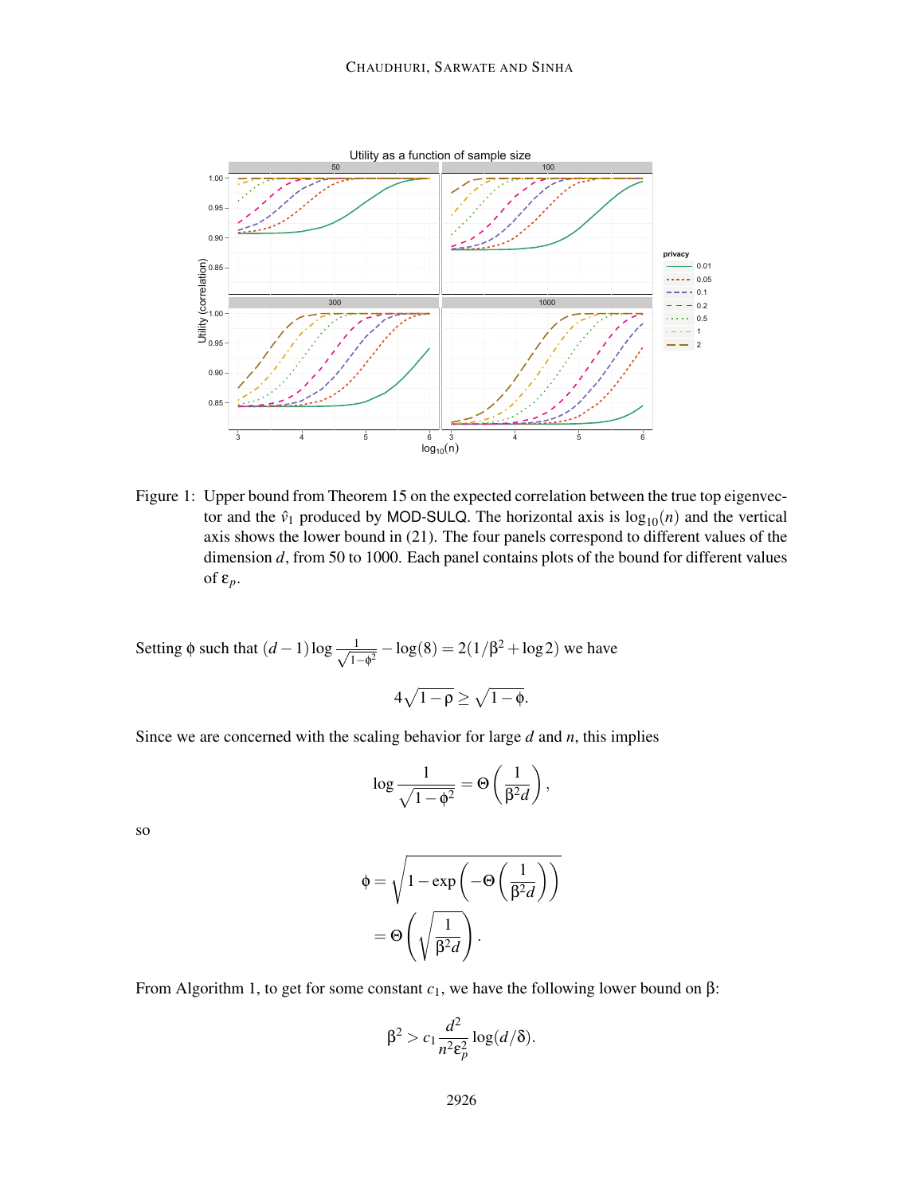Figure 1: Upper bound from Theorem 15 on the expected correlation between the true top eigenvector and the $\hat{v}_1$ produced by MOD-SULQ. The horizontal axis is $\log_{10}(n)$ and the vertical axis shows the lower bound in (21). The four panels correspond to different values of the dimension $d$, from 50 to 1000. Each panel contains plots of the bound for different values of $\varepsilon_p$.

Setting $\phi$ such that $(d-1)\log \frac{1}{\sqrt{1-\phi^2}} - \log(8) = 2(1/\beta^2 + \log 2)$ we have

$$4\sqrt{1-\rho} \geq \sqrt{1-\phi}.$$

Since we are concerned with the scaling behavior for large $d$ and $n$, this implies

$$\log \frac{1}{\sqrt{1-\phi^2}} = \Theta\left(\frac{1}{\beta^2 d}\right),$$

so

$$\begin{aligned}
\phi &= \sqrt{1 - \exp\left(-\Theta\left(\frac{1}{\beta^2 d}\right)\right)} \\
&= \Theta\left(\sqrt{\frac{1}{\beta^2 d}}\right).
\end{aligned}$$

From Algorithm 1, to get for some constant $c_1$, we have the following lower bound on $\beta$:

$$\beta^2 > c_1 \frac{d^2}{n^2 \varepsilon_p^2} \log(d/\delta).$$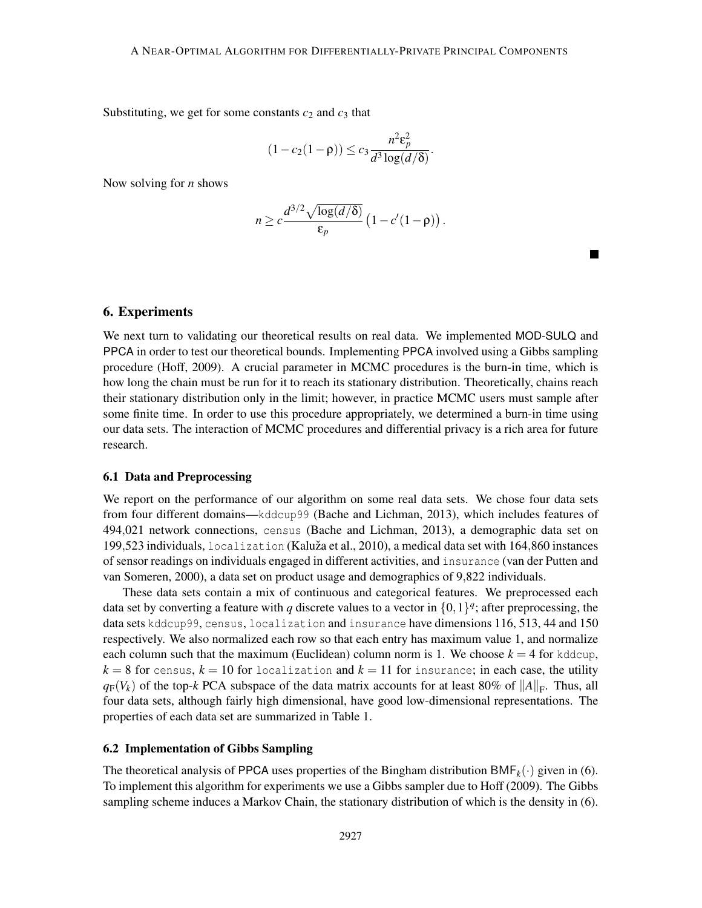Substituting, we get for some constants $c_2$ and $c_3$ that

$$(1 - c_2(1-\rho)) \leq c_3 \frac{n^2 \varepsilon_p^2}{d^3 \log(d/\delta)}.$$

Now solving for $n$ shows

$$n \geq c \frac{d^{3/2}\sqrt{\log(d/\delta)}}{\varepsilon_p} \left(1 - c'(1-\rho)\right).$$

■

## 6. Experiments

We next turn to validating our theoretical results on real data. We implemented MOD-SULQ and PPCA in order to test our theoretical bounds. Implementing PPCA involved using a Gibbs sampling procedure (Hoff, 2009). A crucial parameter in MCMC procedures is the burn-in time, which is how long the chain must be run for it to reach its stationary distribution. Theoretically, chains reach their stationary distribution only in the limit; however, in practice MCMC users must sample after some finite time. In order to use this procedure appropriately, we determined a burn-in time using our data sets. The interaction of MCMC procedures and differential privacy is a rich area for future research.

### 6.1 Data and Preprocessing

We report on the performance of our algorithm on some real data sets. We chose four data sets from four different domains—`kddcup99` (Bache and Lichman, 2013), which includes features of 494,021 network connections, `census` (Bache and Lichman, 2013), a demographic data set on 199,523 individuals, `localization` (Kaluža et al., 2010), a medical data set with 164,860 instances of sensor readings on individuals engaged in different activities, and `insurance` (van der Putten and van Someren, 2000), a data set on product usage and demographics of 9,822 individuals.

These data sets contain a mix of continuous and categorical features. We preprocessed each data set by converting a feature with $q$ discrete values to a vector in $\{0,1\}^q$; after preprocessing, the data sets `kddcup99`, `census`, `localization` and `insurance` have dimensions 116, 513, 44 and 150 respectively. We also normalized each row so that each entry has maximum value 1, and normalize each column such that the maximum (Euclidean) column norm is 1. We choose $k = 4$ for `kddcup`, $k = 8$ for `census`, $k = 10$ for `localization` and $k = 11$ for `insurance`; in each case, the utility $q_{\mathrm{F}}(V_k)$ of the top-$k$ PCA subspace of the data matrix accounts for at least 80% of $\|A\|_{\mathrm{F}}$. Thus, all four data sets, although fairly high dimensional, have good low-dimensional representations. The properties of each data set are summarized in Table 1.

### 6.2 Implementation of Gibbs Sampling

The theoretical analysis of PPCA uses properties of the Bingham distribution $\mathsf{BMF}_k(\cdot)$ given in (6). To implement this algorithm for experiments we use a Gibbs sampler due to Hoff (2009). The Gibbs sampling scheme induces a Markov Chain, the stationary distribution of which is the density in (6).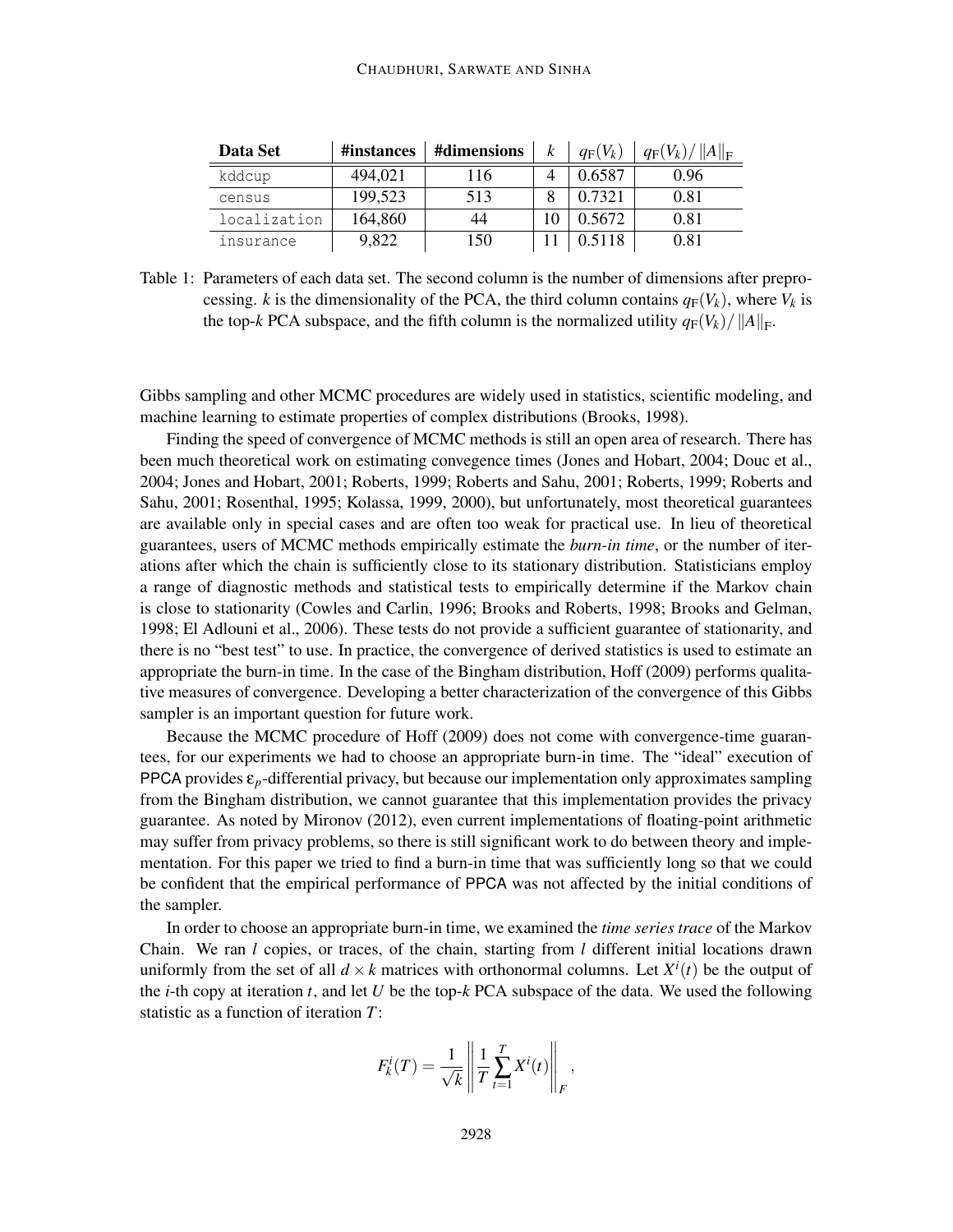| Data Set | #instances | #dimensions | $k$ | $q_{\mathrm{F}}(V_k)$ | $q_{\mathrm{F}}(V_k)/\left\|A\right\|_{\mathrm{F}}$ |
|---|---|---|---|---|---|
| kddcup | 494,021 | 116 | 4 | 0.6587 | 0.96 |
| census | 199,523 | 513 | 8 | 0.7321 | 0.81 |
| localization | 164,860 | 44 | 10 | 0.5672 | 0.81 |
| insurance | 9,822 | 150 | 11 | 0.5118 | 0.81 |

Table 1: Parameters of each data set. The second column is the number of dimensions after preprocessing. $k$ is the dimensionality of the PCA, the third column contains $q_{\mathrm{F}}(V_k)$, where $V_k$ is the top-$k$ PCA subspace, and the fifth column is the normalized utility $q_{\mathrm{F}}(V_k)/\left\|A\right\|_{\mathrm{F}}$.

Gibbs sampling and other MCMC procedures are widely used in statistics, scientific modeling, and machine learning to estimate properties of complex distributions (Brooks, 1998).

Finding the speed of convergence of MCMC methods is still an open area of research. There has been much theoretical work on estimating convegence times (Jones and Hobart, 2004; Douc et al., 2004; Jones and Hobart, 2001; Roberts, 1999; Roberts and Sahu, 2001; Roberts, 1999; Roberts and Sahu, 2001; Rosenthal, 1995; Kolassa, 1999, 2000), but unfortunately, most theoretical guarantees are available only in special cases and are often too weak for practical use. In lieu of theoretical guarantees, users of MCMC methods empirically estimate the *burn-in time*, or the number of iterations after which the chain is sufficiently close to its stationary distribution. Statisticians employ a range of diagnostic methods and statistical tests to empirically determine if the Markov chain is close to stationarity (Cowles and Carlin, 1996; Brooks and Roberts, 1998; Brooks and Gelman, 1998; El Adlouni et al., 2006). These tests do not provide a sufficient guarantee of stationarity, and there is no "best test" to use. In practice, the convergence of derived statistics is used to estimate an appropriate the burn-in time. In the case of the Bingham distribution, Hoff (2009) performs qualitative measures of convergence. Developing a better characterization of the convergence of this Gibbs sampler is an important question for future work.

Because the MCMC procedure of Hoff (2009) does not come with convergence-time guarantees, for our experiments we had to choose an appropriate burn-in time. The "ideal" execution of PPCA provides $\varepsilon_p$-differential privacy, but because our implementation only approximates sampling from the Bingham distribution, we cannot guarantee that this implementation provides the privacy guarantee. As noted by Mironov (2012), even current implementations of floating-point arithmetic may suffer from privacy problems, so there is still significant work to do between theory and implementation. For this paper we tried to find a burn-in time that was sufficiently long so that we could be confident that the empirical performance of PPCA was not affected by the initial conditions of the sampler.

In order to choose an appropriate burn-in time, we examined the *time series trace* of the Markov Chain. We ran $l$ copies, or traces, of the chain, starting from $l$ different initial locations drawn uniformly from the set of all $d \times k$ matrices with orthonormal columns. Let $X^i(t)$ be the output of the $i$-th copy at iteration $t$, and let $U$ be the top-$k$ PCA subspace of the data. We used the following statistic as a function of iteration $T$:

$$F_k^i(T) = \frac{1}{\sqrt{k}} \left\| \frac{1}{T} \sum_{t=1}^{T} X^i(t) \right\|_F ,$$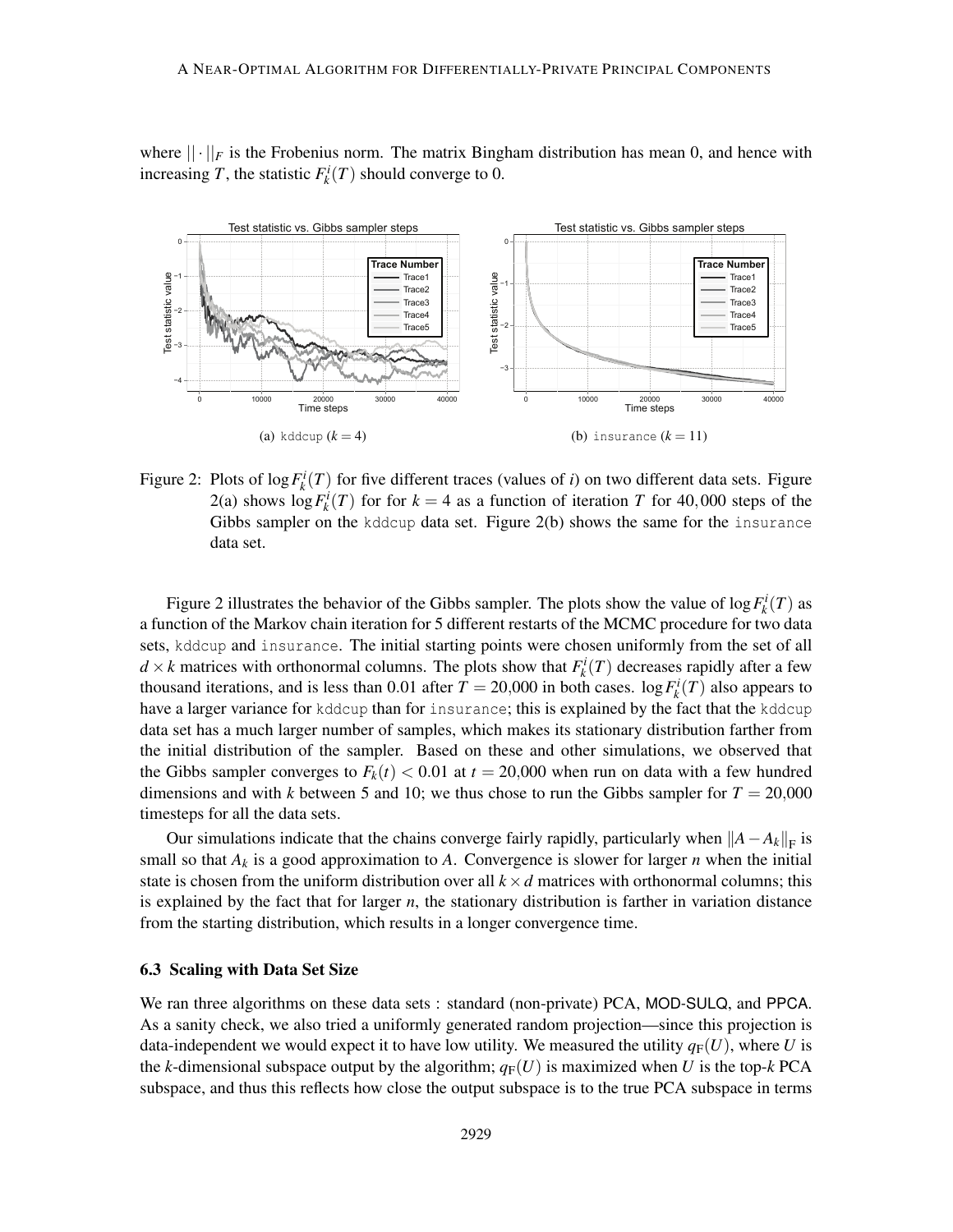where $||\cdot||_F$ is the Frobenius norm. The matrix Bingham distribution has mean 0, and hence with increasing $T$, the statistic $F_k^i(T)$ should converge to 0.

(a) kddcup ($k = 4$)

(b) insurance ($k = 11$)

Figure 2: Plots of $\log F_k^i(T)$ for five different traces (values of $i$) on two different data sets. Figure 2(a) shows $\log F_k^i(T)$ for for $k = 4$ as a function of iteration $T$ for 40,000 steps of the Gibbs sampler on the kddcup data set. Figure 2(b) shows the same for the insurance data set.

Figure 2 illustrates the behavior of the Gibbs sampler. The plots show the value of $\log F_k^i(T)$ as a function of the Markov chain iteration for 5 different restarts of the MCMC procedure for two data sets, kddcup and insurance. The initial starting points were chosen uniformly from the set of all $d \times k$ matrices with orthonormal columns. The plots show that $F_k^i(T)$ decreases rapidly after a few thousand iterations, and is less than 0.01 after $T = 20{,}000$ in both cases. $\log F_k^i(T)$ also appears to have a larger variance for kddcup than for insurance; this is explained by the fact that the kddcup data set has a much larger number of samples, which makes its stationary distribution farther from the initial distribution of the sampler. Based on these and other simulations, we observed that the Gibbs sampler converges to $F_k(t) < 0.01$ at $t = 20{,}000$ when run on data with a few hundred dimensions and with $k$ between 5 and 10; we thus chose to run the Gibbs sampler for $T = 20{,}000$ timesteps for all the data sets.

Our simulations indicate that the chains converge fairly rapidly, particularly when $\|A - A_k\|_{\mathrm{F}}$ is small so that $A_k$ is a good approximation to $A$. Convergence is slower for larger $n$ when the initial state is chosen from the uniform distribution over all $k \times d$ matrices with orthonormal columns; this is explained by the fact that for larger $n$, the stationary distribution is farther in variation distance from the starting distribution, which results in a longer convergence time.

### 6.3 Scaling with Data Set Size

We ran three algorithms on these data sets : standard (non-private) PCA, MOD-SULQ, and PPCA. As a sanity check, we also tried a uniformly generated random projection—since this projection is data-independent we would expect it to have low utility. We measured the utility $q_{\mathrm{F}}(U)$, where $U$ is the $k$-dimensional subspace output by the algorithm; $q_{\mathrm{F}}(U)$ is maximized when $U$ is the top-$k$ PCA subspace, and thus this reflects how close the output subspace is to the true PCA subspace in terms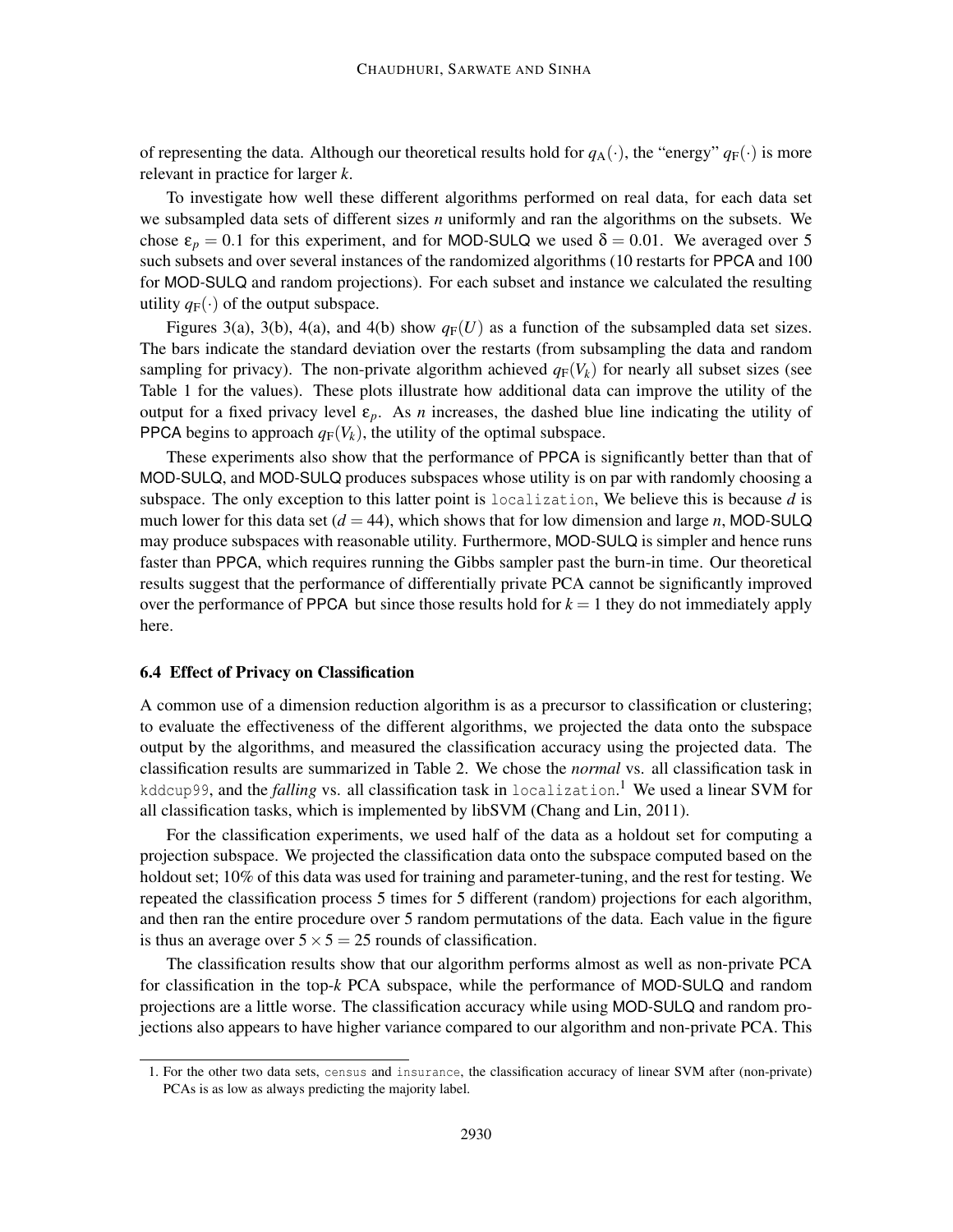of representing the data. Although our theoretical results hold for $q_{\mathrm{A}}(\cdot)$, the "energy" $q_{\mathrm{F}}(\cdot)$ is more relevant in practice for larger $k$.

To investigate how well these different algorithms performed on real data, for each data set we subsampled data sets of different sizes $n$ uniformly and ran the algorithms on the subsets. We chose $\varepsilon_p = 0.1$ for this experiment, and for MOD-SULQ we used $\delta = 0.01$. We averaged over 5 such subsets and over several instances of the randomized algorithms (10 restarts for PPCA and 100 for MOD-SULQ and random projections). For each subset and instance we calculated the resulting utility $q_{\mathrm{F}}(\cdot)$ of the output subspace.

Figures 3(a), 3(b), 4(a), and 4(b) show $q_{\mathrm{F}}(U)$ as a function of the subsampled data set sizes. The bars indicate the standard deviation over the restarts (from subsampling the data and random sampling for privacy). The non-private algorithm achieved $q_{\mathrm{F}}(V_k)$ for nearly all subset sizes (see Table 1 for the values). These plots illustrate how additional data can improve the utility of the output for a fixed privacy level $\varepsilon_p$. As $n$ increases, the dashed blue line indicating the utility of PPCA begins to approach $q_{\mathrm{F}}(V_k)$, the utility of the optimal subspace.

These experiments also show that the performance of PPCA is significantly better than that of MOD-SULQ, and MOD-SULQ produces subspaces whose utility is on par with randomly choosing a subspace. The only exception to this latter point is `localization`, We believe this is because $d$ is much lower for this data set ($d = 44$), which shows that for low dimension and large $n$, MOD-SULQ may produce subspaces with reasonable utility. Furthermore, MOD-SULQ is simpler and hence runs faster than PPCA, which requires running the Gibbs sampler past the burn-in time. Our theoretical results suggest that the performance of differentially private PCA cannot be significantly improved over the performance of PPCA but since those results hold for $k = 1$ they do not immediately apply here.

### 6.4 Effect of Privacy on Classification

A common use of a dimension reduction algorithm is as a precursor to classification or clustering; to evaluate the effectiveness of the different algorithms, we projected the data onto the subspace output by the algorithms, and measured the classification accuracy using the projected data. The classification results are summarized in Table 2. We chose the *normal* vs. all classification task in `kddcup99`, and the *falling* vs. all classification task in `localization`.[1] We used a linear SVM for all classification tasks, which is implemented by libSVM (Chang and Lin, 2011).

For the classification experiments, we used half of the data as a holdout set for computing a projection subspace. We projected the classification data onto the subspace computed based on the holdout set; 10% of this data was used for training and parameter-tuning, and the rest for testing. We repeated the classification process 5 times for 5 different (random) projections for each algorithm, and then ran the entire procedure over 5 random permutations of the data. Each value in the figure is thus an average over $5 \times 5 = 25$ rounds of classification.

The classification results show that our algorithm performs almost as well as non-private PCA for classification in the top-$k$ PCA subspace, while the performance of MOD-SULQ and random projections are a little worse. The classification accuracy while using MOD-SULQ and random projections also appears to have higher variance compared to our algorithm and non-private PCA. This

1. For the other two data sets, `census` and `insurance`, the classification accuracy of linear SVM after (non-private) PCAs is as low as always predicting the majority label.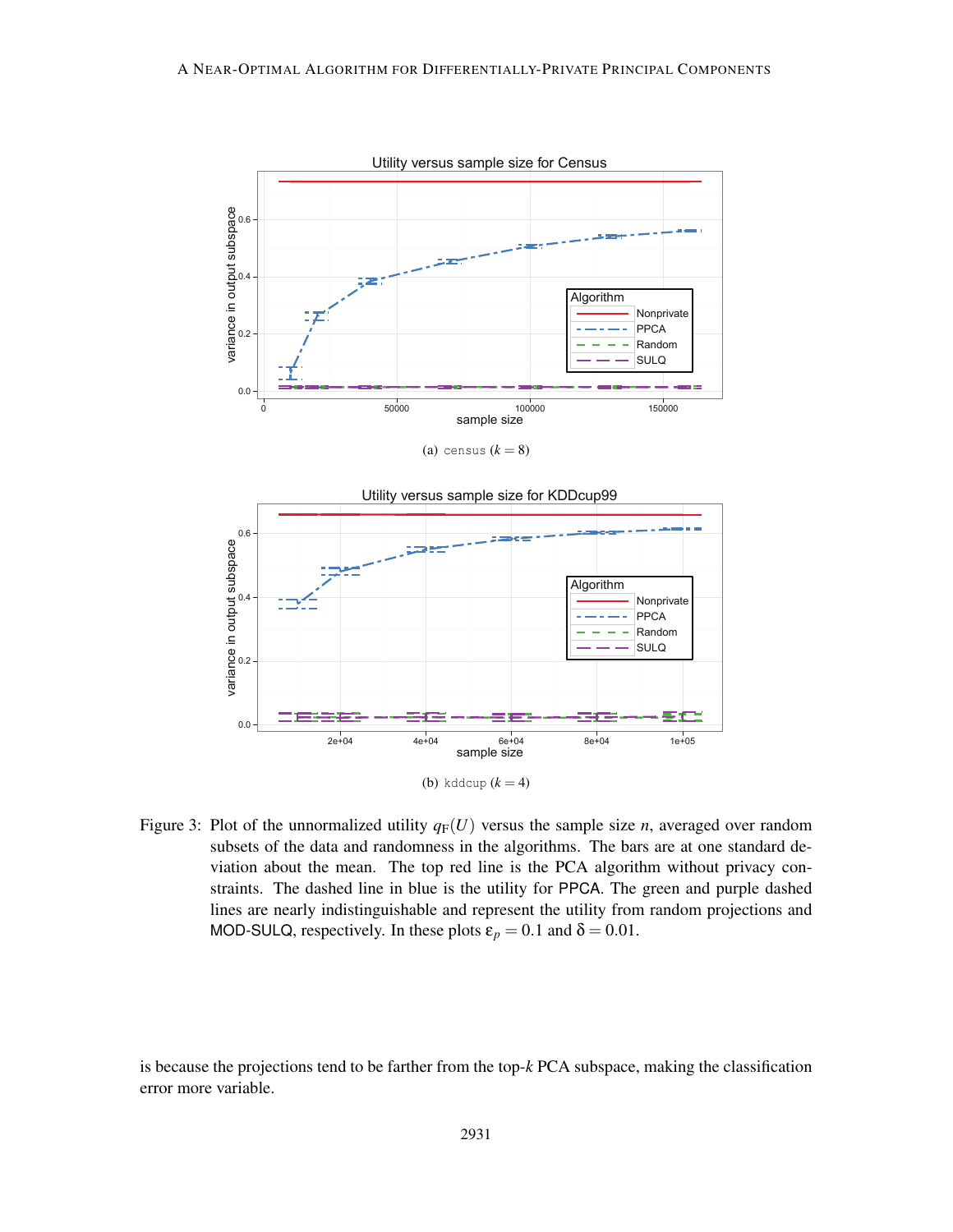(a) census ($k = 8$)

(b) kddcup ($k = 4$)

Figure 3: Plot of the unnormalized utility $q_F(U)$ versus the sample size $n$, averaged over random subsets of the data and randomness in the algorithms. The bars are at one standard deviation about the mean. The top red line is the PCA algorithm without privacy constraints. The dashed line in blue is the utility for PPCA. The green and purple dashed lines are nearly indistinguishable and represent the utility from random projections and MOD-SULQ, respectively. In these plots $\epsilon_p = 0.1$ and $\delta = 0.01$.

is because the projections tend to be farther from the top-$k$ PCA subspace, making the classification error more variable.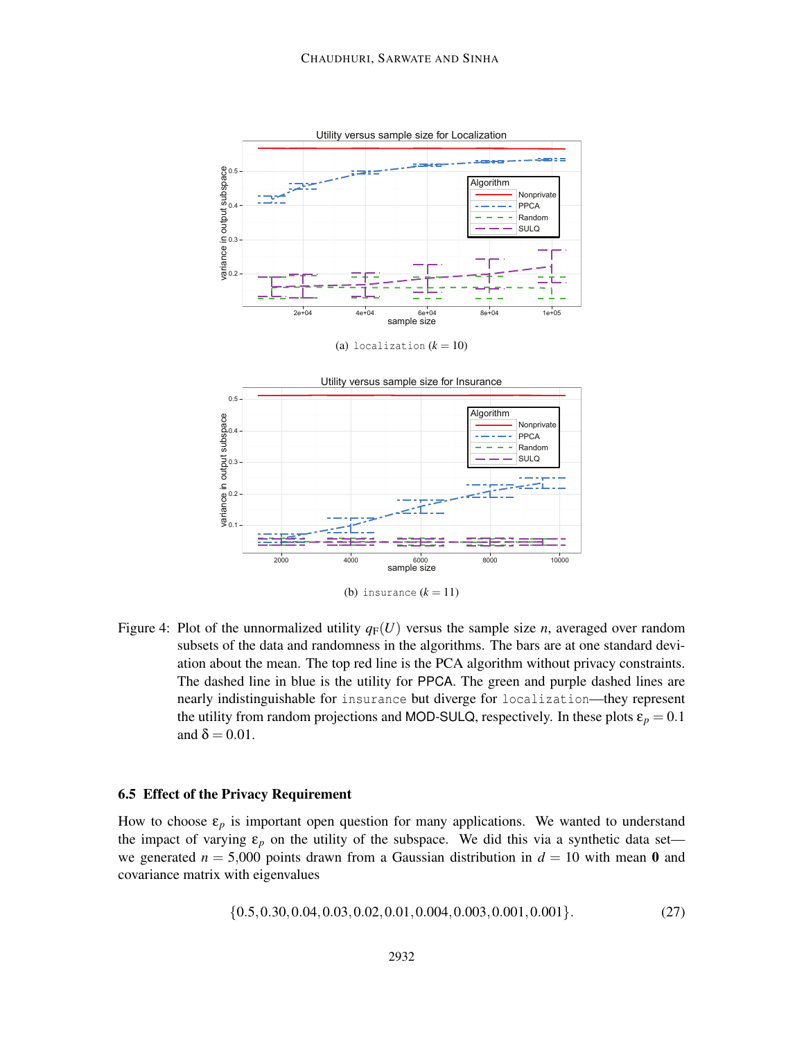(a) localization ($k = 10$)

(b) insurance ($k = 11$)

Figure 4: Plot of the unnormalized utility $q_{\mathrm{F}}(U)$ versus the sample size $n$, averaged over random subsets of the data and randomness in the algorithms. The bars are at one standard deviation about the mean. The top red line is the PCA algorithm without privacy constraints. The dashed line in blue is the utility for PPCA. The green and purple dashed lines are nearly indistinguishable for insurance but diverge for localization—they represent the utility from random projections and MOD-SULQ, respectively. In these plots $\varepsilon_p = 0.1$ and $\delta = 0.01$.

### 6.5 Effect of the Privacy Requirement

How to choose $\varepsilon_p$ is important open question for many applications. We wanted to understand the impact of varying $\varepsilon_p$ on the utility of the subspace. We did this via a synthetic data set—we generated $n = 5{,}000$ points drawn from a Gaussian distribution in $d = 10$ with mean $\mathbf{0}$ and covariance matrix with eigenvalues

$$\{0.5, 0.30, 0.04, 0.03, 0.02, 0.01, 0.004, 0.003, 0.001, 0.001\}. \tag{27}$$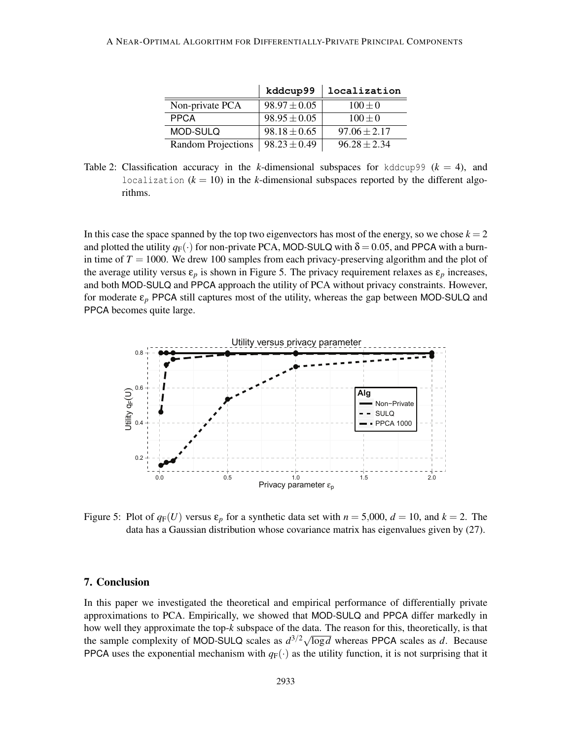| | `kddcup99` | `localization` |
|---|---|---|
| Non-private PCA | $98.97 \pm 0.05$ | $100 \pm 0$ |
| PPCA | $98.95 \pm 0.05$ | $100 \pm 0$ |
| MOD-SULQ | $98.18 \pm 0.65$ | $97.06 \pm 2.17$ |
| Random Projections | $98.23 \pm 0.49$ | $96.28 \pm 2.34$ |

Table 2: Classification accuracy in the $k$-dimensional subspaces for `kddcup99` ($k = 4$), and `localization` ($k = 10$) in the $k$-dimensional subspaces reported by the different algorithms.

In this case the space spanned by the top two eigenvectors has most of the energy, so we chose $k = 2$ and plotted the utility $q_F(\cdot)$ for non-private PCA, MOD-SULQ with $\delta = 0.05$, and PPCA with a burn-in time of $T = 1000$. We drew 100 samples from each privacy-preserving algorithm and the plot of the average utility versus $\varepsilon_p$ is shown in Figure 5. The privacy requirement relaxes as $\varepsilon_p$ increases, and both MOD-SULQ and PPCA approach the utility of PCA without privacy constraints. However, for moderate $\varepsilon_p$ PPCA still captures most of the utility, whereas the gap between MOD-SULQ and PPCA becomes quite large.

Figure 5: Plot of $q_F(U)$ versus $\varepsilon_p$ for a synthetic data set with $n = 5{,}000$, $d = 10$, and $k = 2$. The data has a Gaussian distribution whose covariance matrix has eigenvalues given by (27).

## 7. Conclusion

In this paper we investigated the theoretical and empirical performance of differentially private approximations to PCA. Empirically, we showed that MOD-SULQ and PPCA differ markedly in how well they approximate the top-$k$ subspace of the data. The reason for this, theoretically, is that the sample complexity of MOD-SULQ scales as $d^{3/2}\sqrt{\log d}$ whereas PPCA scales as $d$. Because PPCA uses the exponential mechanism with $q_F(\cdot)$ as the utility function, it is not surprising that it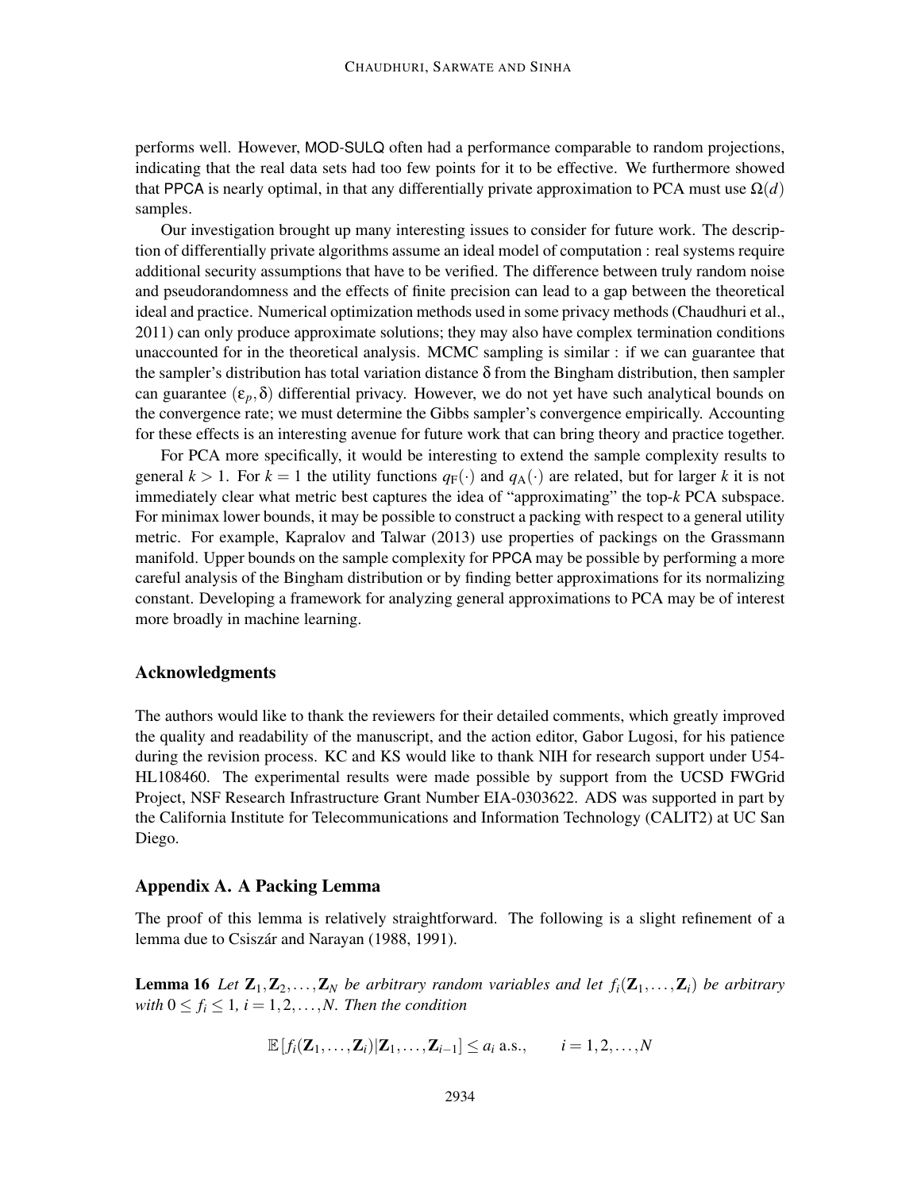performs well. However, MOD-SULQ often had a performance comparable to random projections, indicating that the real data sets had too few points for it to be effective. We furthermore showed that PPCA is nearly optimal, in that any differentially private approximation to PCA must use $\Omega(d)$ samples.

Our investigation brought up many interesting issues to consider for future work. The description of differentially private algorithms assume an ideal model of computation : real systems require additional security assumptions that have to be verified. The difference between truly random noise and pseudorandomness and the effects of finite precision can lead to a gap between the theoretical ideal and practice. Numerical optimization methods used in some privacy methods (Chaudhuri et al., 2011) can only produce approximate solutions; they may also have complex termination conditions unaccounted for in the theoretical analysis. MCMC sampling is similar : if we can guarantee that the sampler's distribution has total variation distance $\delta$ from the Bingham distribution, then sampler can guarantee $(\varepsilon_p, \delta)$ differential privacy. However, we do not yet have such analytical bounds on the convergence rate; we must determine the Gibbs sampler's convergence empirically. Accounting for these effects is an interesting avenue for future work that can bring theory and practice together.

For PCA more specifically, it would be interesting to extend the sample complexity results to general $k > 1$. For $k = 1$ the utility functions $q_{\mathrm{F}}(\cdot)$ and $q_{\mathrm{A}}(\cdot)$ are related, but for larger $k$ it is not immediately clear what metric best captures the idea of "approximating" the top-$k$ PCA subspace. For minimax lower bounds, it may be possible to construct a packing with respect to a general utility metric. For example, Kapralov and Talwar (2013) use properties of packings on the Grassmann manifold. Upper bounds on the sample complexity for PPCA may be possible by performing a more careful analysis of the Bingham distribution or by finding better approximations for its normalizing constant. Developing a framework for analyzing general approximations to PCA may be of interest more broadly in machine learning.

## Acknowledgments

The authors would like to thank the reviewers for their detailed comments, which greatly improved the quality and readability of the manuscript, and the action editor, Gabor Lugosi, for his patience during the revision process. KC and KS would like to thank NIH for research support under U54-HL108460. The experimental results were made possible by support from the UCSD FWGrid Project, NSF Research Infrastructure Grant Number EIA-0303622. ADS was supported in part by the California Institute for Telecommunications and Information Technology (CALIT2) at UC San Diego.

## Appendix A. A Packing Lemma

The proof of this lemma is relatively straightforward. The following is a slight refinement of a lemma due to Csiszár and Narayan (1988, 1991).

**Lemma 16** *Let $\mathbf{Z}_1, \mathbf{Z}_2, \ldots, \mathbf{Z}_N$ be arbitrary random variables and let $f_i(\mathbf{Z}_1, \ldots, \mathbf{Z}_i)$ be arbitrary with $0 \leq f_i \leq 1$, $i = 1, 2, \ldots, N$. Then the condition*

$$\mathbb{E}\left[f_i(\mathbf{Z}_1, \ldots, \mathbf{Z}_i) | \mathbf{Z}_1, \ldots, \mathbf{Z}_{i-1}\right] \leq a_i \text{ a.s.}, \qquad i = 1, 2, \ldots, N$$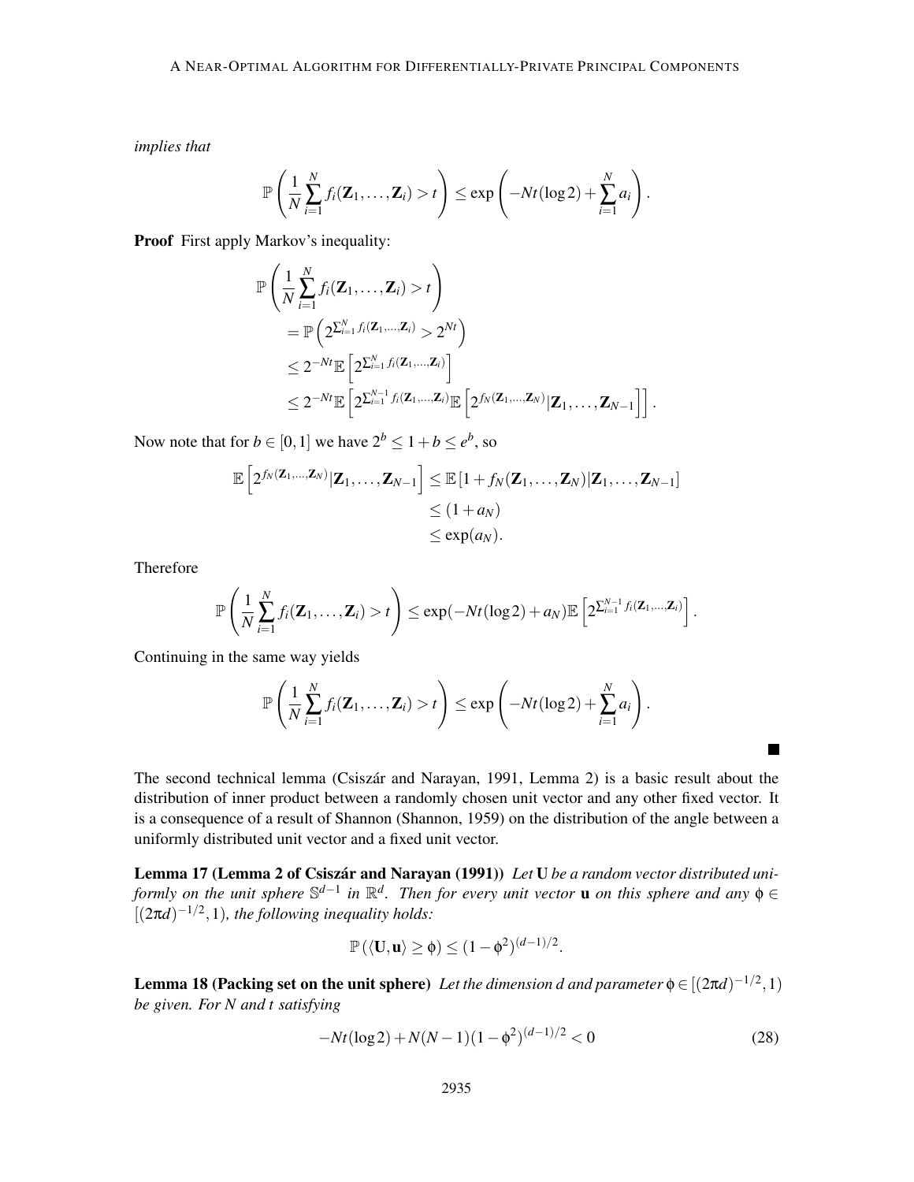*implies that*

$$\mathbb{P}\left(\frac{1}{N}\sum_{i=1}^{N} f_i(\mathbf{Z}_1,\ldots,\mathbf{Z}_i) > t\right) \leq \exp\left(-Nt(\log 2) + \sum_{i=1}^{N} a_i\right).$$

**Proof** First apply Markov's inequality:

$$\begin{aligned}
\mathbb{P}&\left(\frac{1}{N}\sum_{i=1}^{N} f_i(\mathbf{Z}_1,\ldots,\mathbf{Z}_i) > t\right) \\
&= \mathbb{P}\left(2^{\sum_{i=1}^{N} f_i(\mathbf{Z}_1,\ldots,\mathbf{Z}_i)} > 2^{Nt}\right) \\
&\leq 2^{-Nt}\mathbb{E}\left[2^{\sum_{i=1}^{N} f_i(\mathbf{Z}_1,\ldots,\mathbf{Z}_i)}\right] \\
&\leq 2^{-Nt}\mathbb{E}\left[2^{\sum_{i=1}^{N-1} f_i(\mathbf{Z}_1,\ldots,\mathbf{Z}_i)}\mathbb{E}\left[2^{f_N(\mathbf{Z}_1,\ldots,\mathbf{Z}_N)}|\mathbf{Z}_1,\ldots,\mathbf{Z}_{N-1}\right]\right].
\end{aligned}$$

Now note that for $b \in [0,1]$ we have $2^b \leq 1 + b \leq e^b$, so

$$\begin{aligned}
\mathbb{E}\left[2^{f_N(\mathbf{Z}_1,\ldots,\mathbf{Z}_N)}|\mathbf{Z}_1,\ldots,\mathbf{Z}_{N-1}\right] &\leq \mathbb{E}\left[1 + f_N(\mathbf{Z}_1,\ldots,\mathbf{Z}_N)|\mathbf{Z}_1,\ldots,\mathbf{Z}_{N-1}\right] \\
&\leq (1 + a_N) \\
&\leq \exp(a_N).
\end{aligned}$$

Therefore

$$\mathbb{P}\left(\frac{1}{N}\sum_{i=1}^{N} f_i(\mathbf{Z}_1,\ldots,\mathbf{Z}_i) > t\right) \leq \exp(-Nt(\log 2) + a_N)\mathbb{E}\left[2^{\sum_{i=1}^{N-1} f_i(\mathbf{Z}_1,\ldots,\mathbf{Z}_i)}\right].$$

Continuing in the same way yields

$$\mathbb{P}\left(\frac{1}{N}\sum_{i=1}^{N} f_i(\mathbf{Z}_1,\ldots,\mathbf{Z}_i) > t\right) \leq \exp\left(-Nt(\log 2) + \sum_{i=1}^{N} a_i\right).$$

■

The second technical lemma (Csiszár and Narayan, 1991, Lemma 2) is a basic result about the distribution of inner product between a randomly chosen unit vector and any other fixed vector. It is a consequence of a result of Shannon (Shannon, 1959) on the distribution of the angle between a uniformly distributed unit vector and a fixed unit vector.

**Lemma 17 (Lemma 2 of Csiszár and Narayan (1991))** *Let* $\mathbf{U}$ *be a random vector distributed uniformly on the unit sphere* $\mathbb{S}^{d-1}$ *in* $\mathbb{R}^d$. *Then for every unit vector* $\mathbf{u}$ *on this sphere and any* $\phi \in [(2\pi d)^{-1/2}, 1)$*, the following inequality holds:*

$$\mathbb{P}\left(\langle \mathbf{U}, \mathbf{u} \rangle \geq \phi\right) \leq (1 - \phi^2)^{(d-1)/2}.$$

**Lemma 18 (Packing set on the unit sphere)** *Let the dimension* $d$ *and parameter* $\phi \in [(2\pi d)^{-1/2}, 1)$ *be given. For* $N$ *and* $t$ *satisfying*

$$-Nt(\log 2) + N(N-1)(1-\phi^2)^{(d-1)/2} < 0 \tag{28}$$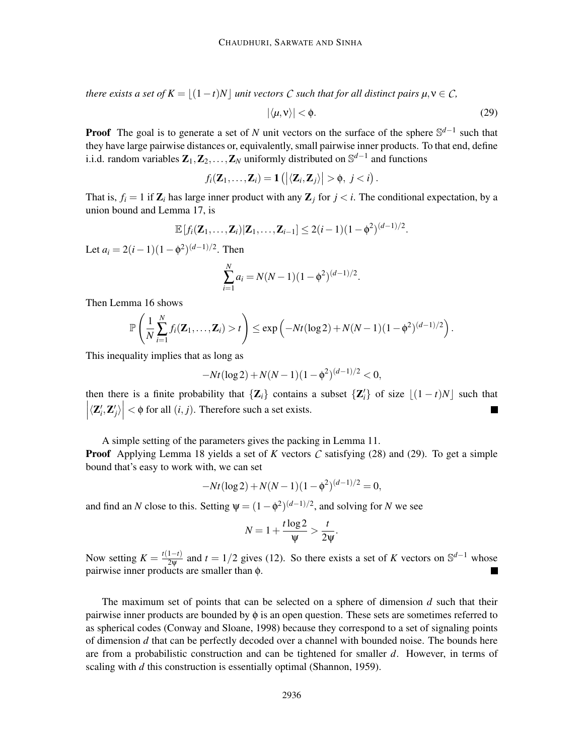*there exists a set of $K = \lfloor (1-t)N \rfloor$ unit vectors $\mathcal{C}$ such that for all distinct pairs $\mu, \nu \in \mathcal{C}$,*

$$|\langle \mu, \nu \rangle| < \phi. \tag{29}$$

**Proof** The goal is to generate a set of $N$ unit vectors on the surface of the sphere $\mathbb{S}^{d-1}$ such that they have large pairwise distances or, equivalently, small pairwise inner products. To that end, define i.i.d. random variables $\mathbf{Z}_1, \mathbf{Z}_2, \ldots, \mathbf{Z}_N$ uniformly distributed on $\mathbb{S}^{d-1}$ and functions

$$f_i(\mathbf{Z}_1, \ldots, \mathbf{Z}_i) = \mathbf{1}\left( \left| \langle \mathbf{Z}_i, \mathbf{Z}_j \rangle \right| > \phi, \ j < i \right).$$

That is, $f_i = 1$ if $\mathbf{Z}_i$ has large inner product with any $\mathbf{Z}_j$ for $j < i$. The conditional expectation, by a union bound and Lemma 17, is

$$\mathbb{E}\left[ f_i(\mathbf{Z}_1, \ldots, \mathbf{Z}_i) | \mathbf{Z}_1, \ldots, \mathbf{Z}_{i-1} \right] \leq 2(i-1)(1-\phi^2)^{(d-1)/2}.$$

Let $a_i = 2(i-1)(1-\phi^2)^{(d-1)/2}$. Then

$$\sum_{i=1}^{N} a_i = N(N-1)(1-\phi^2)^{(d-1)/2}.$$

Then Lemma 16 shows

$$\mathbb{P}\left( \frac{1}{N} \sum_{i=1}^{N} f_i(\mathbf{Z}_1, \ldots, \mathbf{Z}_i) > t \right) \leq \exp\left( -Nt(\log 2) + N(N-1)(1-\phi^2)^{(d-1)/2} \right).$$

This inequality implies that as long as

$$-Nt(\log 2) + N(N-1)(1-\phi^2)^{(d-1)/2} < 0,$$

then there is a finite probability that $\{\mathbf{Z}_i\}$ contains a subset $\{\mathbf{Z}'_i\}$ of size $\lfloor (1-t)N \rfloor$ such that $\left| \langle \mathbf{Z}'_i, \mathbf{Z}'_j \rangle \right| < \phi$ for all $(i,j)$. Therefore such a set exists. ∎

A simple setting of the parameters gives the packing in Lemma 11.

**Proof** Applying Lemma 18 yields a set of $K$ vectors $\mathcal{C}$ satisfying (28) and (29). To get a simple bound that's easy to work with, we can set

$$-Nt(\log 2) + N(N-1)(1-\phi^2)^{(d-1)/2} = 0,$$

and find an $N$ close to this. Setting $\psi = (1-\phi^2)^{(d-1)/2}$, and solving for $N$ we see

$$N = 1 + \frac{t \log 2}{\psi} > \frac{t}{2\psi}.$$

Now setting $K = \frac{t(1-t)}{2\psi}$ and $t = 1/2$ gives (12). So there exists a set of $K$ vectors on $\mathbb{S}^{d-1}$ whose pairwise inner products are smaller than $\phi$. ∎

The maximum set of points that can be selected on a sphere of dimension $d$ such that their pairwise inner products are bounded by $\phi$ is an open question. These sets are sometimes referred to as spherical codes (Conway and Sloane, 1998) because they correspond to a set of signaling points of dimension $d$ that can be perfectly decoded over a channel with bounded noise. The bounds here are from a probabilistic construction and can be tightened for smaller $d$. However, in terms of scaling with $d$ this construction is essentially optimal (Shannon, 1959).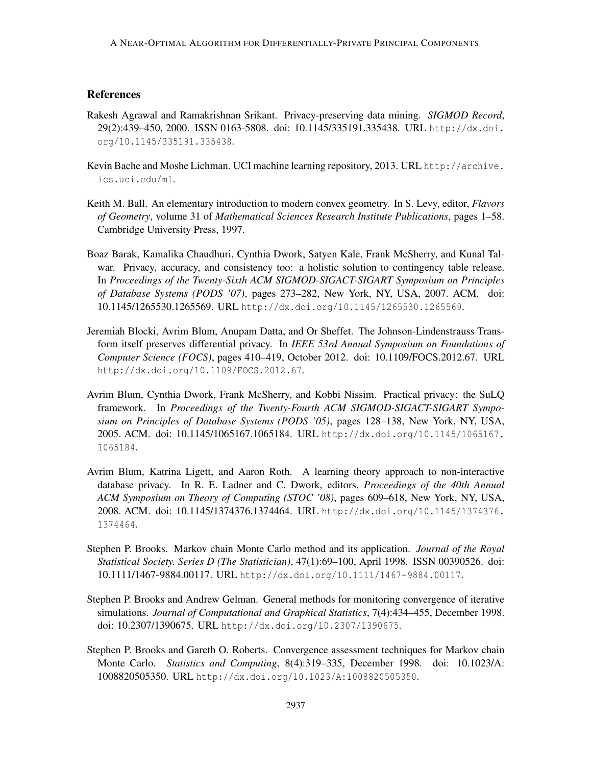## References

Rakesh Agrawal and Ramakrishnan Srikant. Privacy-preserving data mining. *SIGMOD Record*, 29(2):439–450, 2000. ISSN 0163-5808. doi: 10.1145/335191.335438. URL http://dx.doi.org/10.1145/335191.335438.

Kevin Bache and Moshe Lichman. UCI machine learning repository, 2013. URL http://archive.ics.uci.edu/ml.

Keith M. Ball. An elementary introduction to modern convex geometry. In S. Levy, editor, *Flavors of Geometry*, volume 31 of *Mathematical Sciences Research Institute Publications*, pages 1–58. Cambridge University Press, 1997.

Boaz Barak, Kamalika Chaudhuri, Cynthia Dwork, Satyen Kale, Frank McSherry, and Kunal Talwar. Privacy, accuracy, and consistency too: a holistic solution to contingency table release. In *Proceedings of the Twenty-Sixth ACM SIGMOD-SIGACT-SIGART Symposium on Principles of Database Systems (PODS '07)*, pages 273–282, New York, NY, USA, 2007. ACM. doi: 10.1145/1265530.1265569. URL http://dx.doi.org/10.1145/1265530.1265569.

Jeremiah Blocki, Avrim Blum, Anupam Datta, and Or Sheffet. The Johnson-Lindenstrauss Transform itself preserves differential privacy. In *IEEE 53rd Annual Symposium on Foundations of Computer Science (FOCS)*, pages 410–419, October 2012. doi: 10.1109/FOCS.2012.67. URL http://dx.doi.org/10.1109/FOCS.2012.67.

Avrim Blum, Cynthia Dwork, Frank McSherry, and Kobbi Nissim. Practical privacy: the SuLQ framework. In *Proceedings of the Twenty-Fourth ACM SIGMOD-SIGACT-SIGART Symposium on Principles of Database Systems (PODS '05)*, pages 128–138, New York, NY, USA, 2005. ACM. doi: 10.1145/1065167.1065184. URL http://dx.doi.org/10.1145/1065167.1065184.

Avrim Blum, Katrina Ligett, and Aaron Roth. A learning theory approach to non-interactive database privacy. In R. E. Ladner and C. Dwork, editors, *Proceedings of the 40th Annual ACM Symposium on Theory of Computing (STOC '08)*, pages 609–618, New York, NY, USA, 2008. ACM. doi: 10.1145/1374376.1374464. URL http://dx.doi.org/10.1145/1374376.1374464.

Stephen P. Brooks. Markov chain Monte Carlo method and its application. *Journal of the Royal Statistical Society. Series D (The Statistician)*, 47(1):69–100, April 1998. ISSN 00390526. doi: 10.1111/1467-9884.00117. URL http://dx.doi.org/10.1111/1467-9884.00117.

Stephen P. Brooks and Andrew Gelman. General methods for monitoring convergence of iterative simulations. *Journal of Computational and Graphical Statistics*, 7(4):434–455, December 1998. doi: 10.2307/1390675. URL http://dx.doi.org/10.2307/1390675.

Stephen P. Brooks and Gareth O. Roberts. Convergence assessment techniques for Markov chain Monte Carlo. *Statistics and Computing*, 8(4):319–335, December 1998. doi: 10.1023/A:1008820505350. URL http://dx.doi.org/10.1023/A:1008820505350.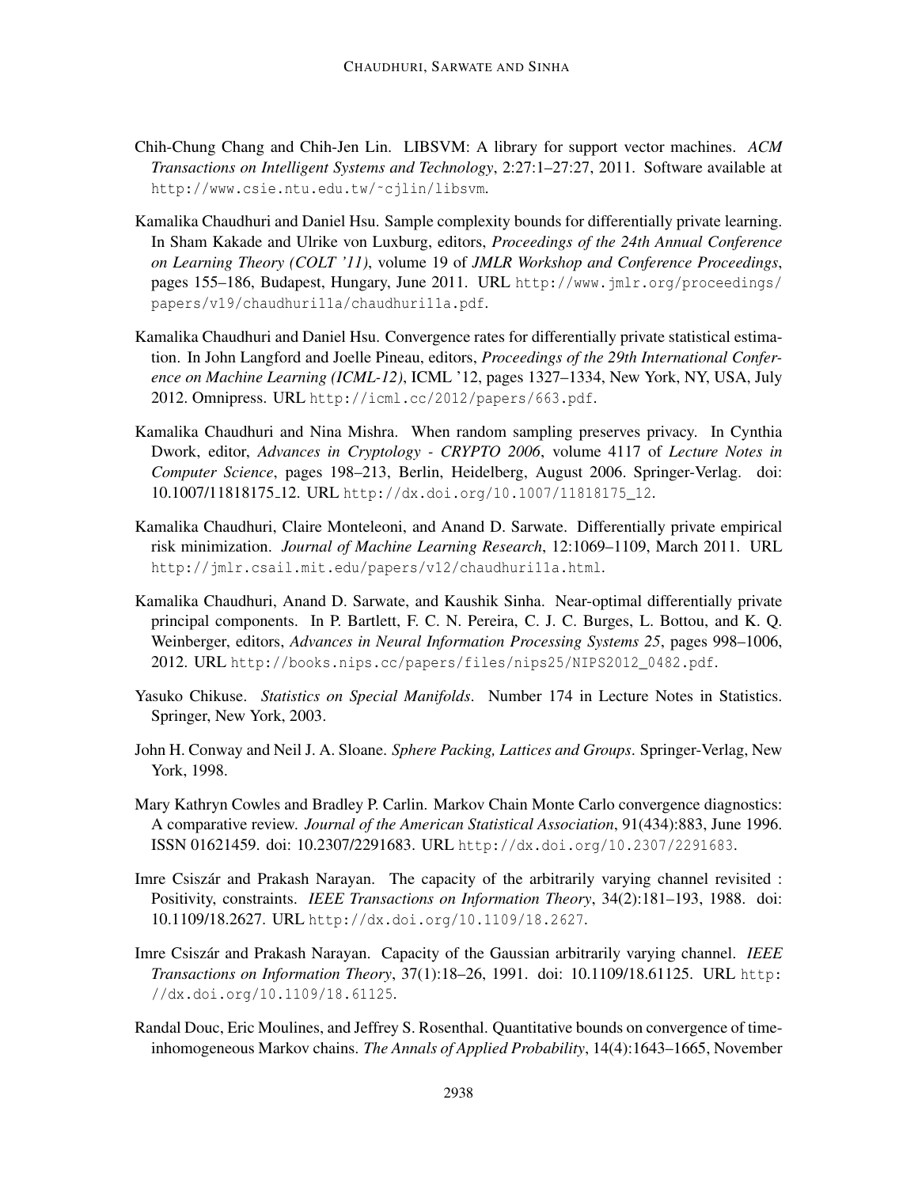Chih-Chung Chang and Chih-Jen Lin. LIBSVM: A library for support vector machines. *ACM Transactions on Intelligent Systems and Technology*, 2:27:1–27:27, 2011. Software available at http://www.csie.ntu.edu.tw/~cjlin/libsvm.

Kamalika Chaudhuri and Daniel Hsu. Sample complexity bounds for differentially private learning. In Sham Kakade and Ulrike von Luxburg, editors, *Proceedings of the 24th Annual Conference on Learning Theory (COLT '11)*, volume 19 of *JMLR Workshop and Conference Proceedings*, pages 155–186, Budapest, Hungary, June 2011. URL http://www.jmlr.org/proceedings/papers/v19/chaudhuri11a/chaudhuri11a.pdf.

Kamalika Chaudhuri and Daniel Hsu. Convergence rates for differentially private statistical estimation. In John Langford and Joelle Pineau, editors, *Proceedings of the 29th International Conference on Machine Learning (ICML-12)*, ICML '12, pages 1327–1334, New York, NY, USA, July 2012. Omnipress. URL http://icml.cc/2012/papers/663.pdf.

Kamalika Chaudhuri and Nina Mishra. When random sampling preserves privacy. In Cynthia Dwork, editor, *Advances in Cryptology - CRYPTO 2006*, volume 4117 of *Lecture Notes in Computer Science*, pages 198–213, Berlin, Heidelberg, August 2006. Springer-Verlag. doi: 10.1007/11818175_12. URL http://dx.doi.org/10.1007/11818175_12.

Kamalika Chaudhuri, Claire Monteleoni, and Anand D. Sarwate. Differentially private empirical risk minimization. *Journal of Machine Learning Research*, 12:1069–1109, March 2011. URL http://jmlr.csail.mit.edu/papers/v12/chaudhuri11a.html.

Kamalika Chaudhuri, Anand D. Sarwate, and Kaushik Sinha. Near-optimal differentially private principal components. In P. Bartlett, F. C. N. Pereira, C. J. C. Burges, L. Bottou, and K. Q. Weinberger, editors, *Advances in Neural Information Processing Systems 25*, pages 998–1006, 2012. URL http://books.nips.cc/papers/files/nips25/NIPS2012_0482.pdf.

Yasuko Chikuse. *Statistics on Special Manifolds*. Number 174 in Lecture Notes in Statistics. Springer, New York, 2003.

John H. Conway and Neil J. A. Sloane. *Sphere Packing, Lattices and Groups*. Springer-Verlag, New York, 1998.

Mary Kathryn Cowles and Bradley P. Carlin. Markov Chain Monte Carlo convergence diagnostics: A comparative review. *Journal of the American Statistical Association*, 91(434):883, June 1996. ISSN 01621459. doi: 10.2307/2291683. URL http://dx.doi.org/10.2307/2291683.

Imre Csiszár and Prakash Narayan. The capacity of the arbitrarily varying channel revisited : Positivity, constraints. *IEEE Transactions on Information Theory*, 34(2):181–193, 1988. doi: 10.1109/18.2627. URL http://dx.doi.org/10.1109/18.2627.

Imre Csiszár and Prakash Narayan. Capacity of the Gaussian arbitrarily varying channel. *IEEE Transactions on Information Theory*, 37(1):18–26, 1991. doi: 10.1109/18.61125. URL http://dx.doi.org/10.1109/18.61125.

Randal Douc, Eric Moulines, and Jeffrey S. Rosenthal. Quantitative bounds on convergence of time-inhomogeneous Markov chains. *The Annals of Applied Probability*, 14(4):1643–1665, November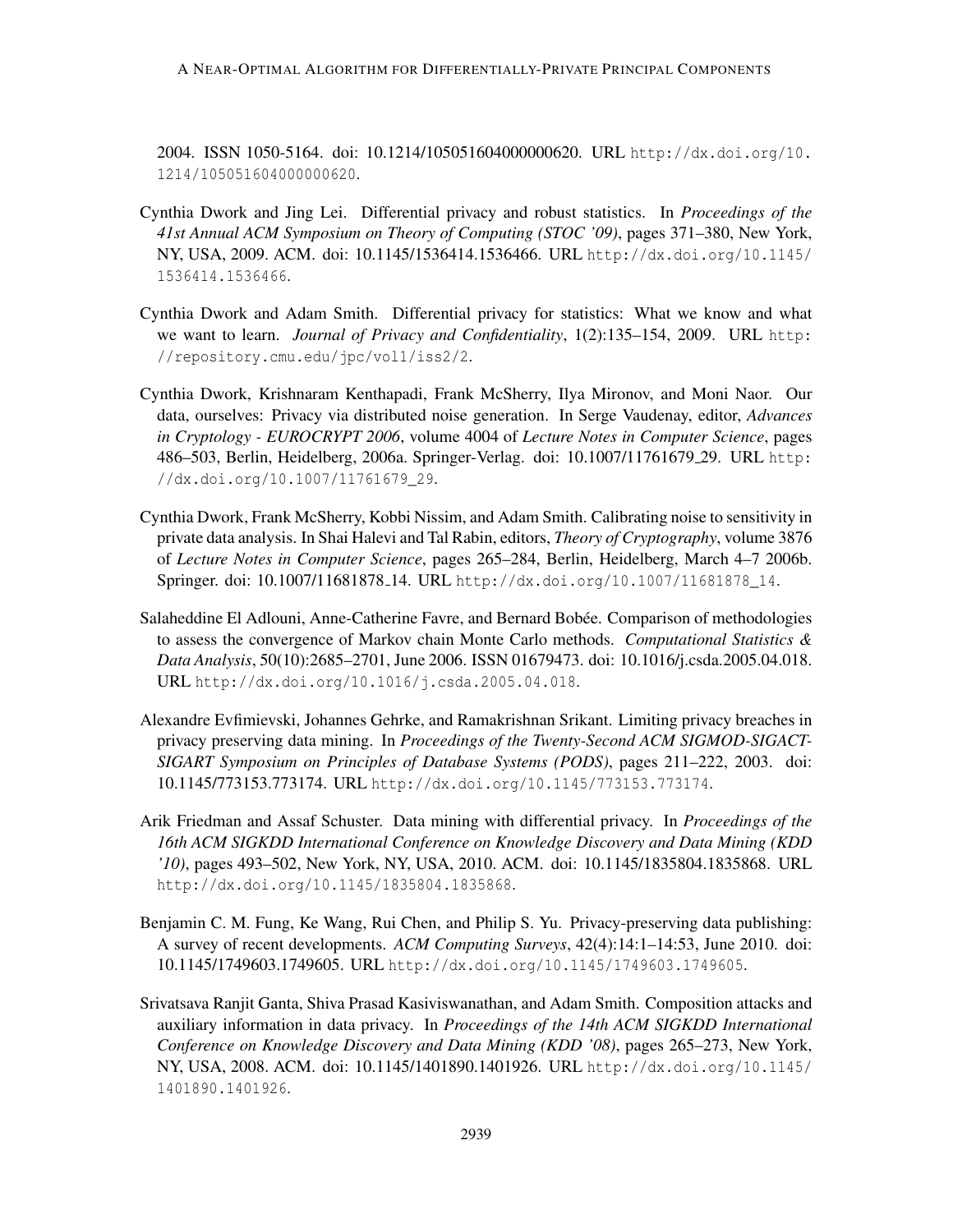2004. ISSN 1050-5164. doi: 10.1214/105051604000000620. URL http://dx.doi.org/10.1214/105051604000000620.

Cynthia Dwork and Jing Lei. Differential privacy and robust statistics. In *Proceedings of the 41st Annual ACM Symposium on Theory of Computing (STOC '09)*, pages 371–380, New York, NY, USA, 2009. ACM. doi: 10.1145/1536414.1536466. URL http://dx.doi.org/10.1145/1536414.1536466.

Cynthia Dwork and Adam Smith. Differential privacy for statistics: What we know and what we want to learn. *Journal of Privacy and Confidentiality*, 1(2):135–154, 2009. URL http://repository.cmu.edu/jpc/vol1/iss2/2.

Cynthia Dwork, Krishnaram Kenthapadi, Frank McSherry, Ilya Mironov, and Moni Naor. Our data, ourselves: Privacy via distributed noise generation. In Serge Vaudenay, editor, *Advances in Cryptology - EUROCRYPT 2006*, volume 4004 of *Lecture Notes in Computer Science*, pages 486–503, Berlin, Heidelberg, 2006a. Springer-Verlag. doi: 10.1007/11761679_29. URL http://dx.doi.org/10.1007/11761679_29.

Cynthia Dwork, Frank McSherry, Kobbi Nissim, and Adam Smith. Calibrating noise to sensitivity in private data analysis. In Shai Halevi and Tal Rabin, editors, *Theory of Cryptography*, volume 3876 of *Lecture Notes in Computer Science*, pages 265–284, Berlin, Heidelberg, March 4–7 2006b. Springer. doi: 10.1007/11681878_14. URL http://dx.doi.org/10.1007/11681878_14.

Salaheddine El Adlouni, Anne-Catherine Favre, and Bernard Bobée. Comparison of methodologies to assess the convergence of Markov chain Monte Carlo methods. *Computational Statistics & Data Analysis*, 50(10):2685–2701, June 2006. ISSN 01679473. doi: 10.1016/j.csda.2005.04.018. URL http://dx.doi.org/10.1016/j.csda.2005.04.018.

Alexandre Evfimievski, Johannes Gehrke, and Ramakrishnan Srikant. Limiting privacy breaches in privacy preserving data mining. In *Proceedings of the Twenty-Second ACM SIGMOD-SIGACT-SIGART Symposium on Principles of Database Systems (PODS)*, pages 211–222, 2003. doi: 10.1145/773153.773174. URL http://dx.doi.org/10.1145/773153.773174.

Arik Friedman and Assaf Schuster. Data mining with differential privacy. In *Proceedings of the 16th ACM SIGKDD International Conference on Knowledge Discovery and Data Mining (KDD '10)*, pages 493–502, New York, NY, USA, 2010. ACM. doi: 10.1145/1835804.1835868. URL http://dx.doi.org/10.1145/1835804.1835868.

Benjamin C. M. Fung, Ke Wang, Rui Chen, and Philip S. Yu. Privacy-preserving data publishing: A survey of recent developments. *ACM Computing Surveys*, 42(4):14:1–14:53, June 2010. doi: 10.1145/1749603.1749605. URL http://dx.doi.org/10.1145/1749603.1749605.

Srivatsava Ranjit Ganta, Shiva Prasad Kasiviswanathan, and Adam Smith. Composition attacks and auxiliary information in data privacy. In *Proceedings of the 14th ACM SIGKDD International Conference on Knowledge Discovery and Data Mining (KDD '08)*, pages 265–273, New York, NY, USA, 2008. ACM. doi: 10.1145/1401890.1401926. URL http://dx.doi.org/10.1145/1401890.1401926.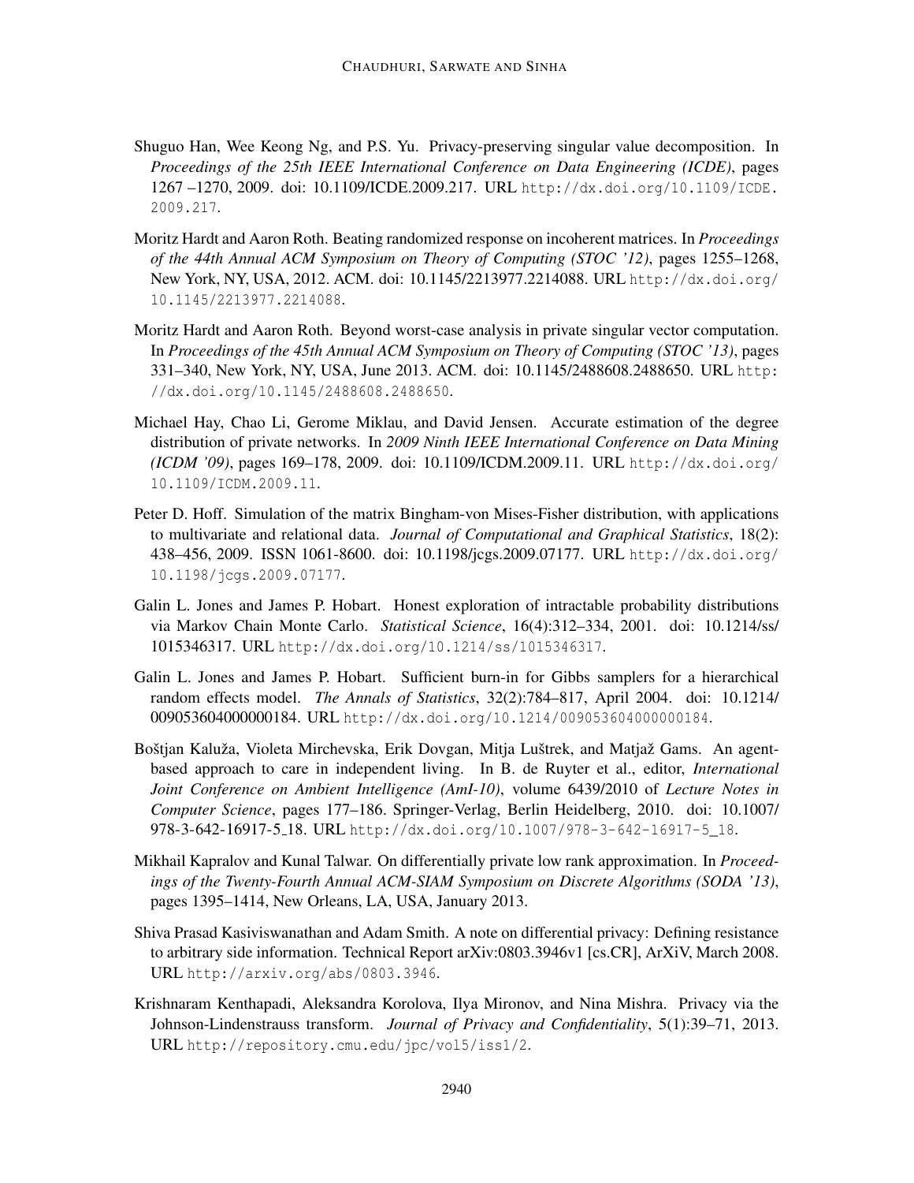Shuguo Han, Wee Keong Ng, and P.S. Yu. Privacy-preserving singular value decomposition. In *Proceedings of the 25th IEEE International Conference on Data Engineering (ICDE)*, pages 1267 –1270, 2009. doi: 10.1109/ICDE.2009.217. URL http://dx.doi.org/10.1109/ICDE.2009.217.

Moritz Hardt and Aaron Roth. Beating randomized response on incoherent matrices. In *Proceedings of the 44th Annual ACM Symposium on Theory of Computing (STOC '12)*, pages 1255–1268, New York, NY, USA, 2012. ACM. doi: 10.1145/2213977.2214088. URL http://dx.doi.org/10.1145/2213977.2214088.

Moritz Hardt and Aaron Roth. Beyond worst-case analysis in private singular vector computation. In *Proceedings of the 45th Annual ACM Symposium on Theory of Computing (STOC '13)*, pages 331–340, New York, NY, USA, June 2013. ACM. doi: 10.1145/2488608.2488650. URL http://dx.doi.org/10.1145/2488608.2488650.

Michael Hay, Chao Li, Gerome Miklau, and David Jensen. Accurate estimation of the degree distribution of private networks. In *2009 Ninth IEEE International Conference on Data Mining (ICDM '09)*, pages 169–178, 2009. doi: 10.1109/ICDM.2009.11. URL http://dx.doi.org/10.1109/ICDM.2009.11.

Peter D. Hoff. Simulation of the matrix Bingham-von Mises-Fisher distribution, with applications to multivariate and relational data. *Journal of Computational and Graphical Statistics*, 18(2): 438–456, 2009. ISSN 1061-8600. doi: 10.1198/jcgs.2009.07177. URL http://dx.doi.org/10.1198/jcgs.2009.07177.

Galin L. Jones and James P. Hobart. Honest exploration of intractable probability distributions via Markov Chain Monte Carlo. *Statistical Science*, 16(4):312–334, 2001. doi: 10.1214/ss/1015346317. URL http://dx.doi.org/10.1214/ss/1015346317.

Galin L. Jones and James P. Hobart. Sufficient burn-in for Gibbs samplers for a hierarchical random effects model. *The Annals of Statistics*, 32(2):784–817, April 2004. doi: 10.1214/009053604000000184. URL http://dx.doi.org/10.1214/009053604000000184.

Boštjan Kaluža, Violeta Mirchevska, Erik Dovgan, Mitja Luštrek, and Matjaž Gams. An agent-based approach to care in independent living. In B. de Ruyter et al., editor, *International Joint Conference on Ambient Intelligence (AmI-10)*, volume 6439/2010 of *Lecture Notes in Computer Science*, pages 177–186. Springer-Verlag, Berlin Heidelberg, 2010. doi: 10.1007/978-3-642-16917-5_18. URL http://dx.doi.org/10.1007/978-3-642-16917-5_18.

Mikhail Kapralov and Kunal Talwar. On differentially private low rank approximation. In *Proceedings of the Twenty-Fourth Annual ACM-SIAM Symposium on Discrete Algorithms (SODA '13)*, pages 1395–1414, New Orleans, LA, USA, January 2013.

Shiva Prasad Kasiviswanathan and Adam Smith. A note on differential privacy: Defining resistance to arbitrary side information. Technical Report arXiv:0803.3946v1 [cs.CR], ArXiV, March 2008. URL http://arxiv.org/abs/0803.3946.

Krishnaram Kenthapadi, Aleksandra Korolova, Ilya Mironov, and Nina Mishra. Privacy via the Johnson-Lindenstrauss transform. *Journal of Privacy and Confidentiality*, 5(1):39–71, 2013. URL http://repository.cmu.edu/jpc/vol5/iss1/2.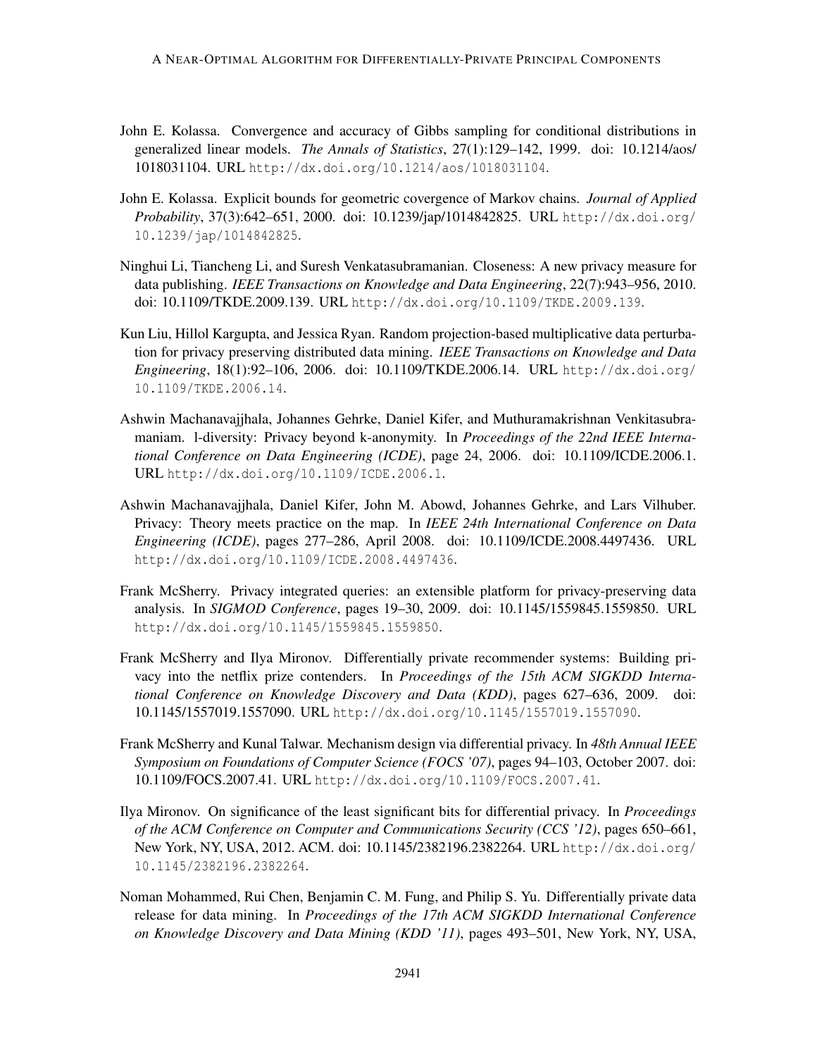John E. Kolassa. Convergence and accuracy of Gibbs sampling for conditional distributions in generalized linear models. *The Annals of Statistics*, 27(1):129–142, 1999. doi: 10.1214/aos/1018031104. URL http://dx.doi.org/10.1214/aos/1018031104.

John E. Kolassa. Explicit bounds for geometric covergence of Markov chains. *Journal of Applied Probability*, 37(3):642–651, 2000. doi: 10.1239/jap/1014842825. URL http://dx.doi.org/10.1239/jap/1014842825.

Ninghui Li, Tiancheng Li, and Suresh Venkatasubramanian. Closeness: A new privacy measure for data publishing. *IEEE Transactions on Knowledge and Data Engineering*, 22(7):943–956, 2010. doi: 10.1109/TKDE.2009.139. URL http://dx.doi.org/10.1109/TKDE.2009.139.

Kun Liu, Hillol Kargupta, and Jessica Ryan. Random projection-based multiplicative data perturbation for privacy preserving distributed data mining. *IEEE Transactions on Knowledge and Data Engineering*, 18(1):92–106, 2006. doi: 10.1109/TKDE.2006.14. URL http://dx.doi.org/10.1109/TKDE.2006.14.

Ashwin Machanavajjhala, Johannes Gehrke, Daniel Kifer, and Muthuramakrishnan Venkitasubramaniam. l-diversity: Privacy beyond k-anonymity. In *Proceedings of the 22nd IEEE International Conference on Data Engineering (ICDE)*, page 24, 2006. doi: 10.1109/ICDE.2006.1. URL http://dx.doi.org/10.1109/ICDE.2006.1.

Ashwin Machanavajjhala, Daniel Kifer, John M. Abowd, Johannes Gehrke, and Lars Vilhuber. Privacy: Theory meets practice on the map. In *IEEE 24th International Conference on Data Engineering (ICDE)*, pages 277–286, April 2008. doi: 10.1109/ICDE.2008.4497436. URL http://dx.doi.org/10.1109/ICDE.2008.4497436.

Frank McSherry. Privacy integrated queries: an extensible platform for privacy-preserving data analysis. In *SIGMOD Conference*, pages 19–30, 2009. doi: 10.1145/1559845.1559850. URL http://dx.doi.org/10.1145/1559845.1559850.

Frank McSherry and Ilya Mironov. Differentially private recommender systems: Building privacy into the netflix prize contenders. In *Proceedings of the 15th ACM SIGKDD International Conference on Knowledge Discovery and Data (KDD)*, pages 627–636, 2009. doi: 10.1145/1557019.1557090. URL http://dx.doi.org/10.1145/1557019.1557090.

Frank McSherry and Kunal Talwar. Mechanism design via differential privacy. In *48th Annual IEEE Symposium on Foundations of Computer Science (FOCS '07)*, pages 94–103, October 2007. doi: 10.1109/FOCS.2007.41. URL http://dx.doi.org/10.1109/FOCS.2007.41.

Ilya Mironov. On significance of the least significant bits for differential privacy. In *Proceedings of the ACM Conference on Computer and Communications Security (CCS '12)*, pages 650–661, New York, NY, USA, 2012. ACM. doi: 10.1145/2382196.2382264. URL http://dx.doi.org/10.1145/2382196.2382264.

Noman Mohammed, Rui Chen, Benjamin C. M. Fung, and Philip S. Yu. Differentially private data release for data mining. In *Proceedings of the 17th ACM SIGKDD International Conference on Knowledge Discovery and Data Mining (KDD '11)*, pages 493–501, New York, NY, USA,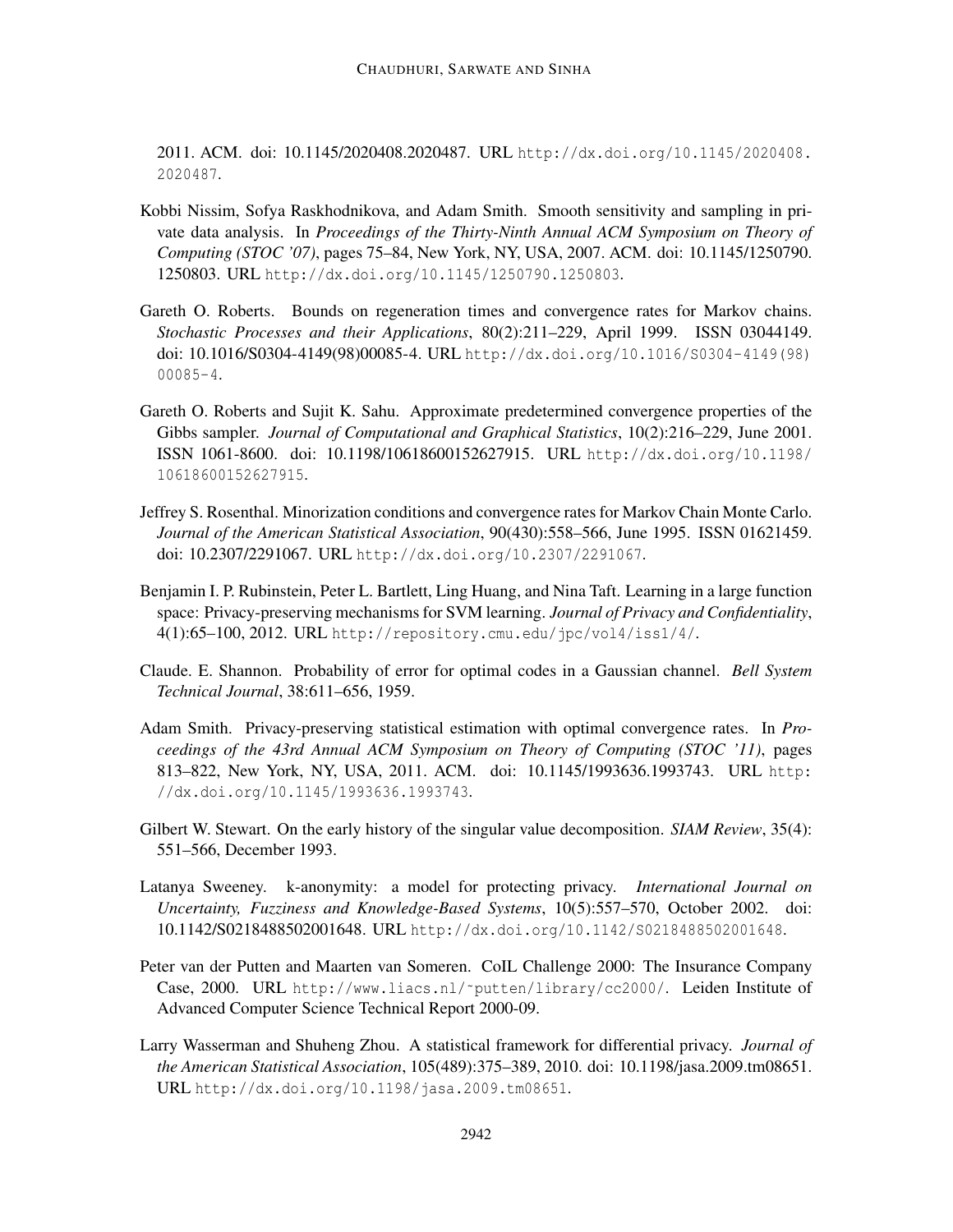2011. ACM. doi: 10.1145/2020408.2020487. URL http://dx.doi.org/10.1145/2020408.2020487.

Kobbi Nissim, Sofya Raskhodnikova, and Adam Smith. Smooth sensitivity and sampling in private data analysis. In *Proceedings of the Thirty-Ninth Annual ACM Symposium on Theory of Computing (STOC '07)*, pages 75–84, New York, NY, USA, 2007. ACM. doi: 10.1145/1250790.1250803. URL http://dx.doi.org/10.1145/1250790.1250803.

Gareth O. Roberts. Bounds on regeneration times and convergence rates for Markov chains. *Stochastic Processes and their Applications*, 80(2):211–229, April 1999. ISSN 03044149. doi: 10.1016/S0304-4149(98)00085-4. URL http://dx.doi.org/10.1016/S0304-4149(98)00085-4.

Gareth O. Roberts and Sujit K. Sahu. Approximate predetermined convergence properties of the Gibbs sampler. *Journal of Computational and Graphical Statistics*, 10(2):216–229, June 2001. ISSN 1061-8600. doi: 10.1198/10618600152627915. URL http://dx.doi.org/10.1198/10618600152627915.

Jeffrey S. Rosenthal. Minorization conditions and convergence rates for Markov Chain Monte Carlo. *Journal of the American Statistical Association*, 90(430):558–566, June 1995. ISSN 01621459. doi: 10.2307/2291067. URL http://dx.doi.org/10.2307/2291067.

Benjamin I. P. Rubinstein, Peter L. Bartlett, Ling Huang, and Nina Taft. Learning in a large function space: Privacy-preserving mechanisms for SVM learning. *Journal of Privacy and Confidentiality*, 4(1):65–100, 2012. URL http://repository.cmu.edu/jpc/vol4/iss1/4/.

Claude. E. Shannon. Probability of error for optimal codes in a Gaussian channel. *Bell System Technical Journal*, 38:611–656, 1959.

Adam Smith. Privacy-preserving statistical estimation with optimal convergence rates. In *Proceedings of the 43rd Annual ACM Symposium on Theory of Computing (STOC '11)*, pages 813–822, New York, NY, USA, 2011. ACM. doi: 10.1145/1993636.1993743. URL http://dx.doi.org/10.1145/1993636.1993743.

Gilbert W. Stewart. On the early history of the singular value decomposition. *SIAM Review*, 35(4):551–566, December 1993.

Latanya Sweeney. k-anonymity: a model for protecting privacy. *International Journal on Uncertainty, Fuzziness and Knowledge-Based Systems*, 10(5):557–570, October 2002. doi: 10.1142/S0218488502001648. URL http://dx.doi.org/10.1142/S0218488502001648.

Peter van der Putten and Maarten van Someren. CoIL Challenge 2000: The Insurance Company Case, 2000. URL http://www.liacs.nl/~putten/library/cc2000/. Leiden Institute of Advanced Computer Science Technical Report 2000-09.

Larry Wasserman and Shuheng Zhou. A statistical framework for differential privacy. *Journal of the American Statistical Association*, 105(489):375–389, 2010. doi: 10.1198/jasa.2009.tm08651. URL http://dx.doi.org/10.1198/jasa.2009.tm08651.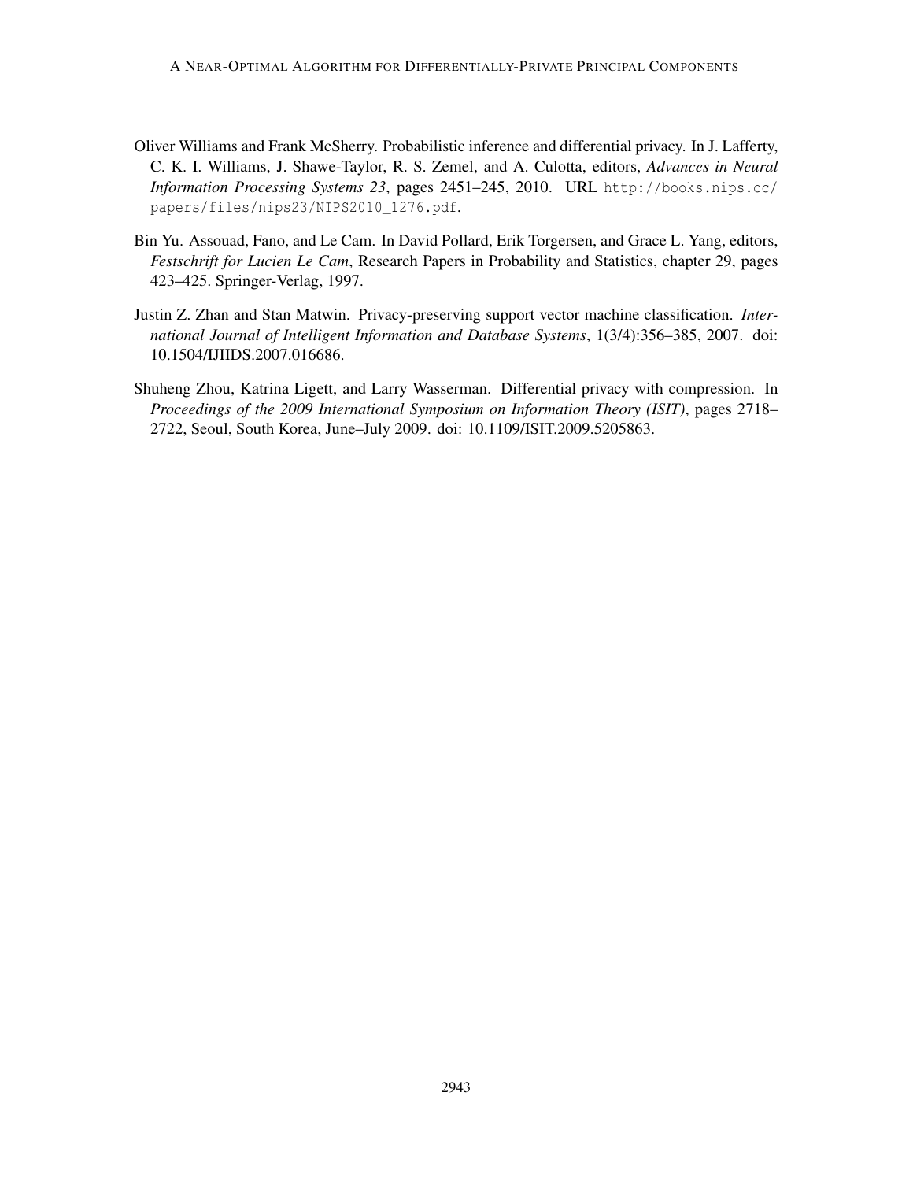Oliver Williams and Frank McSherry. Probabilistic inference and differential privacy. In J. Lafferty, C. K. I. Williams, J. Shawe-Taylor, R. S. Zemel, and A. Culotta, editors, *Advances in Neural Information Processing Systems 23*, pages 2451–245, 2010. URL http://books.nips.cc/papers/files/nips23/NIPS2010_1276.pdf.

Bin Yu. Assouad, Fano, and Le Cam. In David Pollard, Erik Torgersen, and Grace L. Yang, editors, *Festschrift for Lucien Le Cam*, Research Papers in Probability and Statistics, chapter 29, pages 423–425. Springer-Verlag, 1997.

Justin Z. Zhan and Stan Matwin. Privacy-preserving support vector machine classification. *International Journal of Intelligent Information and Database Systems*, 1(3/4):356–385, 2007. doi: 10.1504/IJIIDS.2007.016686.

Shuheng Zhou, Katrina Ligett, and Larry Wasserman. Differential privacy with compression. In *Proceedings of the 2009 International Symposium on Information Theory (ISIT)*, pages 2718–2722, Seoul, South Korea, June–July 2009. doi: 10.1109/ISIT.2009.5205863.